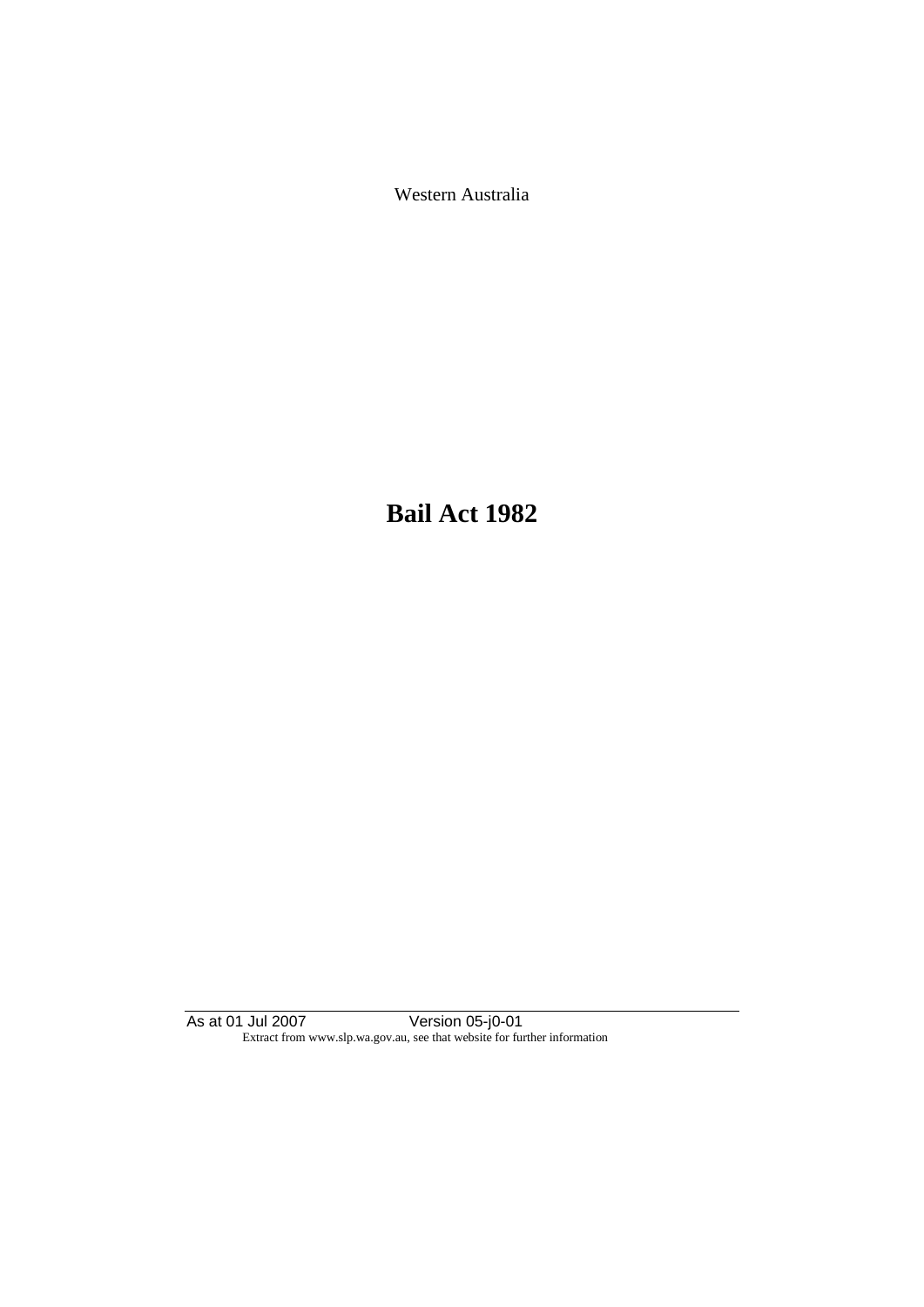Western Australia

# Bail Act 1982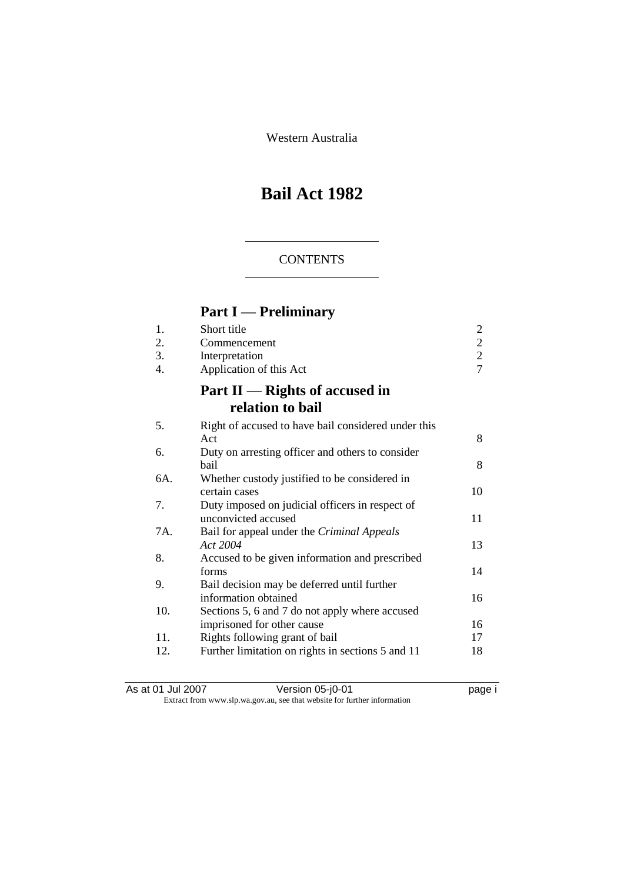Western Australia

# Bail Act 1982

CONTENTS

## Part I — Preliminary

| | | |
|---|---|---|
| 1. | Short title | 2 |
| 2. | Commencement | 2 |
| 3. | Interpretation | 2 |
| 4. | Application of this Act | 7 |

## Part II — Rights of accused in relation to bail

| | | |
|---|---|---|
| 5. | Right of accused to have bail considered under this Act | 8 |
| 6. | Duty on arresting officer and others to consider bail | 8 |
| 6A. | Whether custody justified to be considered in certain cases | 10 |
| 7. | Duty imposed on judicial officers in respect of unconvicted accused | 11 |
| 7A. | Bail for appeal under the *Criminal Appeals Act 2004* | 13 |
| 8. | Accused to be given information and prescribed forms | 14 |
| 9. | Bail decision may be deferred until further information obtained | 16 |
| 10. | Sections 5, 6 and 7 do not apply where accused imprisoned for other cause | 16 |
| 11. | Rights following grant of bail | 17 |
| 12. | Further limitation on rights in sections 5 and 11 | 18 |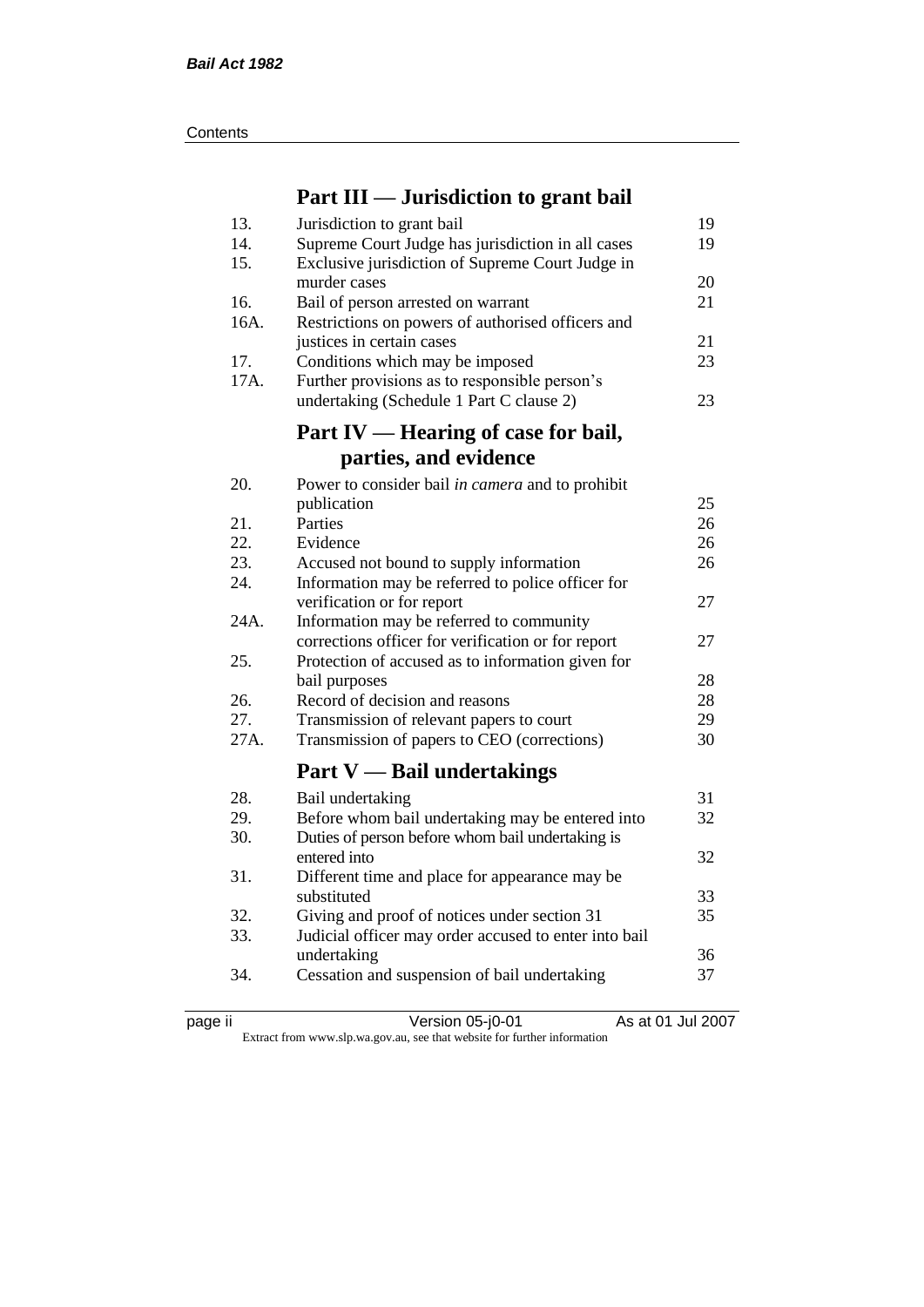## Part III — Jurisdiction to grant bail

| | | |
|---|---|---|
| 13. | Jurisdiction to grant bail | 19 |
| 14. | Supreme Court Judge has jurisdiction in all cases | 19 |
| 15. | Exclusive jurisdiction of Supreme Court Judge in murder cases | 20 |
| 16. | Bail of person arrested on warrant | 21 |
| 16A. | Restrictions on powers of authorised officers and justices in certain cases | 21 |
| 17. | Conditions which may be imposed | 23 |
| 17A. | Further provisions as to responsible person's undertaking (Schedule 1 Part C clause 2) | 23 |

## Part IV — Hearing of case for bail, parties, and evidence

| | | |
|---|---|---|
| 20. | Power to consider bail *in camera* and to prohibit publication | 25 |
| 21. | Parties | 26 |
| 22. | Evidence | 26 |
| 23. | Accused not bound to supply information | 26 |
| 24. | Information may be referred to police officer for verification or for report | 27 |
| 24A. | Information may be referred to community corrections officer for verification or for report | 27 |
| 25. | Protection of accused as to information given for bail purposes | 28 |
| 26. | Record of decision and reasons | 28 |
| 27. | Transmission of relevant papers to court | 29 |
| 27A. | Transmission of papers to CEO (corrections) | 30 |

## Part V — Bail undertakings

| | | |
|---|---|---|
| 28. | Bail undertaking | 31 |
| 29. | Before whom bail undertaking may be entered into | 32 |
| 30. | Duties of person before whom bail undertaking is entered into | 32 |
| 31. | Different time and place for appearance may be substituted | 33 |
| 32. | Giving and proof of notices under section 31 | 35 |
| 33. | Judicial officer may order accused to enter into bail undertaking | 36 |
| 34. | Cessation and suspension of bail undertaking | 37 |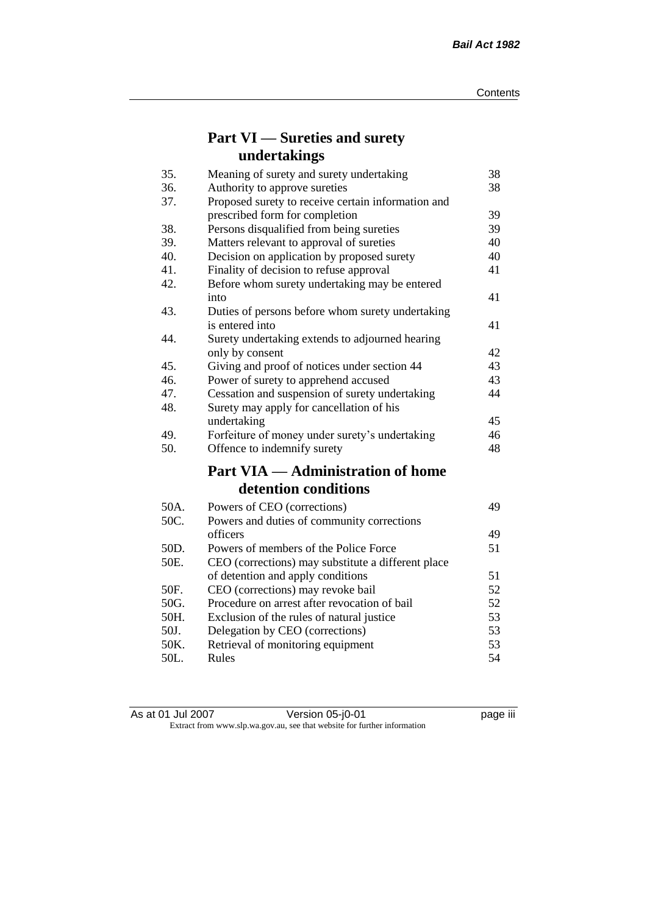## Part VI — Sureties and surety undertakings

| | | |
|---|---|---|
| 35. | Meaning of surety and surety undertaking | 38 |
| 36. | Authority to approve sureties | 38 |
| 37. | Proposed surety to receive certain information and prescribed form for completion | 39 |
| 38. | Persons disqualified from being sureties | 39 |
| 39. | Matters relevant to approval of sureties | 40 |
| 40. | Decision on application by proposed surety | 40 |
| 41. | Finality of decision to refuse approval | 41 |
| 42. | Before whom surety undertaking may be entered into | 41 |
| 43. | Duties of persons before whom surety undertaking is entered into | 41 |
| 44. | Surety undertaking extends to adjourned hearing only by consent | 42 |
| 45. | Giving and proof of notices under section 44 | 43 |
| 46. | Power of surety to apprehend accused | 43 |
| 47. | Cessation and suspension of surety undertaking | 44 |
| 48. | Surety may apply for cancellation of his undertaking | 45 |
| 49. | Forfeiture of money under surety's undertaking | 46 |
| 50. | Offence to indemnify surety | 48 |

## Part VIA — Administration of home detention conditions

| | | |
|---|---|---|
| 50A. | Powers of CEO (corrections) | 49 |
| 50C. | Powers and duties of community corrections officers | 49 |
| 50D. | Powers of members of the Police Force | 51 |
| 50E. | CEO (corrections) may substitute a different place of detention and apply conditions | 51 |
| 50F. | CEO (corrections) may revoke bail | 52 |
| 50G. | Procedure on arrest after revocation of bail | 52 |
| 50H. | Exclusion of the rules of natural justice | 53 |
| 50J. | Delegation by CEO (corrections) | 53 |
| 50K. | Retrieval of monitoring equipment | 53 |
| 50L. | Rules | 54 |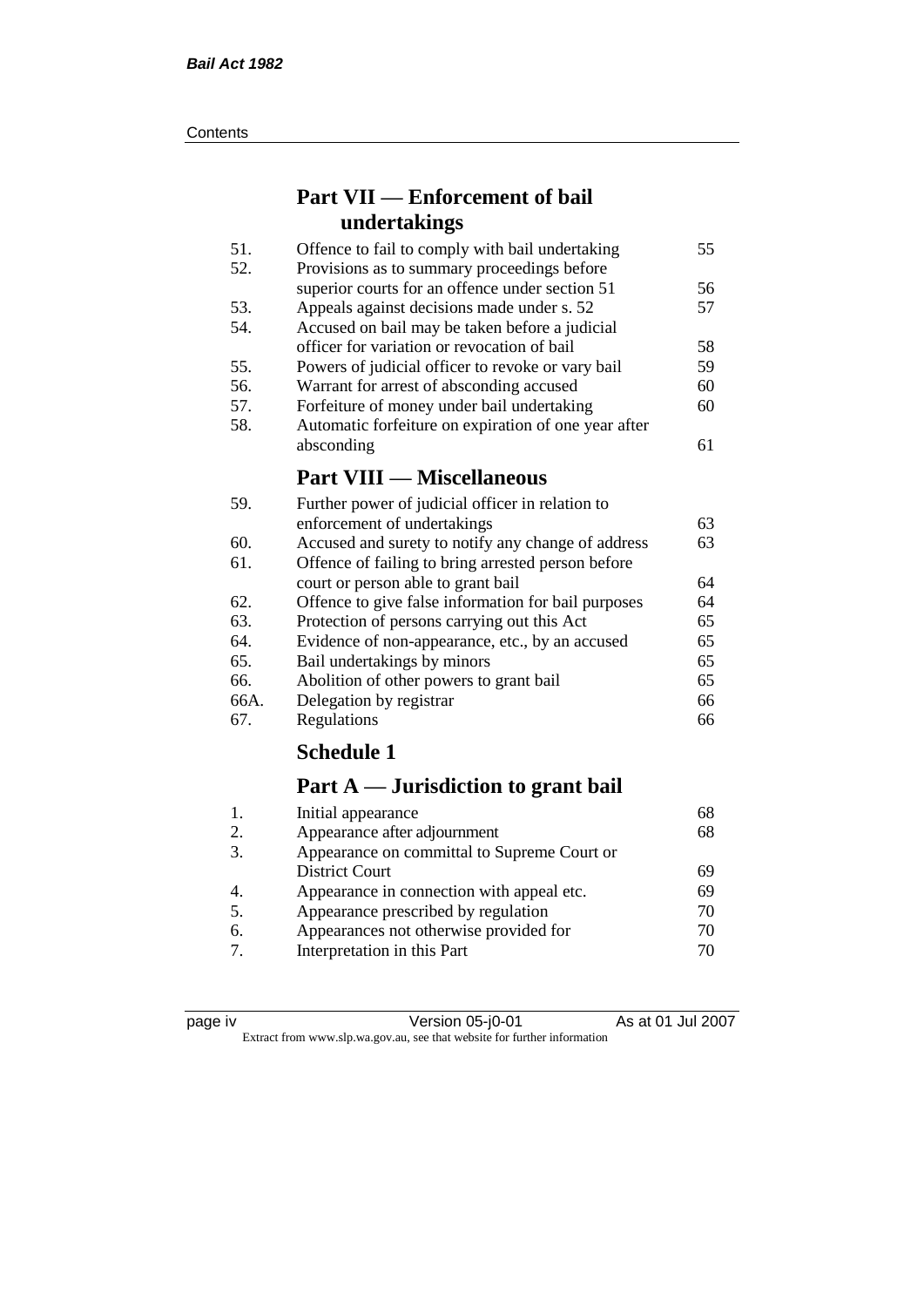## Part VII — Enforcement of bail undertakings

| | | |
|---|---|---|
| 51. | Offence to fail to comply with bail undertaking | 55 |
| 52. | Provisions as to summary proceedings before superior courts for an offence under section 51 | 56 |
| 53. | Appeals against decisions made under s. 52 | 57 |
| 54. | Accused on bail may be taken before a judicial officer for variation or revocation of bail | 58 |
| 55. | Powers of judicial officer to revoke or vary bail | 59 |
| 56. | Warrant for arrest of absconding accused | 60 |
| 57. | Forfeiture of money under bail undertaking | 60 |
| 58. | Automatic forfeiture on expiration of one year after absconding | 61 |

## Part VIII — Miscellaneous

| | | |
|---|---|---|
| 59. | Further power of judicial officer in relation to enforcement of undertakings | 63 |
| 60. | Accused and surety to notify any change of address | 63 |
| 61. | Offence of failing to bring arrested person before court or person able to grant bail | 64 |
| 62. | Offence to give false information for bail purposes | 64 |
| 63. | Protection of persons carrying out this Act | 65 |
| 64. | Evidence of non-appearance, etc., by an accused | 65 |
| 65. | Bail undertakings by minors | 65 |
| 66. | Abolition of other powers to grant bail | 65 |
| 66A. | Delegation by registrar | 66 |
| 67. | Regulations | 66 |

## Schedule 1

## Part A — Jurisdiction to grant bail

| | | |
|---|---|---|
| 1. | Initial appearance | 68 |
| 2. | Appearance after adjournment | 68 |
| 3. | Appearance on committal to Supreme Court or District Court | 69 |
| 4. | Appearance in connection with appeal etc. | 69 |
| 5. | Appearance prescribed by regulation | 70 |
| 6. | Appearances not otherwise provided for | 70 |
| 7. | Interpretation in this Part | 70 |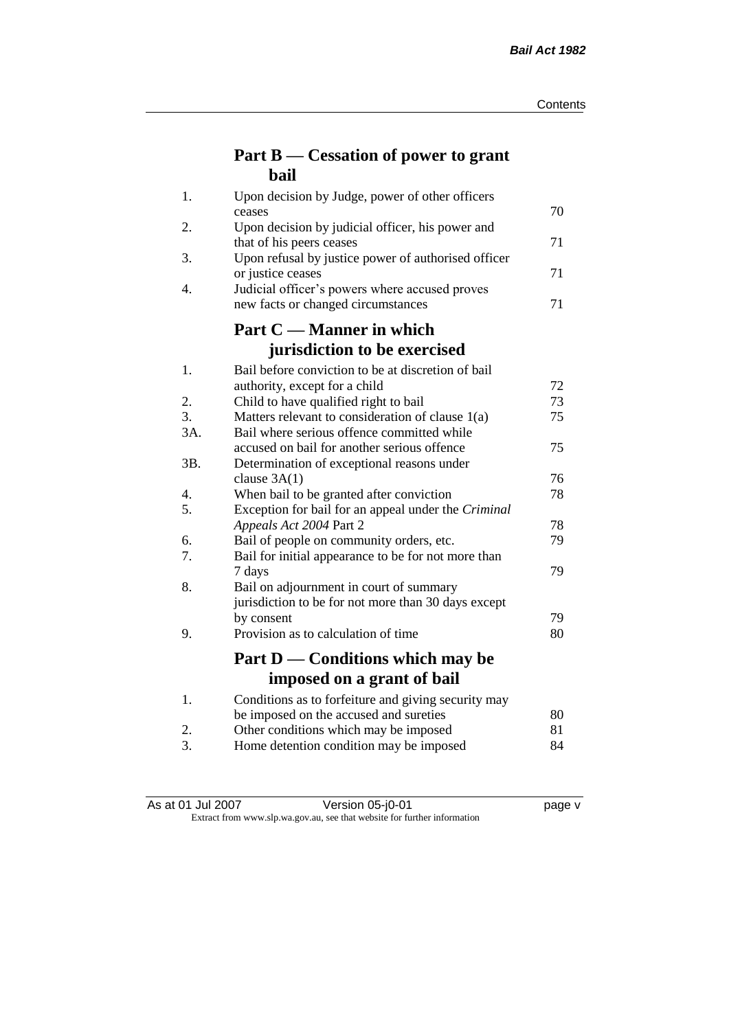## Part B — Cessation of power to grant bail

| | | |
|---|---|---|
| 1. | Upon decision by Judge, power of other officers ceases | 70 |
| 2. | Upon decision by judicial officer, his power and that of his peers ceases | 71 |
| 3. | Upon refusal by justice power of authorised officer or justice ceases | 71 |
| 4. | Judicial officer's powers where accused proves new facts or changed circumstances | 71 |

## Part C — Manner in which jurisdiction to be exercised

| | | |
|---|---|---|
| 1. | Bail before conviction to be at discretion of bail authority, except for a child | 72 |
| 2. | Child to have qualified right to bail | 73 |
| 3. | Matters relevant to consideration of clause 1(a) | 75 |
| 3A. | Bail where serious offence committed while accused on bail for another serious offence | 75 |
| 3B. | Determination of exceptional reasons under clause 3A(1) | 76 |
| 4. | When bail to be granted after conviction | 78 |
| 5. | Exception for bail for an appeal under the *Criminal Appeals Act 2004* Part 2 | 78 |
| 6. | Bail of people on community orders, etc. | 79 |
| 7. | Bail for initial appearance to be for not more than 7 days | 79 |
| 8. | Bail on adjournment in court of summary jurisdiction to be for not more than 30 days except by consent | 79 |
| 9. | Provision as to calculation of time | 80 |

## Part D — Conditions which may be imposed on a grant of bail

| | | |
|---|---|---|
| 1. | Conditions as to forfeiture and giving security may be imposed on the accused and sureties | 80 |
| 2. | Other conditions which may be imposed | 81 |
| 3. | Home detention condition may be imposed | 84 |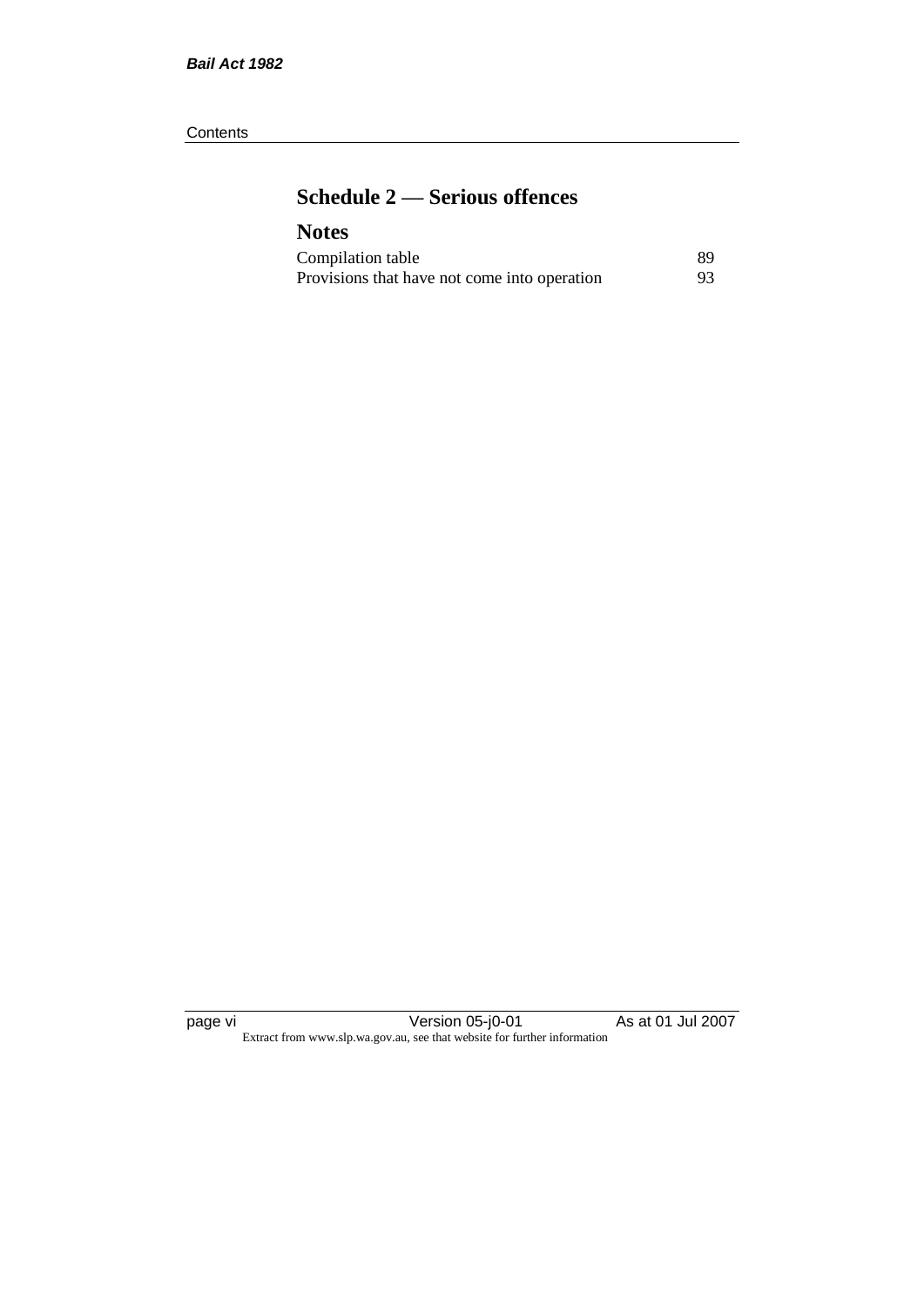## Schedule 2 — Serious offences

## Notes

| | |
|---|---|
| Compilation table | 89 |
| Provisions that have not come into operation | 93 |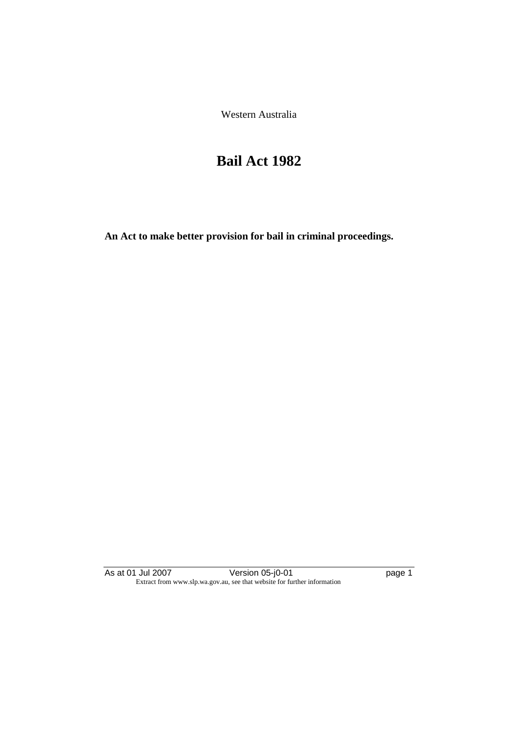Western Australia

# Bail Act 1982

**An Act to make better provision for bail in criminal proceedings.**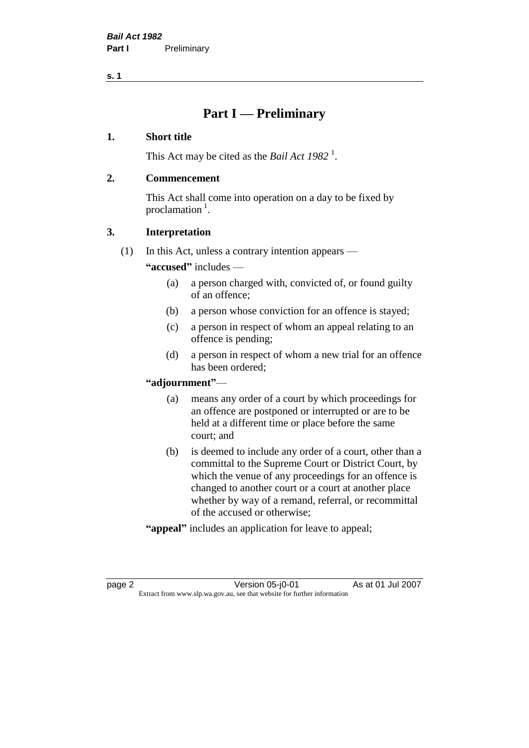# Part I — Preliminary

## 1. Short title

This Act may be cited as the *Bail Act 1982* [1].

## 2. Commencement

This Act shall come into operation on a day to be fixed by proclamation [1].

## 3. Interpretation

(1) In this Act, unless a contrary intention appears —

**"accused"** includes —

- (a) a person charged with, convicted of, or found guilty of an offence;
- (b) a person whose conviction for an offence is stayed;
- (c) a person in respect of whom an appeal relating to an offence is pending;
- (d) a person in respect of whom a new trial for an offence has been ordered;

**"adjournment"**—

- (a) means any order of a court by which proceedings for an offence are postponed or interrupted or are to be held at a different time or place before the same court; and
- (b) is deemed to include any order of a court, other than a committal to the Supreme Court or District Court, by which the venue of any proceedings for an offence is changed to another court or a court at another place whether by way of a remand, referral, or recommittal of the accused or otherwise;

**"appeal"** includes an application for leave to appeal;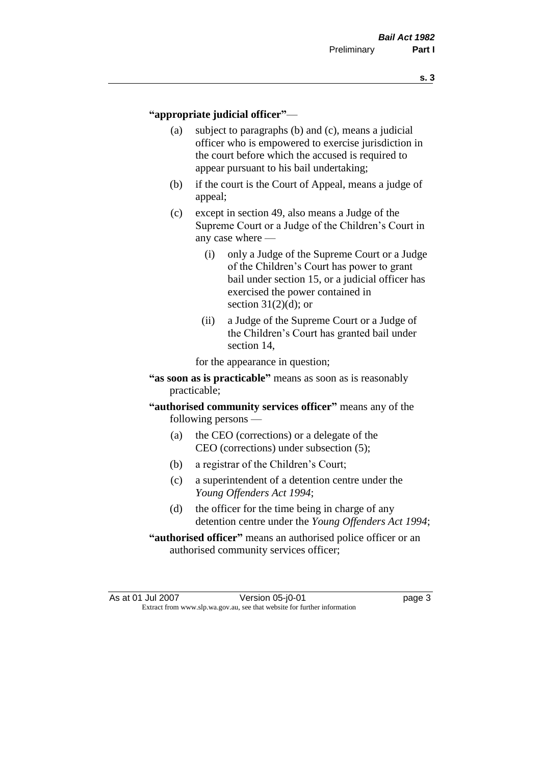**"appropriate judicial officer"**—

(a) subject to paragraphs (b) and (c), means a judicial officer who is empowered to exercise jurisdiction in the court before which the accused is required to appear pursuant to his bail undertaking;

(b) if the court is the Court of Appeal, means a judge of appeal;

(c) except in section 49, also means a Judge of the Supreme Court or a Judge of the Children's Court in any case where —

(i) only a Judge of the Supreme Court or a Judge of the Children's Court has power to grant bail under section 15, or a judicial officer has exercised the power contained in section 31(2)(d); or

(ii) a Judge of the Supreme Court or a Judge of the Children's Court has granted bail under section 14,

for the appearance in question;

**"as soon as is practicable"** means as soon as is reasonably practicable;

**"authorised community services officer"** means any of the following persons —

(a) the CEO (corrections) or a delegate of the CEO (corrections) under subsection (5);

(b) a registrar of the Children's Court;

(c) a superintendent of a detention centre under the *Young Offenders Act 1994*;

(d) the officer for the time being in charge of any detention centre under the *Young Offenders Act 1994*;

**"authorised officer"** means an authorised police officer or an authorised community services officer;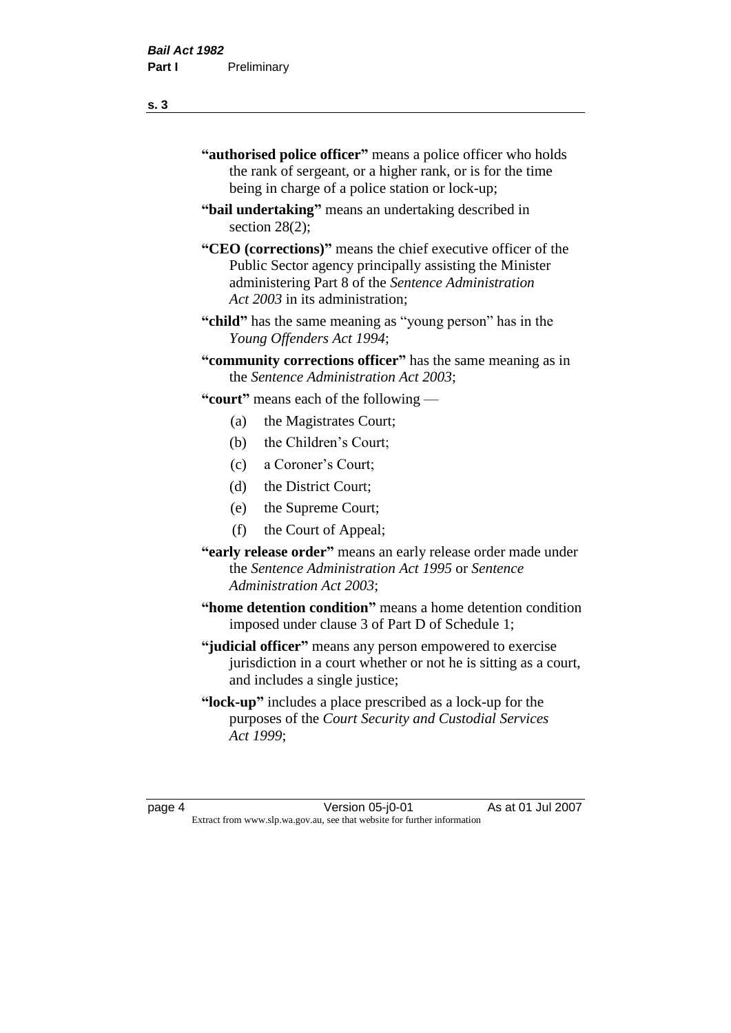**"authorised police officer"** means a police officer who holds the rank of sergeant, or a higher rank, or is for the time being in charge of a police station or lock-up;

**"bail undertaking"** means an undertaking described in section 28(2);

**"CEO (corrections)"** means the chief executive officer of the Public Sector agency principally assisting the Minister administering Part 8 of the *Sentence Administration Act 2003* in its administration;

**"child"** has the same meaning as "young person" has in the *Young Offenders Act 1994*;

**"community corrections officer"** has the same meaning as in the *Sentence Administration Act 2003*;

**"court"** means each of the following —

- (a) the Magistrates Court;
- (b) the Children's Court;
- (c) a Coroner's Court;
- (d) the District Court;
- (e) the Supreme Court;
- (f) the Court of Appeal;

**"early release order"** means an early release order made under the *Sentence Administration Act 1995* or *Sentence Administration Act 2003*;

**"home detention condition"** means a home detention condition imposed under clause 3 of Part D of Schedule 1;

**"judicial officer"** means any person empowered to exercise jurisdiction in a court whether or not he is sitting as a court, and includes a single justice;

**"lock-up"** includes a place prescribed as a lock-up for the purposes of the *Court Security and Custodial Services Act 1999*;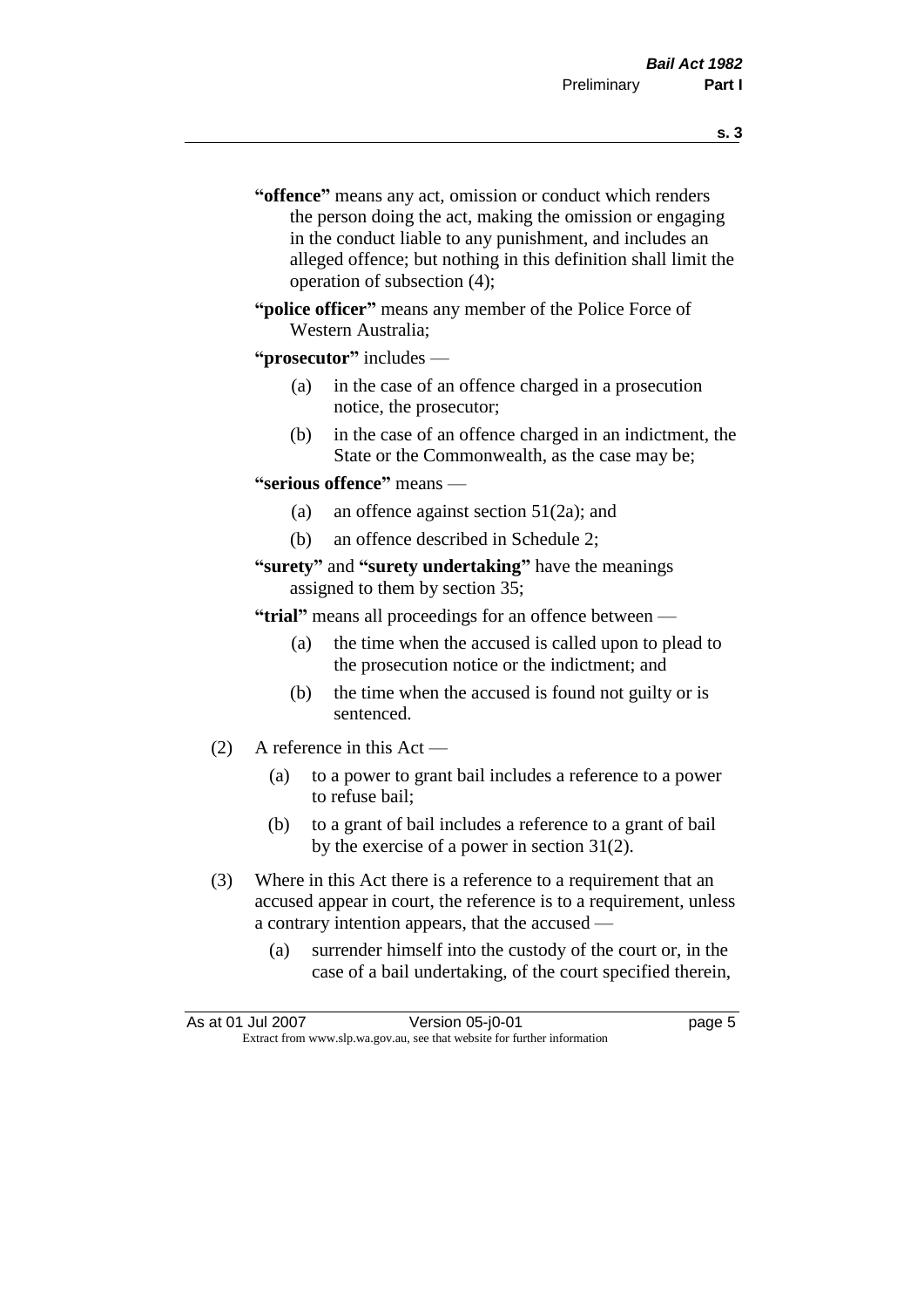**"offence"** means any act, omission or conduct which renders the person doing the act, making the omission or engaging in the conduct liable to any punishment, and includes an alleged offence; but nothing in this definition shall limit the operation of subsection (4);

**"police officer"** means any member of the Police Force of Western Australia;

**"prosecutor"** includes —

- (a) in the case of an offence charged in a prosecution notice, the prosecutor;
- (b) in the case of an offence charged in an indictment, the State or the Commonwealth, as the case may be;

**"serious offence"** means —

- (a) an offence against section 51(2a); and
- (b) an offence described in Schedule 2;

**"surety"** and **"surety undertaking"** have the meanings assigned to them by section 35;

**"trial"** means all proceedings for an offence between —

- (a) the time when the accused is called upon to plead to the prosecution notice or the indictment; and
- (b) the time when the accused is found not guilty or is sentenced.

(2) A reference in this Act —

- (a) to a power to grant bail includes a reference to a power to refuse bail;
- (b) to a grant of bail includes a reference to a grant of bail by the exercise of a power in section 31(2).

(3) Where in this Act there is a reference to a requirement that an accused appear in court, the reference is to a requirement, unless a contrary intention appears, that the accused —

- (a) surrender himself into the custody of the court or, in the case of a bail undertaking, of the court specified therein,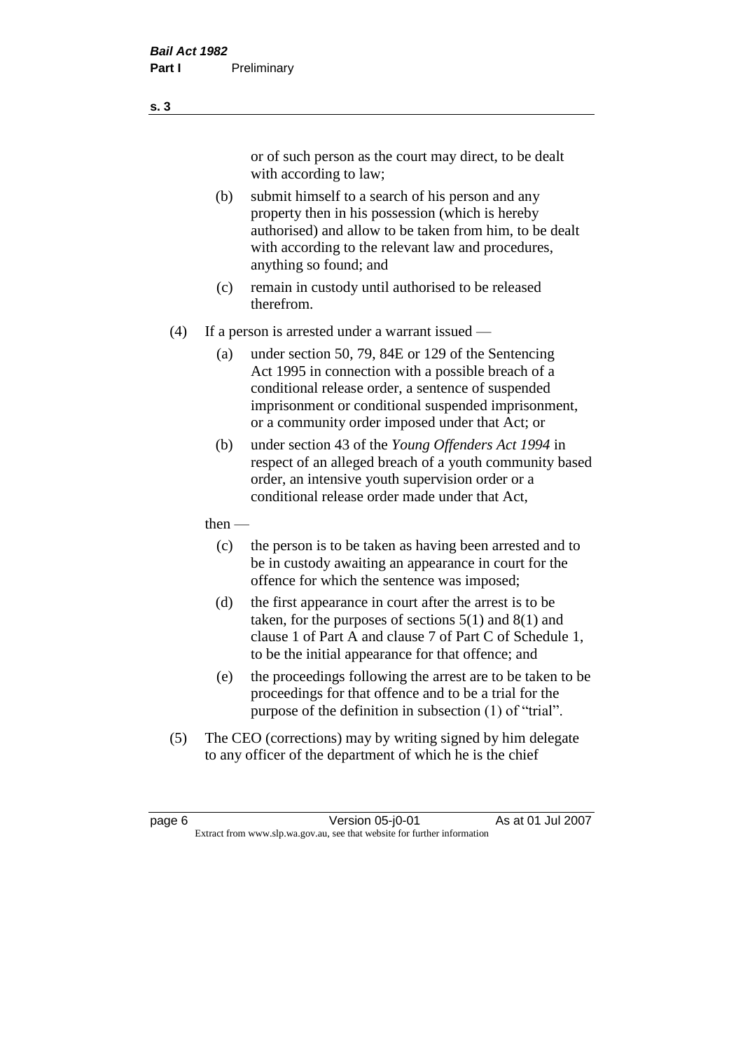or of such person as the court may direct, to be dealt with according to law;

(b) submit himself to a search of his person and any property then in his possession (which is hereby authorised) and allow to be taken from him, to be dealt with according to the relevant law and procedures, anything so found; and

(c) remain in custody until authorised to be released therefrom.

(4) If a person is arrested under a warrant issued —

(a) under section 50, 79, 84E or 129 of the Sentencing Act 1995 in connection with a possible breach of a conditional release order, a sentence of suspended imprisonment or conditional suspended imprisonment, or a community order imposed under that Act; or

(b) under section 43 of the *Young Offenders Act 1994* in respect of an alleged breach of a youth community based order, an intensive youth supervision order or a conditional release order made under that Act,

then —

(c) the person is to be taken as having been arrested and to be in custody awaiting an appearance in court for the offence for which the sentence was imposed;

(d) the first appearance in court after the arrest is to be taken, for the purposes of sections 5(1) and 8(1) and clause 1 of Part A and clause 7 of Part C of Schedule 1, to be the initial appearance for that offence; and

(e) the proceedings following the arrest are to be taken to be proceedings for that offence and to be a trial for the purpose of the definition in subsection (1) of "trial".

(5) The CEO (corrections) may by writing signed by him delegate to any officer of the department of which he is the chief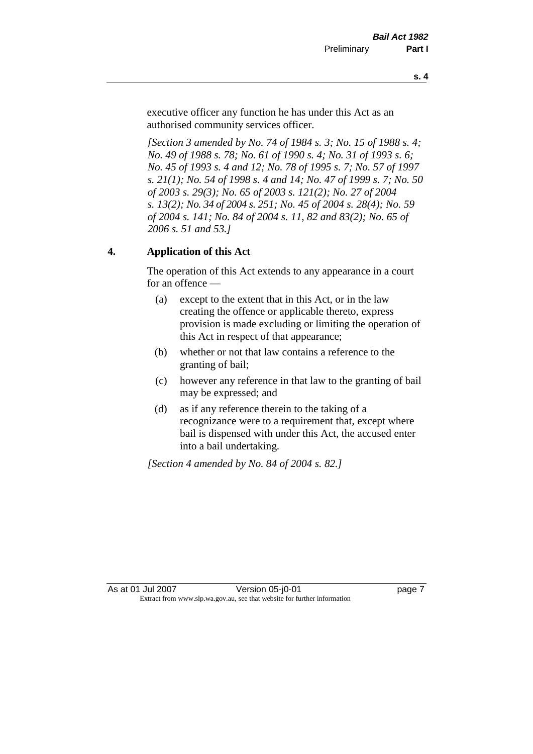executive officer any function he has under this Act as an authorised community services officer.

*[Section 3 amended by No. 74 of 1984 s. 3; No. 15 of 1988 s. 4; No. 49 of 1988 s. 78; No. 61 of 1990 s. 4; No. 31 of 1993 s. 6; No. 45 of 1993 s. 4 and 12; No. 78 of 1995 s. 7; No. 57 of 1997 s. 21(1); No. 54 of 1998 s. 4 and 14; No. 47 of 1999 s. 7; No. 50 of 2003 s. 29(3); No. 65 of 2003 s. 121(2); No. 27 of 2004 s. 13(2); No. 34 of 2004 s. 251; No. 45 of 2004 s. 28(4); No. 59 of 2004 s. 141; No. 84 of 2004 s. 11, 82 and 83(2); No. 65 of 2006 s. 51 and 53.]*

## 4. Application of this Act

The operation of this Act extends to any appearance in a court for an offence —

(a) except to the extent that in this Act, or in the law creating the offence or applicable thereto, express provision is made excluding or limiting the operation of this Act in respect of that appearance;

(b) whether or not that law contains a reference to the granting of bail;

(c) however any reference in that law to the granting of bail may be expressed; and

(d) as if any reference therein to the taking of a recognizance were to a requirement that, except where bail is dispensed with under this Act, the accused enter into a bail undertaking.

*[Section 4 amended by No. 84 of 2004 s. 82.]*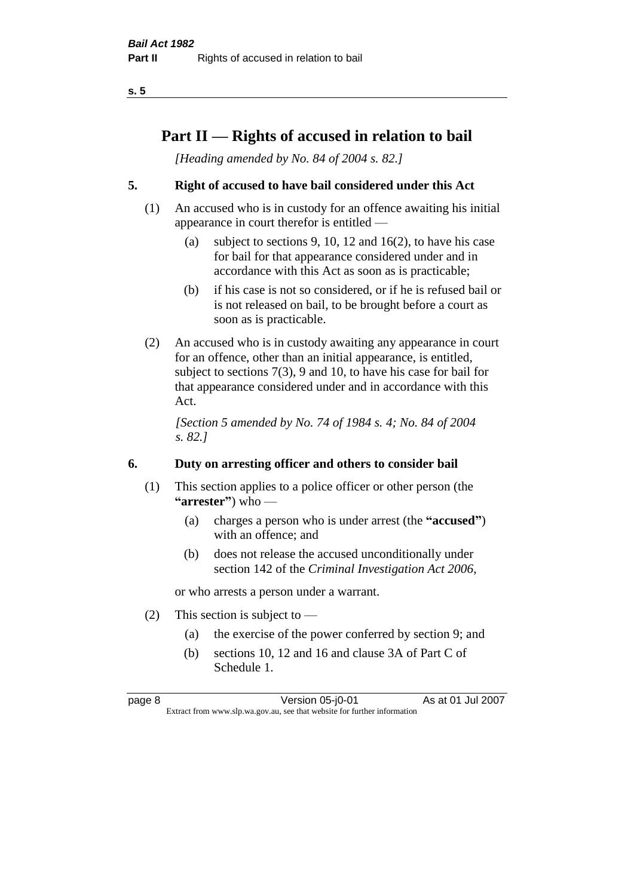# Part II — Rights of accused in relation to bail

*[Heading amended by No. 84 of 2004 s. 82.]*

## 5. Right of accused to have bail considered under this Act

(1) An accused who is in custody for an offence awaiting his initial appearance in court therefor is entitled —

(a) subject to sections 9, 10, 12 and 16(2), to have his case for bail for that appearance considered under and in accordance with this Act as soon as is practicable;

(b) if his case is not so considered, or if he is refused bail or is not released on bail, to be brought before a court as soon as is practicable.

(2) An accused who is in custody awaiting any appearance in court for an offence, other than an initial appearance, is entitled, subject to sections 7(3), 9 and 10, to have his case for bail for that appearance considered under and in accordance with this Act.

*[Section 5 amended by No. 74 of 1984 s. 4; No. 84 of 2004 s. 82.]*

## 6. Duty on arresting officer and others to consider bail

(1) This section applies to a police officer or other person (the **"arrester"**) who —

(a) charges a person who is under arrest (the **"accused"**) with an offence; and

(b) does not release the accused unconditionally under section 142 of the *Criminal Investigation Act 2006*,

or who arrests a person under a warrant.

(2) This section is subject to —

(a) the exercise of the power conferred by section 9; and

(b) sections 10, 12 and 16 and clause 3A of Part C of Schedule 1.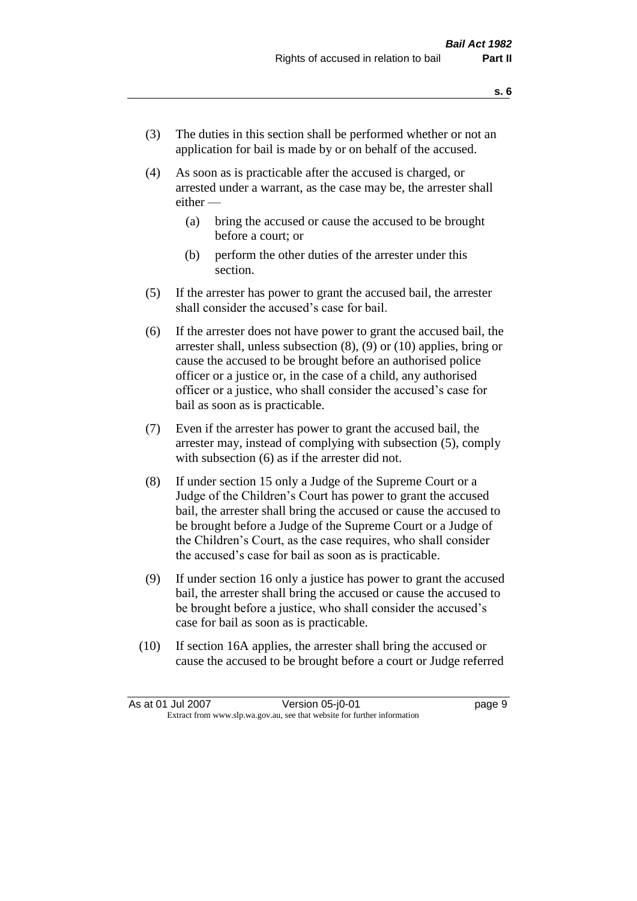(3) The duties in this section shall be performed whether or not an application for bail is made by or on behalf of the accused.

(4) As soon as is practicable after the accused is charged, or arrested under a warrant, as the case may be, the arrester shall either —

  (a) bring the accused or cause the accused to be brought before a court; or

  (b) perform the other duties of the arrester under this section.

(5) If the arrester has power to grant the accused bail, the arrester shall consider the accused's case for bail.

(6) If the arrester does not have power to grant the accused bail, the arrester shall, unless subsection (8), (9) or (10) applies, bring or cause the accused to be brought before an authorised police officer or a justice or, in the case of a child, any authorised officer or a justice, who shall consider the accused's case for bail as soon as is practicable.

(7) Even if the arrester has power to grant the accused bail, the arrester may, instead of complying with subsection (5), comply with subsection (6) as if the arrester did not.

(8) If under section 15 only a Judge of the Supreme Court or a Judge of the Children's Court has power to grant the accused bail, the arrester shall bring the accused or cause the accused to be brought before a Judge of the Supreme Court or a Judge of the Children's Court, as the case requires, who shall consider the accused's case for bail as soon as is practicable.

(9) If under section 16 only a justice has power to grant the accused bail, the arrester shall bring the accused or cause the accused to be brought before a justice, who shall consider the accused's case for bail as soon as is practicable.

(10) If section 16A applies, the arrester shall bring the accused or cause the accused to be brought before a court or Judge referred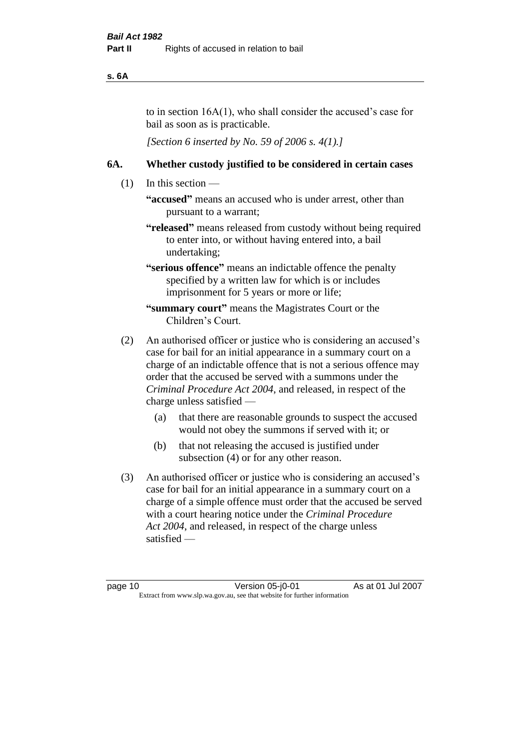to in section 16A(1), who shall consider the accused's case for bail as soon as is practicable.

*[Section 6 inserted by No. 59 of 2006 s. 4(1).]*

## 6A. Whether custody justified to be considered in certain cases

(1) In this section —

**"accused"** means an accused who is under arrest, other than pursuant to a warrant;

**"released"** means released from custody without being required to enter into, or without having entered into, a bail undertaking;

**"serious offence"** means an indictable offence the penalty specified by a written law for which is or includes imprisonment for 5 years or more or life;

**"summary court"** means the Magistrates Court or the Children's Court.

(2) An authorised officer or justice who is considering an accused's case for bail for an initial appearance in a summary court on a charge of an indictable offence that is not a serious offence may order that the accused be served with a summons under the *Criminal Procedure Act 2004*, and released, in respect of the charge unless satisfied —

(a) that there are reasonable grounds to suspect the accused would not obey the summons if served with it; or

(b) that not releasing the accused is justified under subsection (4) or for any other reason.

(3) An authorised officer or justice who is considering an accused's case for bail for an initial appearance in a summary court on a charge of a simple offence must order that the accused be served with a court hearing notice under the *Criminal Procedure Act 2004*, and released, in respect of the charge unless satisfied —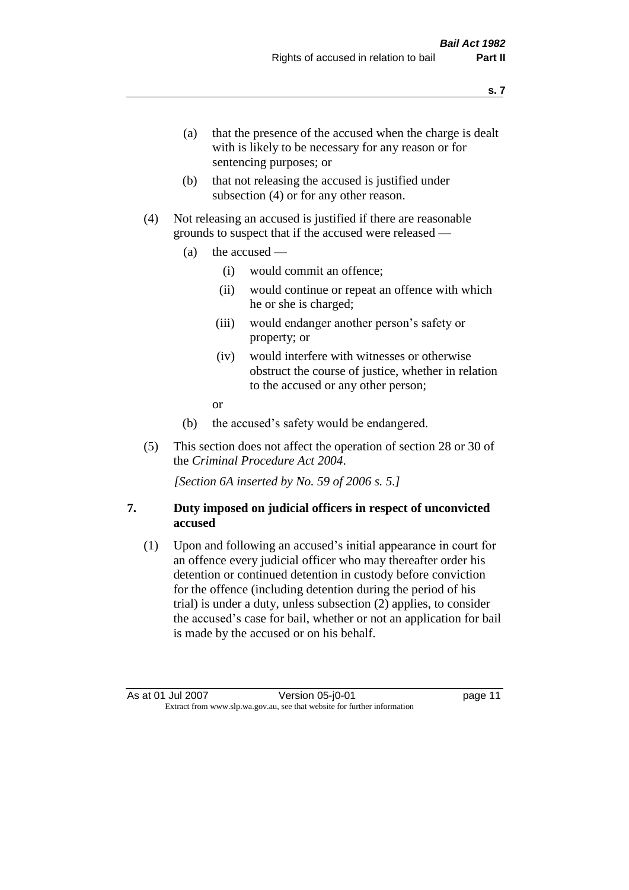(a) that the presence of the accused when the charge is dealt with is likely to be necessary for any reason or for sentencing purposes; or

(b) that not releasing the accused is justified under subsection (4) or for any other reason.

(4) Not releasing an accused is justified if there are reasonable grounds to suspect that if the accused were released —

(a) the accused —

(i) would commit an offence;

(ii) would continue or repeat an offence with which he or she is charged;

(iii) would endanger another person's safety or property; or

(iv) would interfere with witnesses or otherwise obstruct the course of justice, whether in relation to the accused or any other person;

or

(b) the accused's safety would be endangered.

(5) This section does not affect the operation of section 28 or 30 of the *Criminal Procedure Act 2004*.

*[Section 6A inserted by No. 59 of 2006 s. 5.]*

## 7. Duty imposed on judicial officers in respect of unconvicted accused

(1) Upon and following an accused's initial appearance in court for an offence every judicial officer who may thereafter order his detention or continued detention in custody before conviction for the offence (including detention during the period of his trial) is under a duty, unless subsection (2) applies, to consider the accused's case for bail, whether or not an application for bail is made by the accused or on his behalf.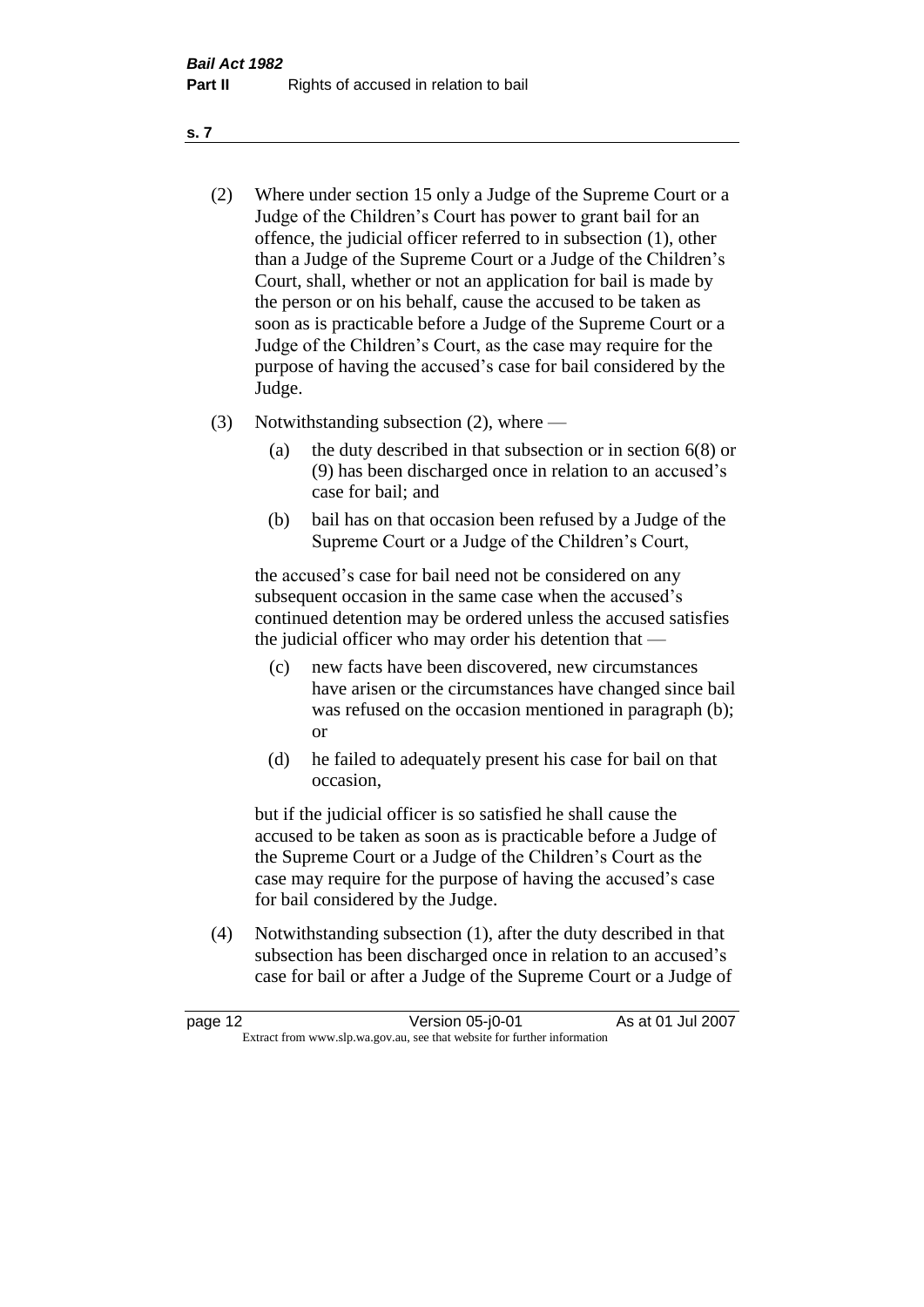(2) Where under section 15 only a Judge of the Supreme Court or a Judge of the Children's Court has power to grant bail for an offence, the judicial officer referred to in subsection (1), other than a Judge of the Supreme Court or a Judge of the Children's Court, shall, whether or not an application for bail is made by the person or on his behalf, cause the accused to be taken as soon as is practicable before a Judge of the Supreme Court or a Judge of the Children's Court, as the case may require for the purpose of having the accused's case for bail considered by the Judge.

(3) Notwithstanding subsection (2), where —

- (a) the duty described in that subsection or in section 6(8) or (9) has been discharged once in relation to an accused's case for bail; and
- (b) bail has on that occasion been refused by a Judge of the Supreme Court or a Judge of the Children's Court,

the accused's case for bail need not be considered on any subsequent occasion in the same case when the accused's continued detention may be ordered unless the accused satisfies the judicial officer who may order his detention that —

- (c) new facts have been discovered, new circumstances have arisen or the circumstances have changed since bail was refused on the occasion mentioned in paragraph (b); or
- (d) he failed to adequately present his case for bail on that occasion,

but if the judicial officer is so satisfied he shall cause the accused to be taken as soon as is practicable before a Judge of the Supreme Court or a Judge of the Children's Court as the case may require for the purpose of having the accused's case for bail considered by the Judge.

(4) Notwithstanding subsection (1), after the duty described in that subsection has been discharged once in relation to an accused's case for bail or after a Judge of the Supreme Court or a Judge of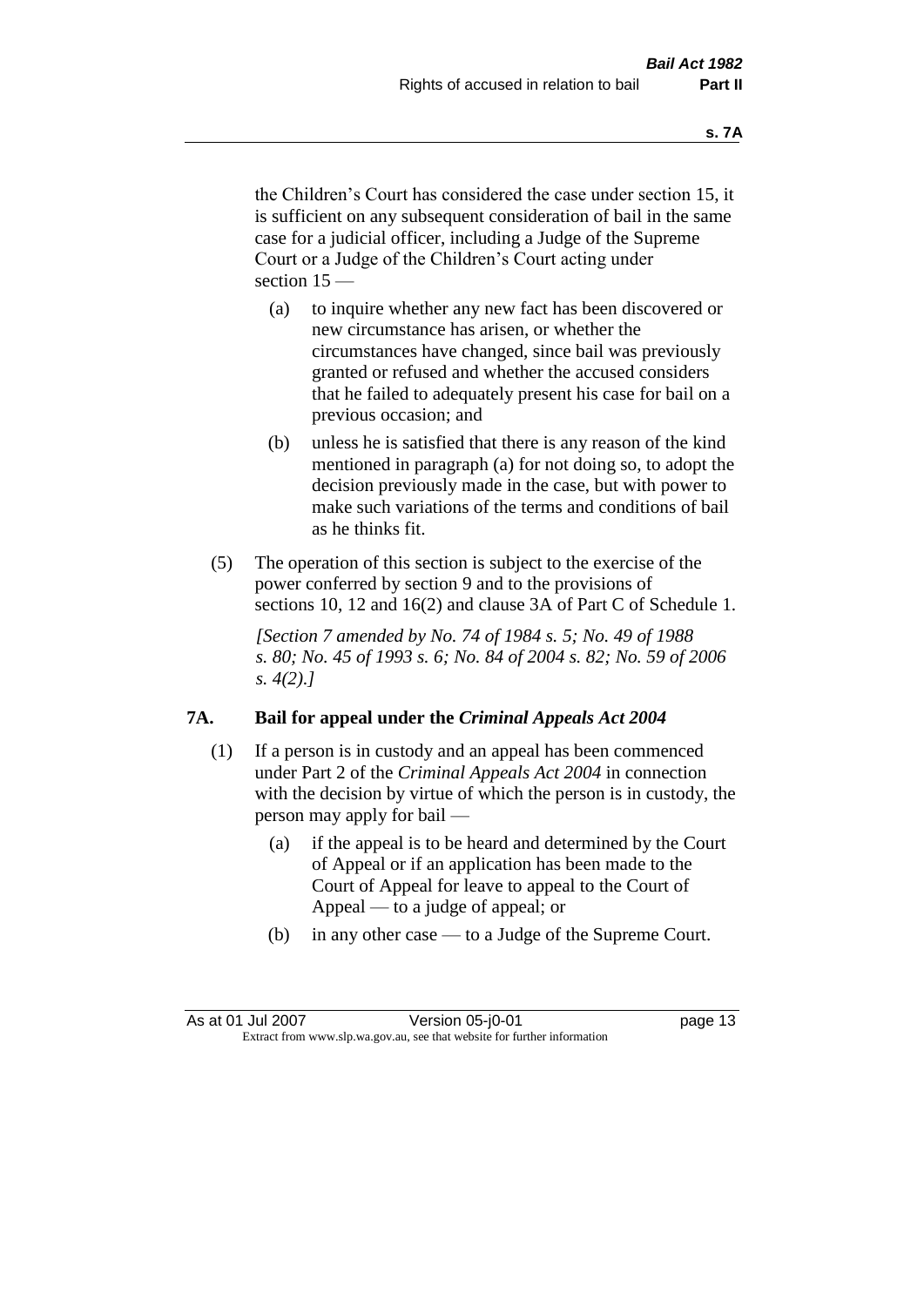the Children's Court has considered the case under section 15, it is sufficient on any subsequent consideration of bail in the same case for a judicial officer, including a Judge of the Supreme Court or a Judge of the Children's Court acting under section 15 —

(a) to inquire whether any new fact has been discovered or new circumstance has arisen, or whether the circumstances have changed, since bail was previously granted or refused and whether the accused considers that he failed to adequately present his case for bail on a previous occasion; and

(b) unless he is satisfied that there is any reason of the kind mentioned in paragraph (a) for not doing so, to adopt the decision previously made in the case, but with power to make such variations of the terms and conditions of bail as he thinks fit.

(5) The operation of this section is subject to the exercise of the power conferred by section 9 and to the provisions of sections 10, 12 and 16(2) and clause 3A of Part C of Schedule 1.

*[Section 7 amended by No. 74 of 1984 s. 5; No. 49 of 1988 s. 80; No. 45 of 1993 s. 6; No. 84 of 2004 s. 82; No. 59 of 2006 s. 4(2).]*

## 7A. Bail for appeal under the *Criminal Appeals Act 2004*

(1) If a person is in custody and an appeal has been commenced under Part 2 of the *Criminal Appeals Act 2004* in connection with the decision by virtue of which the person is in custody, the person may apply for bail —

(a) if the appeal is to be heard and determined by the Court of Appeal or if an application has been made to the Court of Appeal for leave to appeal to the Court of Appeal — to a judge of appeal; or

(b) in any other case — to a Judge of the Supreme Court.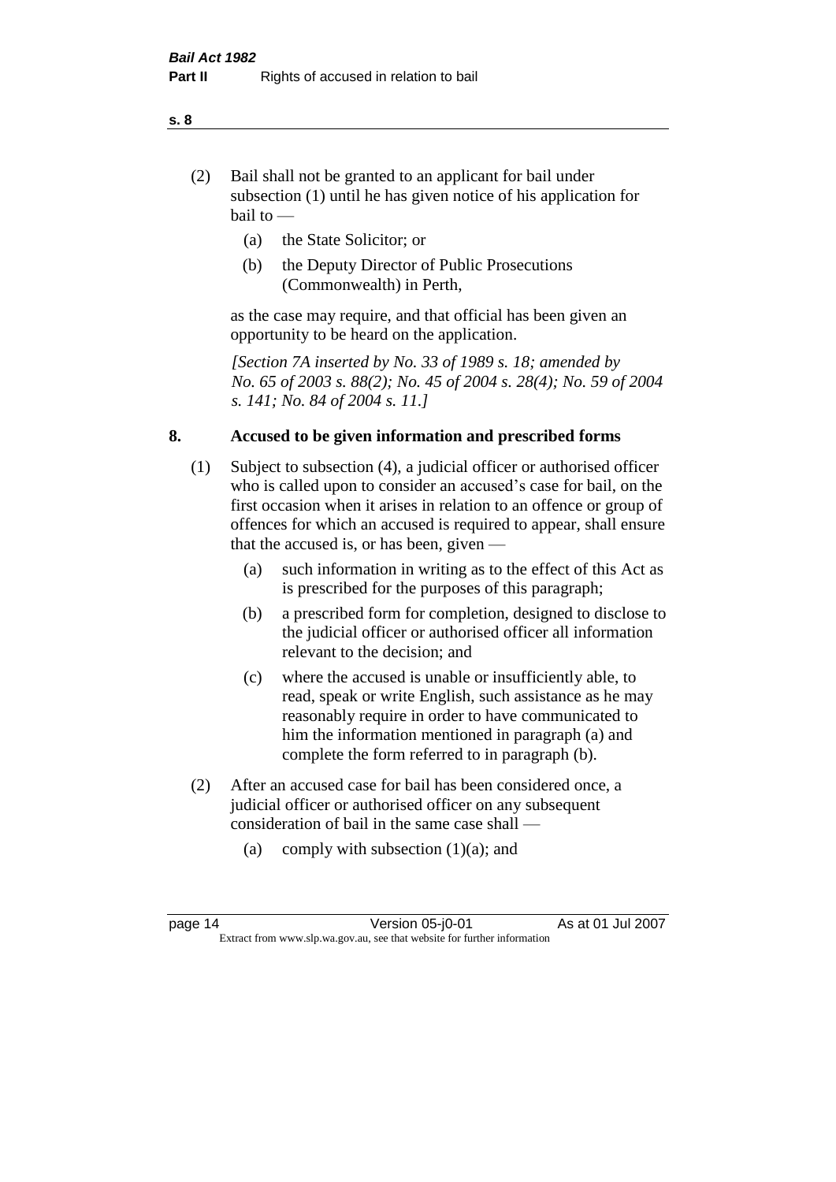(2) Bail shall not be granted to an applicant for bail under subsection (1) until he has given notice of his application for bail to —

  (a) the State Solicitor; or

  (b) the Deputy Director of Public Prosecutions (Commonwealth) in Perth,

as the case may require, and that official has been given an opportunity to be heard on the application.

*[Section 7A inserted by No. 33 of 1989 s. 18; amended by No. 65 of 2003 s. 88(2); No. 45 of 2004 s. 28(4); No. 59 of 2004 s. 141; No. 84 of 2004 s. 11.]*

### 8. Accused to be given information and prescribed forms

(1) Subject to subsection (4), a judicial officer or authorised officer who is called upon to consider an accused's case for bail, on the first occasion when it arises in relation to an offence or group of offences for which an accused is required to appear, shall ensure that the accused is, or has been, given —

  (a) such information in writing as to the effect of this Act as is prescribed for the purposes of this paragraph;

  (b) a prescribed form for completion, designed to disclose to the judicial officer or authorised officer all information relevant to the decision; and

  (c) where the accused is unable or insufficiently able, to read, speak or write English, such assistance as he may reasonably require in order to have communicated to him the information mentioned in paragraph (a) and complete the form referred to in paragraph (b).

(2) After an accused case for bail has been considered once, a judicial officer or authorised officer on any subsequent consideration of bail in the same case shall —

  (a) comply with subsection (1)(a); and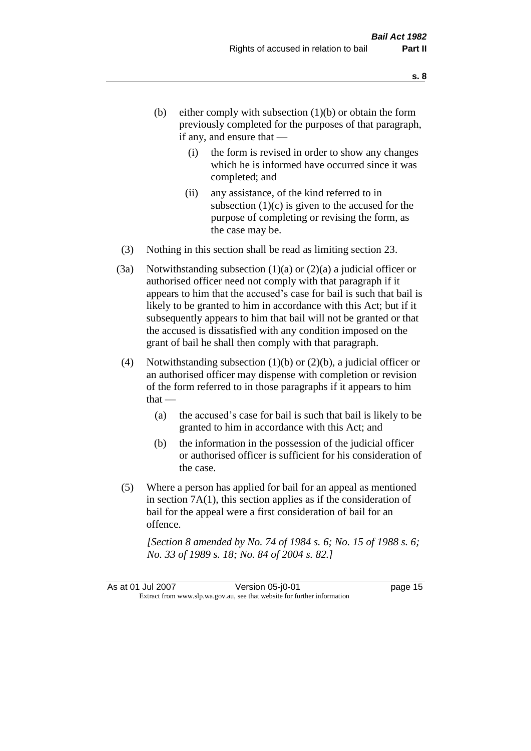(b) either comply with subsection (1)(b) or obtain the form previously completed for the purposes of that paragraph, if any, and ensure that —

   (i) the form is revised in order to show any changes which he is informed have occurred since it was completed; and

   (ii) any assistance, of the kind referred to in subsection (1)(c) is given to the accused for the purpose of completing or revising the form, as the case may be.

(3) Nothing in this section shall be read as limiting section 23.

(3a) Notwithstanding subsection (1)(a) or (2)(a) a judicial officer or authorised officer need not comply with that paragraph if it appears to him that the accused's case for bail is such that bail is likely to be granted to him in accordance with this Act; but if it subsequently appears to him that bail will not be granted or that the accused is dissatisfied with any condition imposed on the grant of bail he shall then comply with that paragraph.

(4) Notwithstanding subsection (1)(b) or (2)(b), a judicial officer or an authorised officer may dispense with completion or revision of the form referred to in those paragraphs if it appears to him that —

   (a) the accused's case for bail is such that bail is likely to be granted to him in accordance with this Act; and

   (b) the information in the possession of the judicial officer or authorised officer is sufficient for his consideration of the case.

(5) Where a person has applied for bail for an appeal as mentioned in section 7A(1), this section applies as if the consideration of bail for the appeal were a first consideration of bail for an offence.

*[Section 8 amended by No. 74 of 1984 s. 6; No. 15 of 1988 s. 6; No. 33 of 1989 s. 18; No. 84 of 2004 s. 82.]*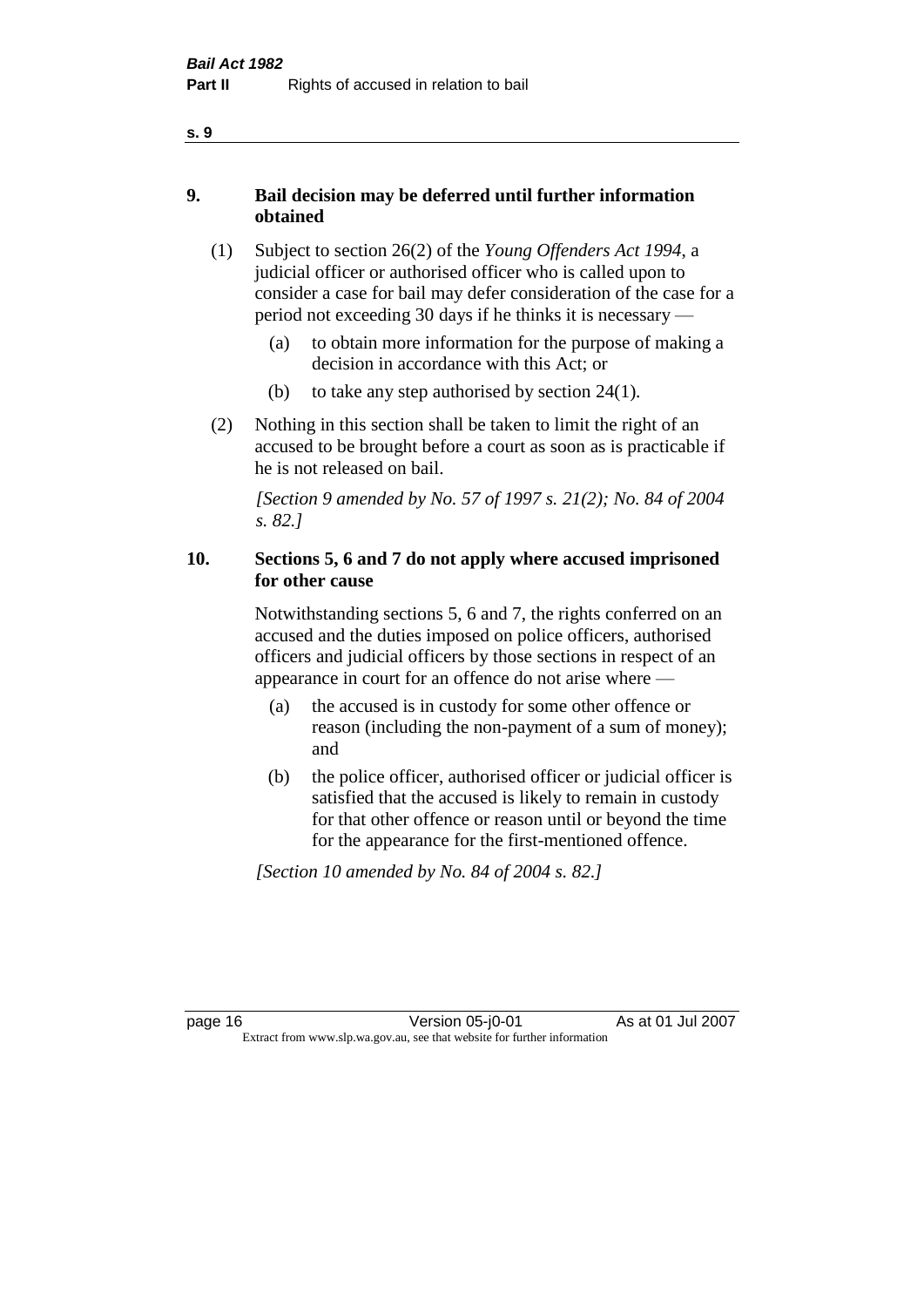## 9. Bail decision may be deferred until further information obtained

(1) Subject to section 26(2) of the *Young Offenders Act 1994*, a judicial officer or authorised officer who is called upon to consider a case for bail may defer consideration of the case for a period not exceeding 30 days if he thinks it is necessary —

- (a) to obtain more information for the purpose of making a decision in accordance with this Act; or
- (b) to take any step authorised by section 24(1).

(2) Nothing in this section shall be taken to limit the right of an accused to be brought before a court as soon as is practicable if he is not released on bail.

*[Section 9 amended by No. 57 of 1997 s. 21(2); No. 84 of 2004 s. 82.]*

## 10. Sections 5, 6 and 7 do not apply where accused imprisoned for other cause

Notwithstanding sections 5, 6 and 7, the rights conferred on an accused and the duties imposed on police officers, authorised officers and judicial officers by those sections in respect of an appearance in court for an offence do not arise where —

- (a) the accused is in custody for some other offence or reason (including the non-payment of a sum of money); and
- (b) the police officer, authorised officer or judicial officer is satisfied that the accused is likely to remain in custody for that other offence or reason until or beyond the time for the appearance for the first-mentioned offence.

*[Section 10 amended by No. 84 of 2004 s. 82.]*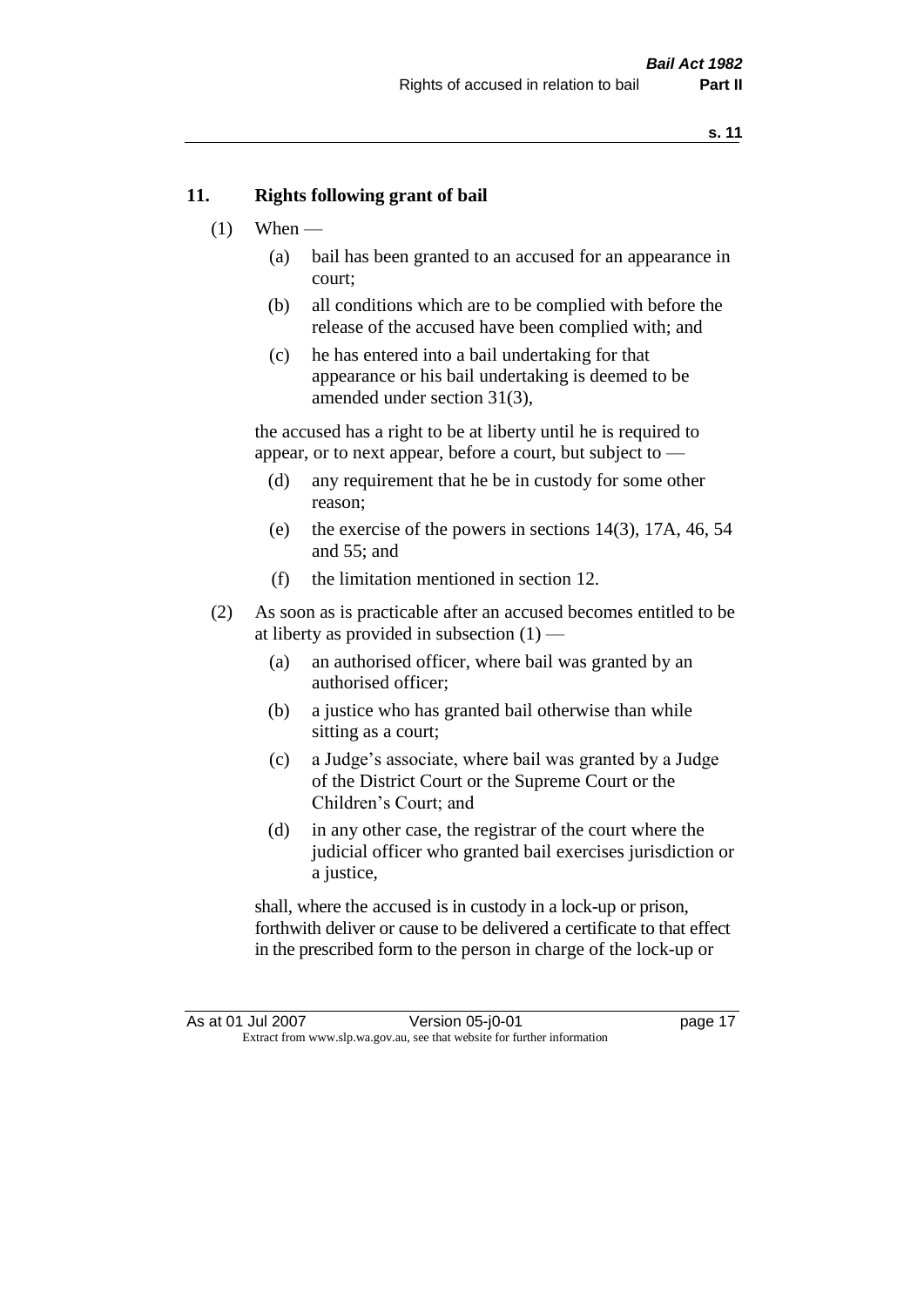## 11. Rights following grant of bail

(1) When —

(a) bail has been granted to an accused for an appearance in court;

(b) all conditions which are to be complied with before the release of the accused have been complied with; and

(c) he has entered into a bail undertaking for that appearance or his bail undertaking is deemed to be amended under section 31(3),

the accused has a right to be at liberty until he is required to appear, or to next appear, before a court, but subject to —

(d) any requirement that he be in custody for some other reason;

(e) the exercise of the powers in sections 14(3), 17A, 46, 54 and 55; and

(f) the limitation mentioned in section 12.

(2) As soon as is practicable after an accused becomes entitled to be at liberty as provided in subsection (1) —

(a) an authorised officer, where bail was granted by an authorised officer;

(b) a justice who has granted bail otherwise than while sitting as a court;

(c) a Judge's associate, where bail was granted by a Judge of the District Court or the Supreme Court or the Children's Court; and

(d) in any other case, the registrar of the court where the judicial officer who granted bail exercises jurisdiction or a justice,

shall, where the accused is in custody in a lock-up or prison, forthwith deliver or cause to be delivered a certificate to that effect in the prescribed form to the person in charge of the lock-up or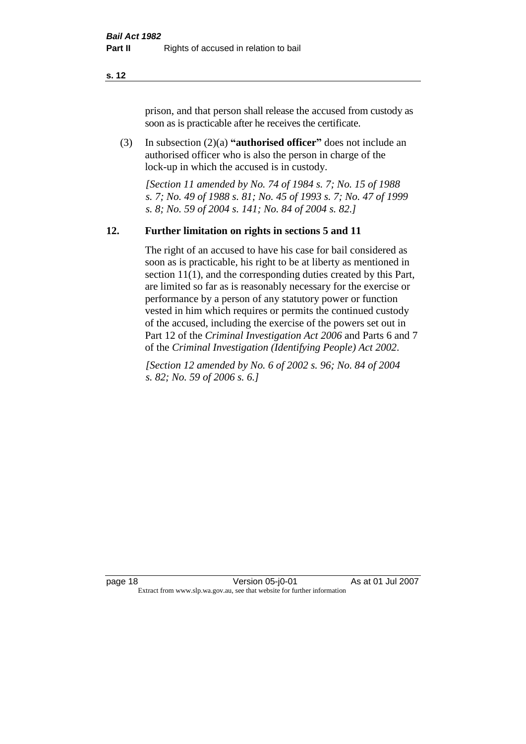prison, and that person shall release the accused from custody as soon as is practicable after he receives the certificate.

(3) In subsection (2)(a) **"authorised officer"** does not include an authorised officer who is also the person in charge of the lock-up in which the accused is in custody.

*[Section 11 amended by No. 74 of 1984 s. 7; No. 15 of 1988 s. 7; No. 49 of 1988 s. 81; No. 45 of 1993 s. 7; No. 47 of 1999 s. 8; No. 59 of 2004 s. 141; No. 84 of 2004 s. 82.]*

## 12. Further limitation on rights in sections 5 and 11

The right of an accused to have his case for bail considered as soon as is practicable, his right to be at liberty as mentioned in section 11(1), and the corresponding duties created by this Part, are limited so far as is reasonably necessary for the exercise or performance by a person of any statutory power or function vested in him which requires or permits the continued custody of the accused, including the exercise of the powers set out in Part 12 of the *Criminal Investigation Act 2006* and Parts 6 and 7 of the *Criminal Investigation (Identifying People) Act 2002*.

*[Section 12 amended by No. 6 of 2002 s. 96; No. 84 of 2004 s. 82; No. 59 of 2006 s. 6.]*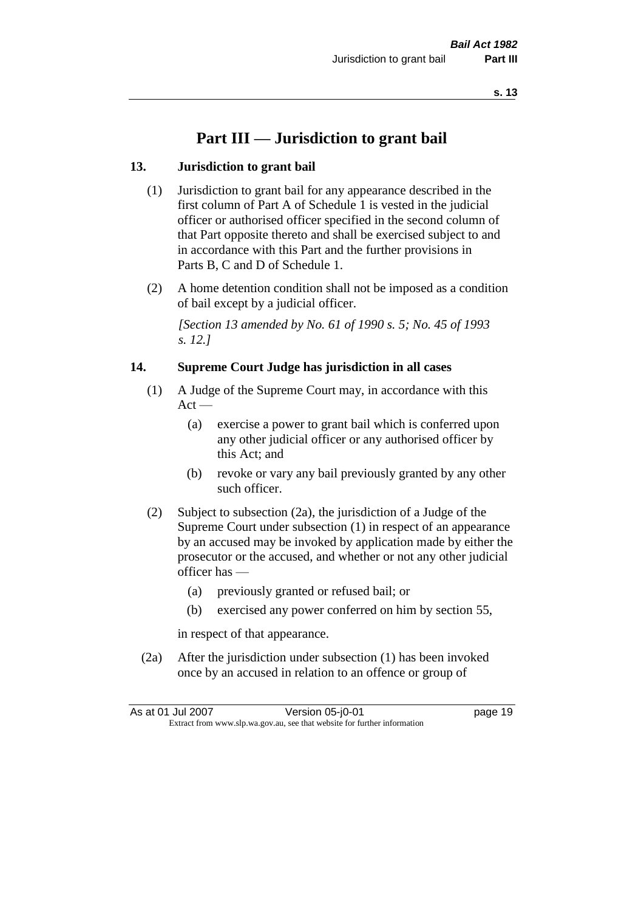# Part III — Jurisdiction to grant bail

## 13. Jurisdiction to grant bail

(1) Jurisdiction to grant bail for any appearance described in the first column of Part A of Schedule 1 is vested in the judicial officer or authorised officer specified in the second column of that Part opposite thereto and shall be exercised subject to and in accordance with this Part and the further provisions in Parts B, C and D of Schedule 1.

(2) A home detention condition shall not be imposed as a condition of bail except by a judicial officer.

*[Section 13 amended by No. 61 of 1990 s. 5; No. 45 of 1993 s. 12.]*

## 14. Supreme Court Judge has jurisdiction in all cases

(1) A Judge of the Supreme Court may, in accordance with this Act —

(a) exercise a power to grant bail which is conferred upon any other judicial officer or any authorised officer by this Act; and

(b) revoke or vary any bail previously granted by any other such officer.

(2) Subject to subsection (2a), the jurisdiction of a Judge of the Supreme Court under subsection (1) in respect of an appearance by an accused may be invoked by application made by either the prosecutor or the accused, and whether or not any other judicial officer has —

(a) previously granted or refused bail; or

(b) exercised any power conferred on him by section 55,

in respect of that appearance.

(2a) After the jurisdiction under subsection (1) has been invoked once by an accused in relation to an offence or group of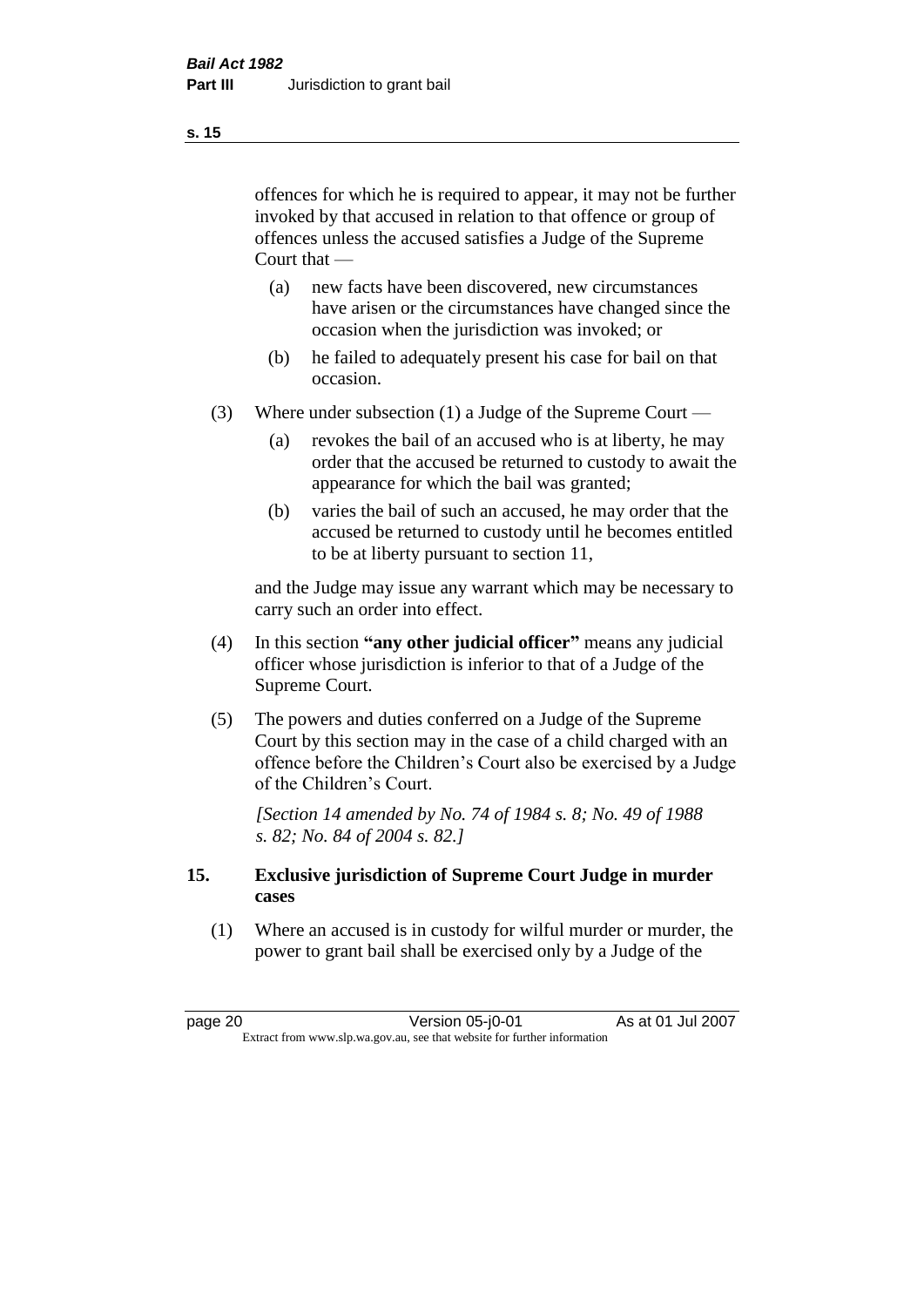offences for which he is required to appear, it may not be further invoked by that accused in relation to that offence or group of offences unless the accused satisfies a Judge of the Supreme Court that —

(a) new facts have been discovered, new circumstances have arisen or the circumstances have changed since the occasion when the jurisdiction was invoked; or

(b) he failed to adequately present his case for bail on that occasion.

(3) Where under subsection (1) a Judge of the Supreme Court —

(a) revokes the bail of an accused who is at liberty, he may order that the accused be returned to custody to await the appearance for which the bail was granted;

(b) varies the bail of such an accused, he may order that the accused be returned to custody until he becomes entitled to be at liberty pursuant to section 11,

and the Judge may issue any warrant which may be necessary to carry such an order into effect.

(4) In this section **"any other judicial officer"** means any judicial officer whose jurisdiction is inferior to that of a Judge of the Supreme Court.

(5) The powers and duties conferred on a Judge of the Supreme Court by this section may in the case of a child charged with an offence before the Children's Court also be exercised by a Judge of the Children's Court.

*[Section 14 amended by No. 74 of 1984 s. 8; No. 49 of 1988 s. 82; No. 84 of 2004 s. 82.]*

## 15. Exclusive jurisdiction of Supreme Court Judge in murder cases

(1) Where an accused is in custody for wilful murder or murder, the power to grant bail shall be exercised only by a Judge of the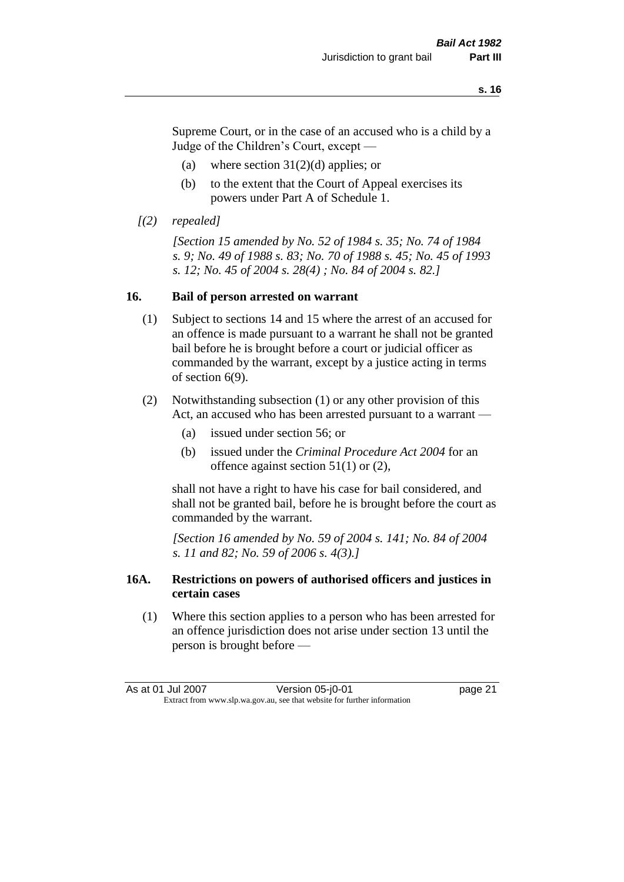Supreme Court, or in the case of an accused who is a child by a Judge of the Children's Court, except —

(a) where section 31(2)(d) applies; or

(b) to the extent that the Court of Appeal exercises its powers under Part A of Schedule 1.

*[(2) repealed]*

*[Section 15 amended by No. 52 of 1984 s. 35; No. 74 of 1984 s. 9; No. 49 of 1988 s. 83; No. 70 of 1988 s. 45; No. 45 of 1993 s. 12; No. 45 of 2004 s. 28(4) ; No. 84 of 2004 s. 82.]*

## 16. Bail of person arrested on warrant

(1) Subject to sections 14 and 15 where the arrest of an accused for an offence is made pursuant to a warrant he shall not be granted bail before he is brought before a court or judicial officer as commanded by the warrant, except by a justice acting in terms of section 6(9).

(2) Notwithstanding subsection (1) or any other provision of this Act, an accused who has been arrested pursuant to a warrant —

(a) issued under section 56; or

(b) issued under the *Criminal Procedure Act 2004* for an offence against section 51(1) or (2),

shall not have a right to have his case for bail considered, and shall not be granted bail, before he is brought before the court as commanded by the warrant.

*[Section 16 amended by No. 59 of 2004 s. 141; No. 84 of 2004 s. 11 and 82; No. 59 of 2006 s. 4(3).]*

## 16A. Restrictions on powers of authorised officers and justices in certain cases

(1) Where this section applies to a person who has been arrested for an offence jurisdiction does not arise under section 13 until the person is brought before —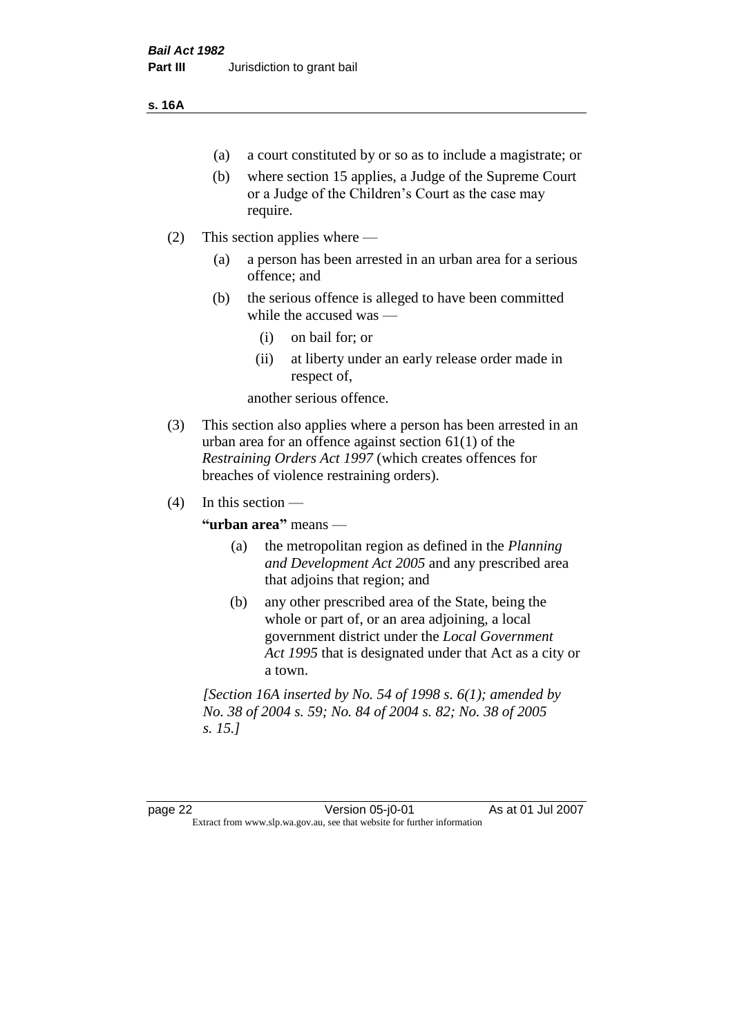- (a) a court constituted by or so as to include a magistrate; or
- (b) where section 15 applies, a Judge of the Supreme Court or a Judge of the Children's Court as the case may require.

(2) This section applies where —

- (a) a person has been arrested in an urban area for a serious offence; and
- (b) the serious offence is alleged to have been committed while the accused was —
  - (i) on bail for; or
  - (ii) at liberty under an early release order made in respect of,

  another serious offence.

(3) This section also applies where a person has been arrested in an urban area for an offence against section 61(1) of the *Restraining Orders Act 1997* (which creates offences for breaches of violence restraining orders).

(4) In this section —

**"urban area"** means —

- (a) the metropolitan region as defined in the *Planning and Development Act 2005* and any prescribed area that adjoins that region; and
- (b) any other prescribed area of the State, being the whole or part of, or an area adjoining, a local government district under the *Local Government Act 1995* that is designated under that Act as a city or a town.

*[Section 16A inserted by No. 54 of 1998 s. 6(1); amended by No. 38 of 2004 s. 59; No. 84 of 2004 s. 82; No. 38 of 2005 s. 15.]*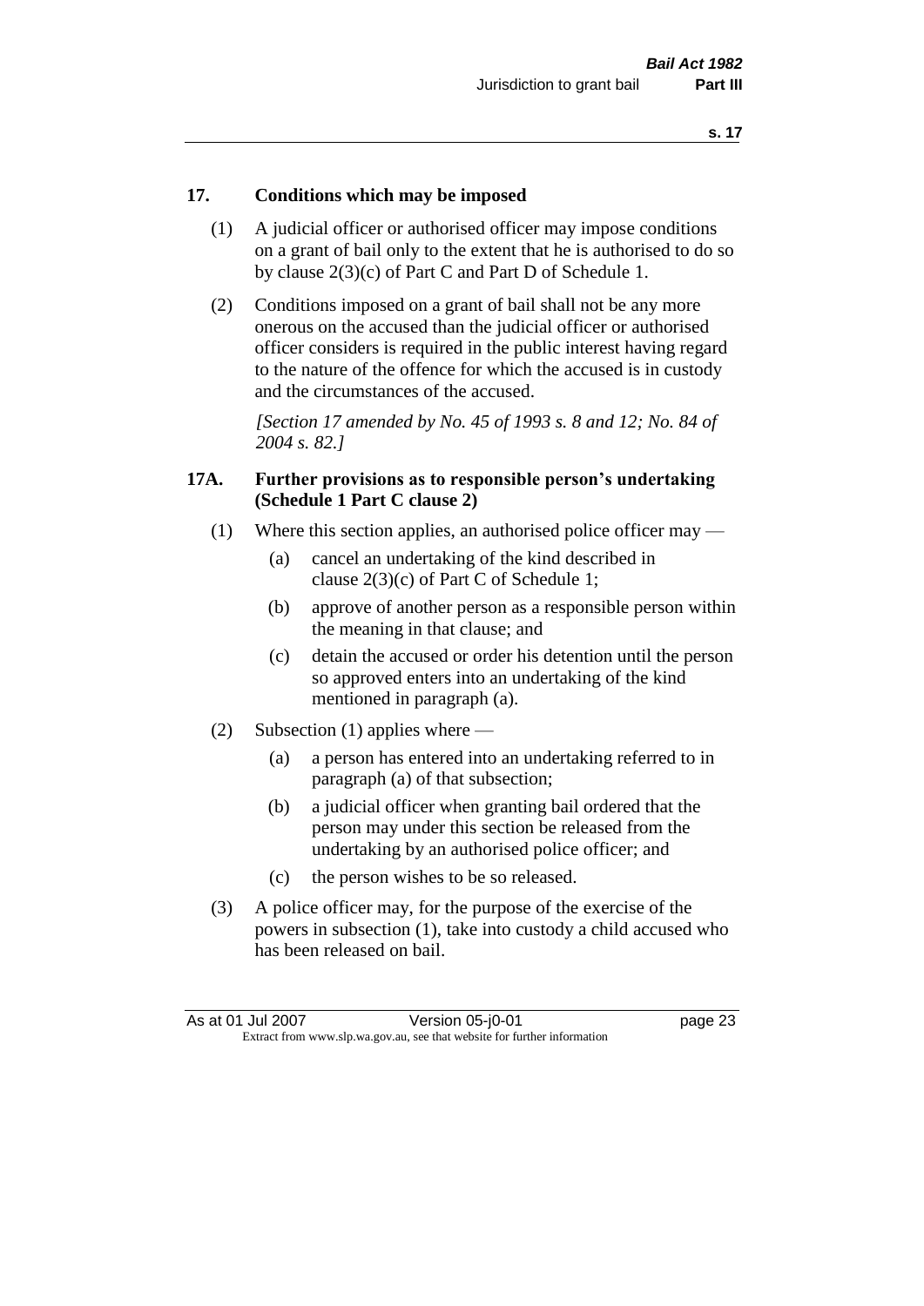## 17. Conditions which may be imposed

(1) A judicial officer or authorised officer may impose conditions on a grant of bail only to the extent that he is authorised to do so by clause 2(3)(c) of Part C and Part D of Schedule 1.

(2) Conditions imposed on a grant of bail shall not be any more onerous on the accused than the judicial officer or authorised officer considers is required in the public interest having regard to the nature of the offence for which the accused is in custody and the circumstances of the accused.

*[Section 17 amended by No. 45 of 1993 s. 8 and 12; No. 84 of 2004 s. 82.]*

## 17A. Further provisions as to responsible person's undertaking (Schedule 1 Part C clause 2)

(1) Where this section applies, an authorised police officer may —

- (a) cancel an undertaking of the kind described in clause 2(3)(c) of Part C of Schedule 1;
- (b) approve of another person as a responsible person within the meaning in that clause; and
- (c) detain the accused or order his detention until the person so approved enters into an undertaking of the kind mentioned in paragraph (a).

(2) Subsection (1) applies where —

- (a) a person has entered into an undertaking referred to in paragraph (a) of that subsection;
- (b) a judicial officer when granting bail ordered that the person may under this section be released from the undertaking by an authorised police officer; and
- (c) the person wishes to be so released.

(3) A police officer may, for the purpose of the exercise of the powers in subsection (1), take into custody a child accused who has been released on bail.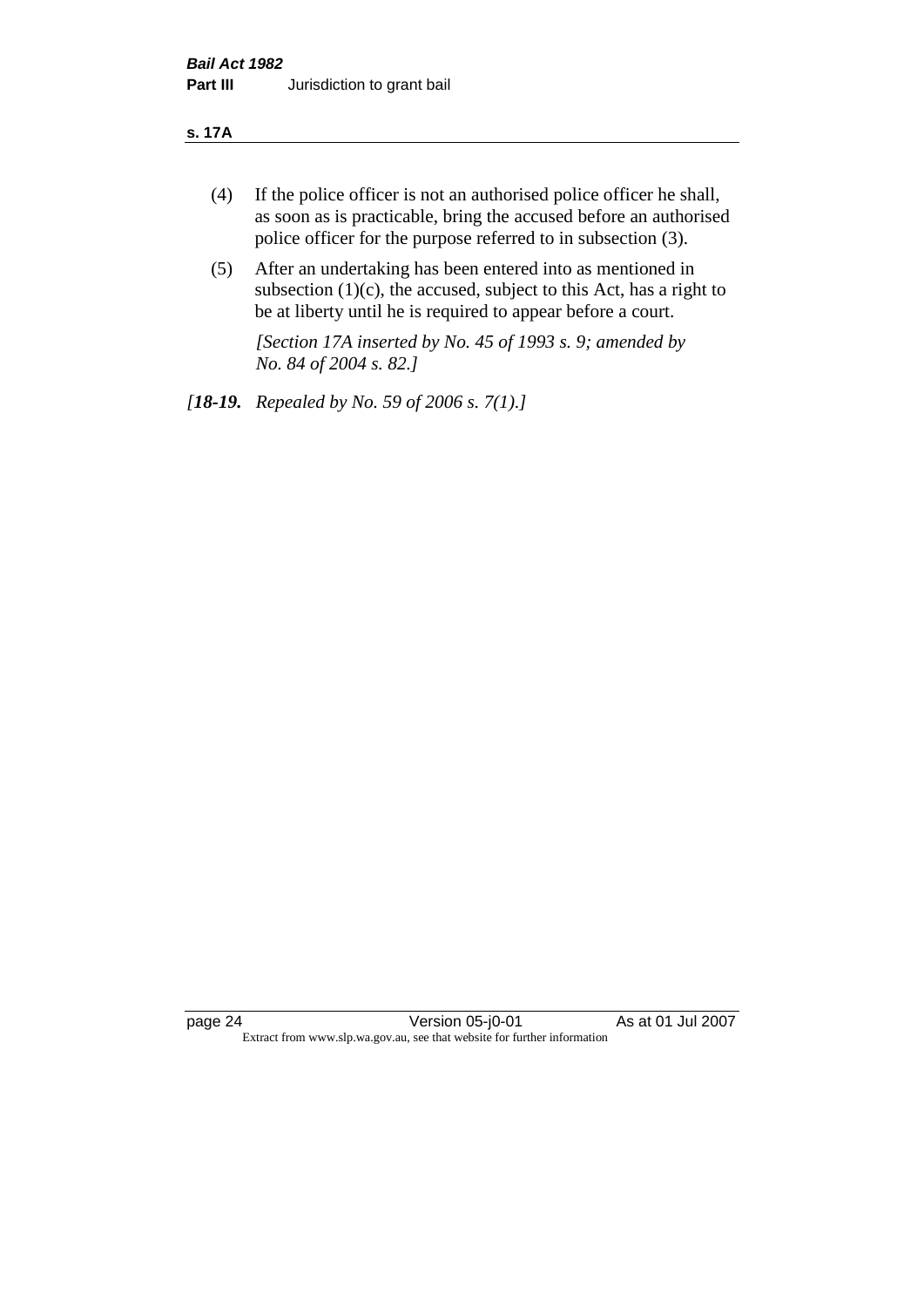(4) If the police officer is not an authorised police officer he shall, as soon as is practicable, bring the accused before an authorised police officer for the purpose referred to in subsection (3).

(5) After an undertaking has been entered into as mentioned in subsection (1)(c), the accused, subject to this Act, has a right to be at liberty until he is required to appear before a court.

*[Section 17A inserted by No. 45 of 1993 s. 9; amended by No. 84 of 2004 s. 82.]*

*[**18-19.** Repealed by No. 59 of 2006 s. 7(1).]*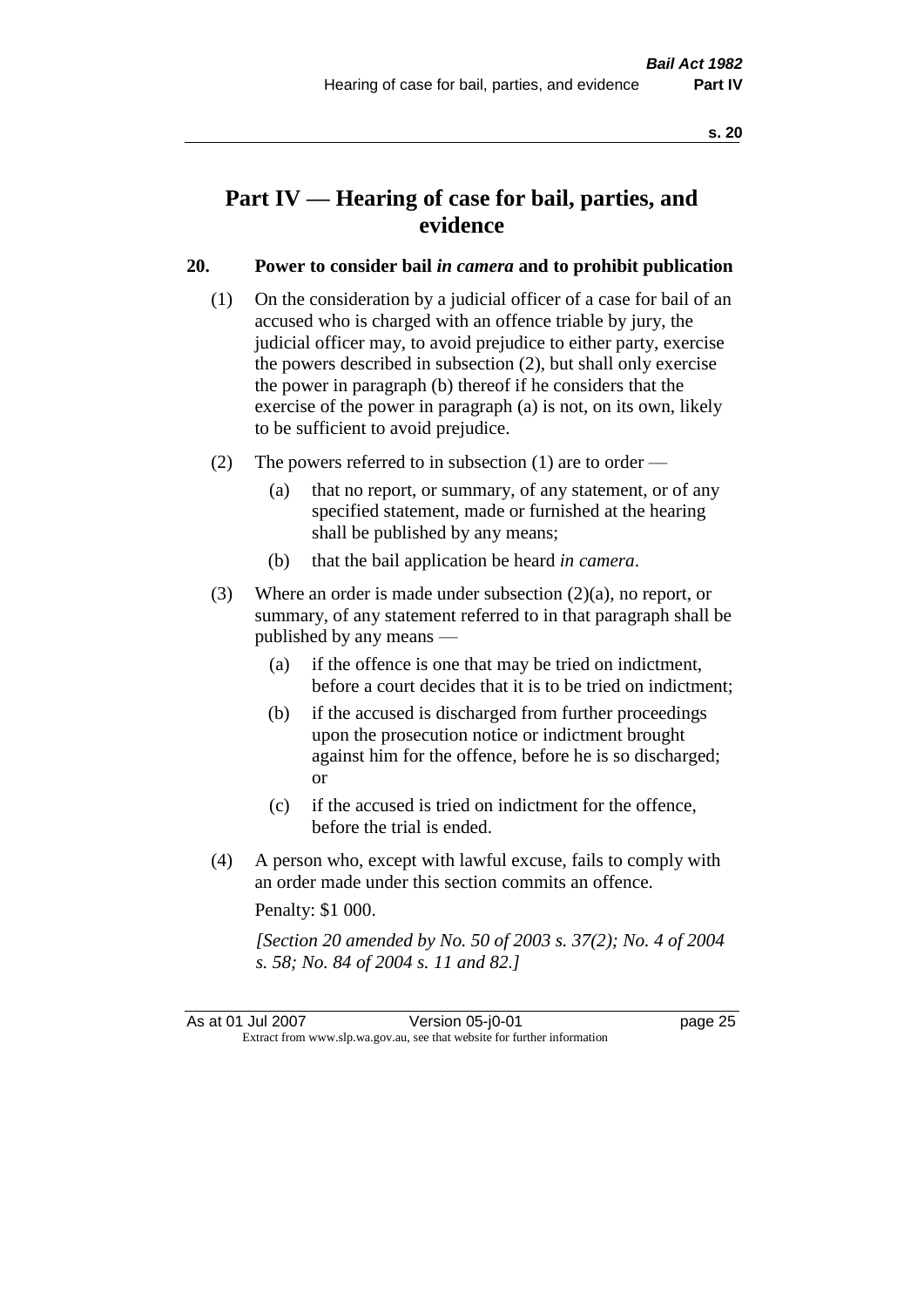# Part IV — Hearing of case for bail, parties, and evidence

## 20. Power to consider bail *in camera* and to prohibit publication

(1) On the consideration by a judicial officer of a case for bail of an accused who is charged with an offence triable by jury, the judicial officer may, to avoid prejudice to either party, exercise the powers described in subsection (2), but shall only exercise the power in paragraph (b) thereof if he considers that the exercise of the power in paragraph (a) is not, on its own, likely to be sufficient to avoid prejudice.

(2) The powers referred to in subsection (1) are to order —

- (a) that no report, or summary, of any statement, or of any specified statement, made or furnished at the hearing shall be published by any means;
- (b) that the bail application be heard *in camera*.

(3) Where an order is made under subsection (2)(a), no report, or summary, of any statement referred to in that paragraph shall be published by any means —

- (a) if the offence is one that may be tried on indictment, before a court decides that it is to be tried on indictment;
- (b) if the accused is discharged from further proceedings upon the prosecution notice or indictment brought against him for the offence, before he is so discharged; or
- (c) if the accused is tried on indictment for the offence, before the trial is ended.

(4) A person who, except with lawful excuse, fails to comply with an order made under this section commits an offence.

Penalty: $1 000.

*[Section 20 amended by No. 50 of 2003 s. 37(2); No. 4 of 2004 s. 58; No. 84 of 2004 s. 11 and 82.]*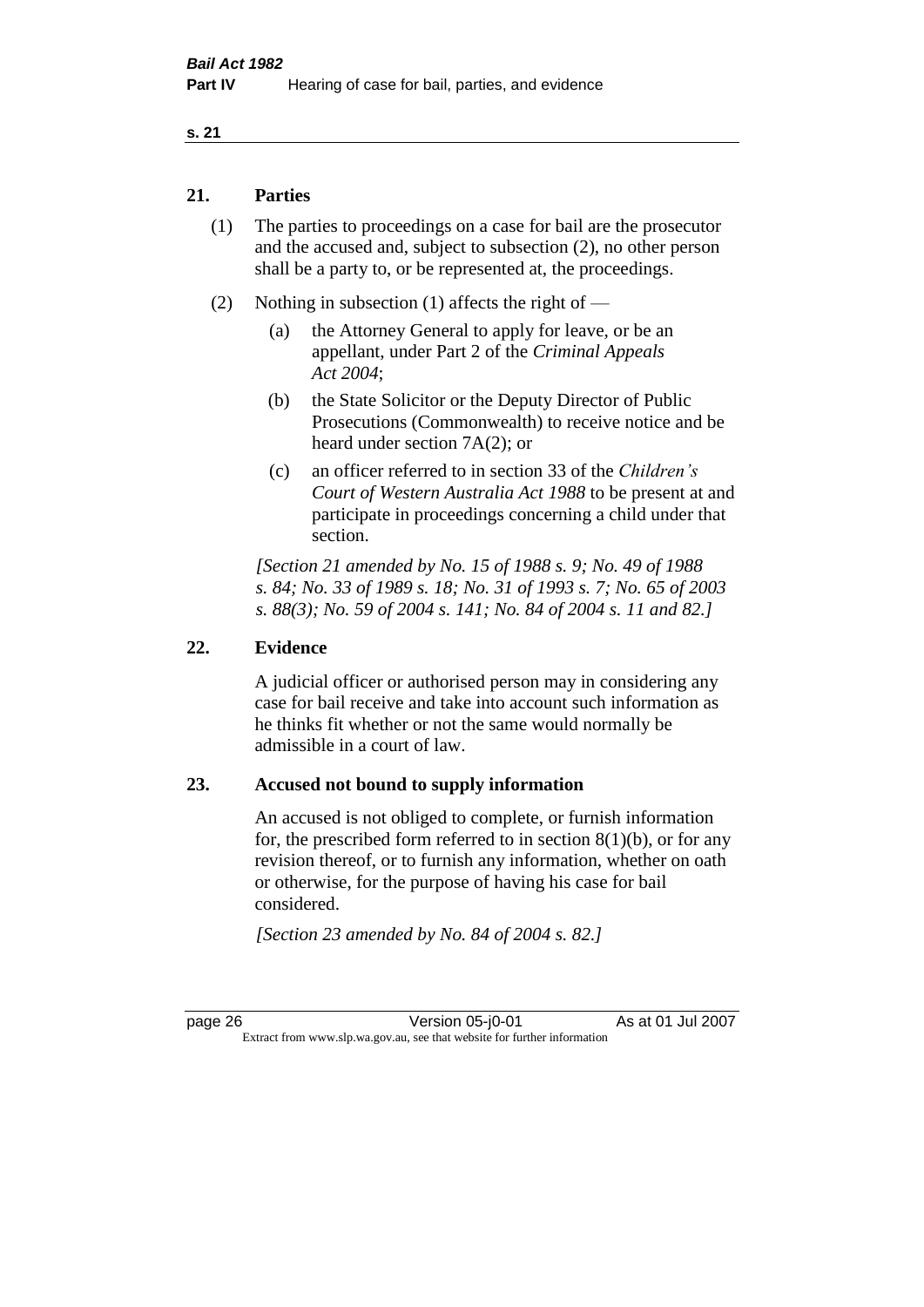## 21. Parties

(1) The parties to proceedings on a case for bail are the prosecutor and the accused and, subject to subsection (2), no other person shall be a party to, or be represented at, the proceedings.

(2) Nothing in subsection (1) affects the right of —

(a) the Attorney General to apply for leave, or be an appellant, under Part 2 of the *Criminal Appeals Act 2004*;

(b) the State Solicitor or the Deputy Director of Public Prosecutions (Commonwealth) to receive notice and be heard under section 7A(2); or

(c) an officer referred to in section 33 of the *Children's Court of Western Australia Act 1988* to be present at and participate in proceedings concerning a child under that section.

*[Section 21 amended by No. 15 of 1988 s. 9; No. 49 of 1988 s. 84; No. 33 of 1989 s. 18; No. 31 of 1993 s. 7; No. 65 of 2003 s. 88(3); No. 59 of 2004 s. 141; No. 84 of 2004 s. 11 and 82.]*

## 22. Evidence

A judicial officer or authorised person may in considering any case for bail receive and take into account such information as he thinks fit whether or not the same would normally be admissible in a court of law.

## 23. Accused not bound to supply information

An accused is not obliged to complete, or furnish information for, the prescribed form referred to in section 8(1)(b), or for any revision thereof, or to furnish any information, whether on oath or otherwise, for the purpose of having his case for bail considered.

*[Section 23 amended by No. 84 of 2004 s. 82.]*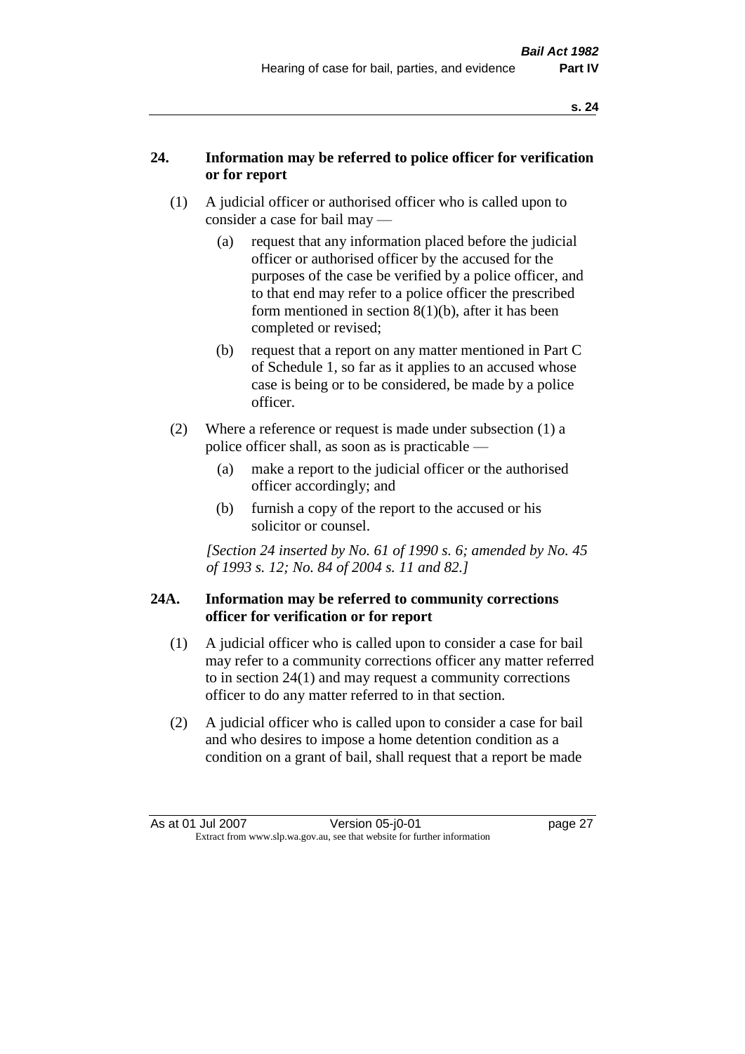## 24. Information may be referred to police officer for verification or for report

(1) A judicial officer or authorised officer who is called upon to consider a case for bail may —

(a) request that any information placed before the judicial officer or authorised officer by the accused for the purposes of the case be verified by a police officer, and to that end may refer to a police officer the prescribed form mentioned in section 8(1)(b), after it has been completed or revised;

(b) request that a report on any matter mentioned in Part C of Schedule 1, so far as it applies to an accused whose case is being or to be considered, be made by a police officer.

(2) Where a reference or request is made under subsection (1) a police officer shall, as soon as is practicable —

(a) make a report to the judicial officer or the authorised officer accordingly; and

(b) furnish a copy of the report to the accused or his solicitor or counsel.

*[Section 24 inserted by No. 61 of 1990 s. 6; amended by No. 45 of 1993 s. 12; No. 84 of 2004 s. 11 and 82.]*

## 24A. Information may be referred to community corrections officer for verification or for report

(1) A judicial officer who is called upon to consider a case for bail may refer to a community corrections officer any matter referred to in section 24(1) and may request a community corrections officer to do any matter referred to in that section.

(2) A judicial officer who is called upon to consider a case for bail and who desires to impose a home detention condition as a condition on a grant of bail, shall request that a report be made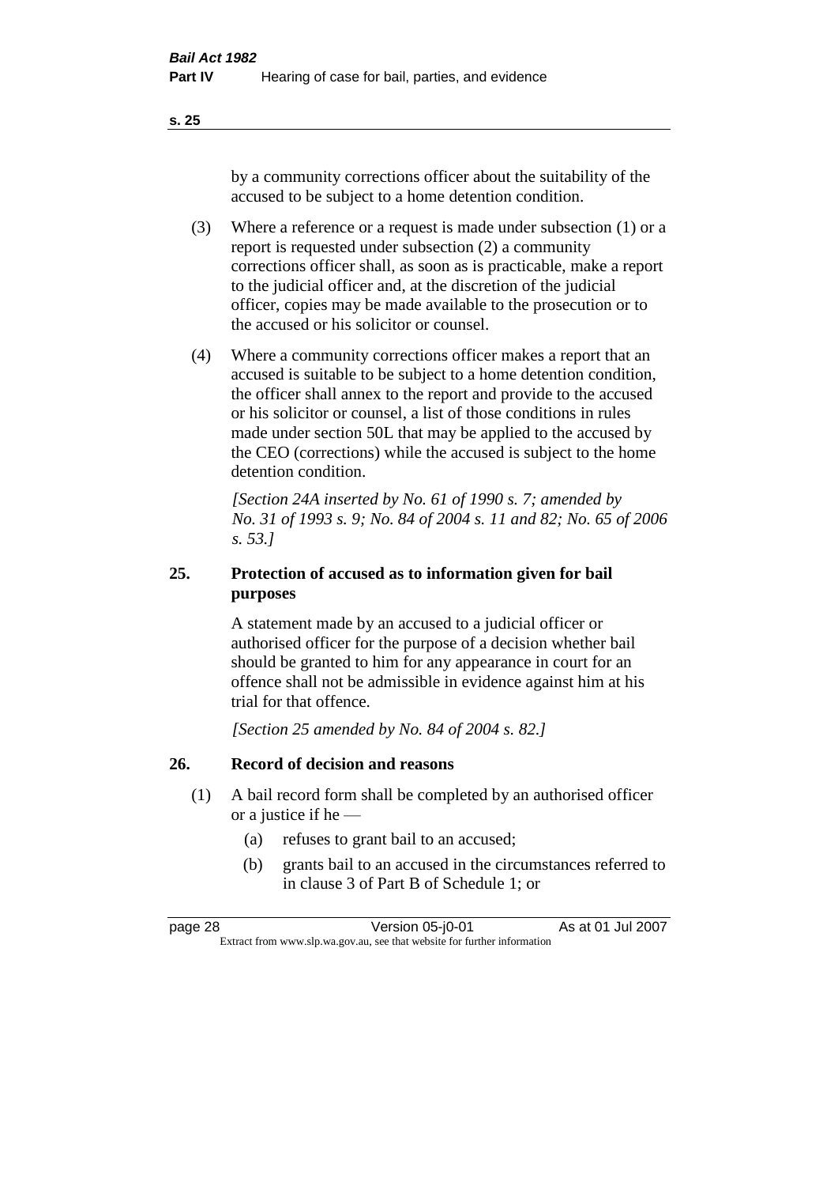by a community corrections officer about the suitability of the accused to be subject to a home detention condition.

(3) Where a reference or a request is made under subsection (1) or a report is requested under subsection (2) a community corrections officer shall, as soon as is practicable, make a report to the judicial officer and, at the discretion of the judicial officer, copies may be made available to the prosecution or to the accused or his solicitor or counsel.

(4) Where a community corrections officer makes a report that an accused is suitable to be subject to a home detention condition, the officer shall annex to the report and provide to the accused or his solicitor or counsel, a list of those conditions in rules made under section 50L that may be applied to the accused by the CEO (corrections) while the accused is subject to the home detention condition.

*[Section 24A inserted by No. 61 of 1990 s. 7; amended by No. 31 of 1993 s. 9; No. 84 of 2004 s. 11 and 82; No. 65 of 2006 s. 53.]*

## 25. Protection of accused as to information given for bail purposes

A statement made by an accused to a judicial officer or authorised officer for the purpose of a decision whether bail should be granted to him for any appearance in court for an offence shall not be admissible in evidence against him at his trial for that offence.

*[Section 25 amended by No. 84 of 2004 s. 82.]*

## 26. Record of decision and reasons

(1) A bail record form shall be completed by an authorised officer or a justice if he —

- (a) refuses to grant bail to an accused;
- (b) grants bail to an accused in the circumstances referred to in clause 3 of Part B of Schedule 1; or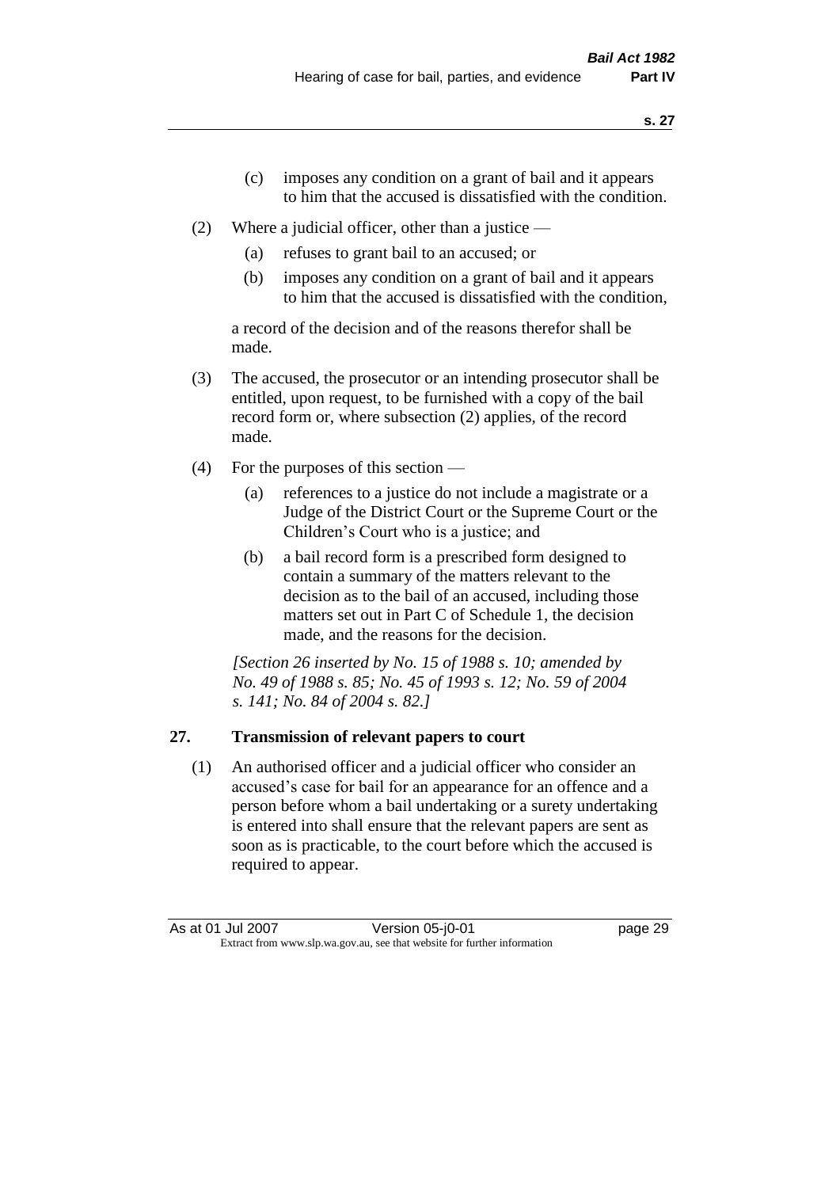(c) imposes any condition on a grant of bail and it appears to him that the accused is dissatisfied with the condition.

(2) Where a judicial officer, other than a justice —

(a) refuses to grant bail to an accused; or

(b) imposes any condition on a grant of bail and it appears to him that the accused is dissatisfied with the condition,

a record of the decision and of the reasons therefor shall be made.

(3) The accused, the prosecutor or an intending prosecutor shall be entitled, upon request, to be furnished with a copy of the bail record form or, where subsection (2) applies, of the record made.

(4) For the purposes of this section —

(a) references to a justice do not include a magistrate or a Judge of the District Court or the Supreme Court or the Children's Court who is a justice; and

(b) a bail record form is a prescribed form designed to contain a summary of the matters relevant to the decision as to the bail of an accused, including those matters set out in Part C of Schedule 1, the decision made, and the reasons for the decision.

*[Section 26 inserted by No. 15 of 1988 s. 10; amended by No. 49 of 1988 s. 85; No. 45 of 1993 s. 12; No. 59 of 2004 s. 141; No. 84 of 2004 s. 82.]*

## 27. Transmission of relevant papers to court

(1) An authorised officer and a judicial officer who consider an accused's case for bail for an appearance for an offence and a person before whom a bail undertaking or a surety undertaking is entered into shall ensure that the relevant papers are sent as soon as is practicable, to the court before which the accused is required to appear.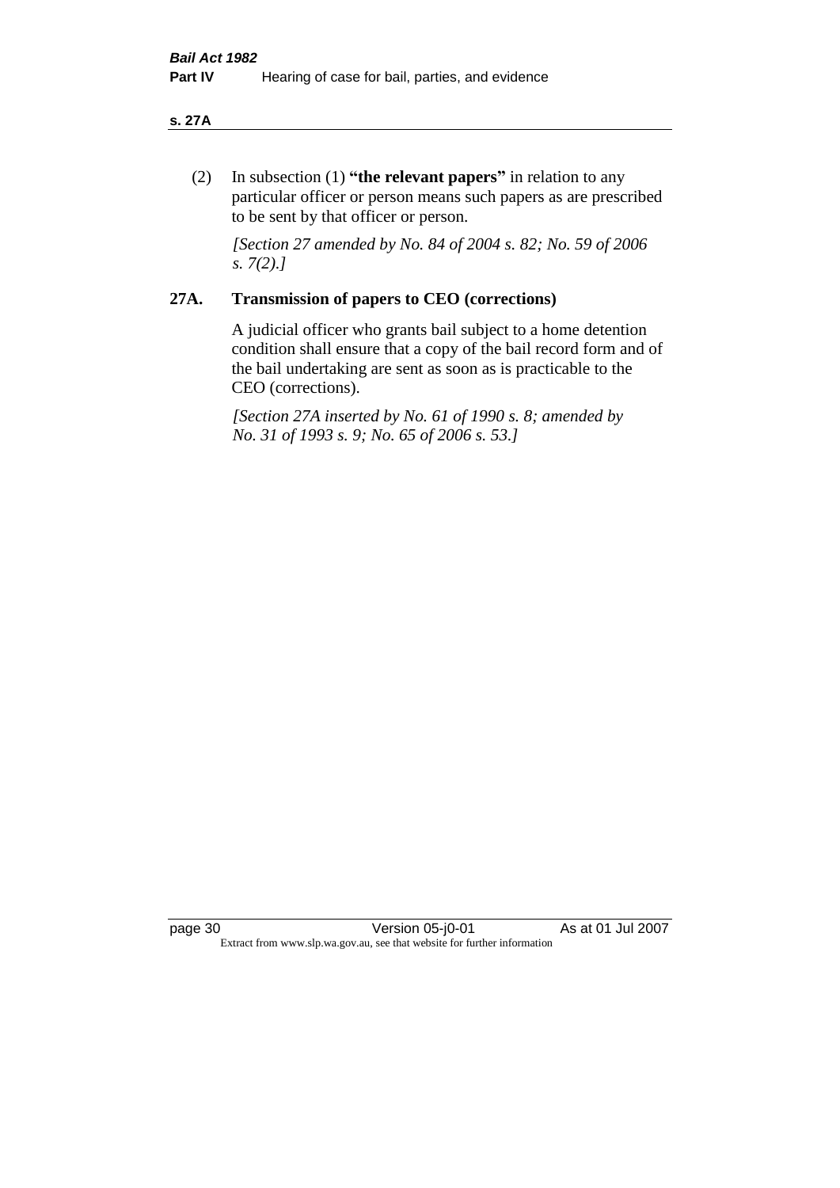(2) In subsection (1) **"the relevant papers"** in relation to any particular officer or person means such papers as are prescribed to be sent by that officer or person.

*[Section 27 amended by No. 84 of 2004 s. 82; No. 59 of 2006 s. 7(2).]*

## 27A. Transmission of papers to CEO (corrections)

A judicial officer who grants bail subject to a home detention condition shall ensure that a copy of the bail record form and of the bail undertaking are sent as soon as is practicable to the CEO (corrections).

*[Section 27A inserted by No. 61 of 1990 s. 8; amended by No. 31 of 1993 s. 9; No. 65 of 2006 s. 53.]*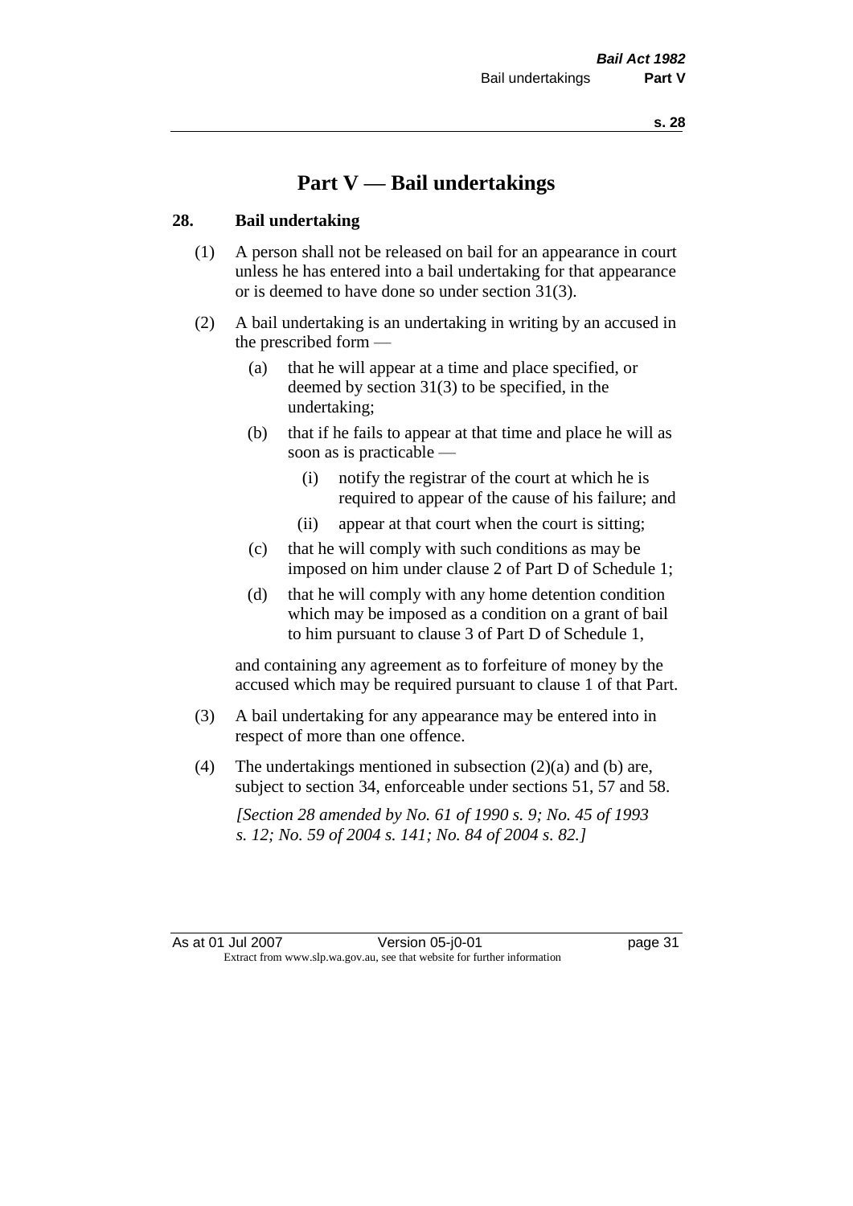# Part V — Bail undertakings

## 28. Bail undertaking

(1) A person shall not be released on bail for an appearance in court unless he has entered into a bail undertaking for that appearance or is deemed to have done so under section 31(3).

(2) A bail undertaking is an undertaking in writing by an accused in the prescribed form —

- (a) that he will appear at a time and place specified, or deemed by section 31(3) to be specified, in the undertaking;
- (b) that if he fails to appear at that time and place he will as soon as is practicable —
  - (i) notify the registrar of the court at which he is required to appear of the cause of his failure; and
  - (ii) appear at that court when the court is sitting;
- (c) that he will comply with such conditions as may be imposed on him under clause 2 of Part D of Schedule 1;
- (d) that he will comply with any home detention condition which may be imposed as a condition on a grant of bail to him pursuant to clause 3 of Part D of Schedule 1,

and containing any agreement as to forfeiture of money by the accused which may be required pursuant to clause 1 of that Part.

(3) A bail undertaking for any appearance may be entered into in respect of more than one offence.

(4) The undertakings mentioned in subsection (2)(a) and (b) are, subject to section 34, enforceable under sections 51, 57 and 58.

*[Section 28 amended by No. 61 of 1990 s. 9; No. 45 of 1993 s. 12; No. 59 of 2004 s. 141; No. 84 of 2004 s. 82.]*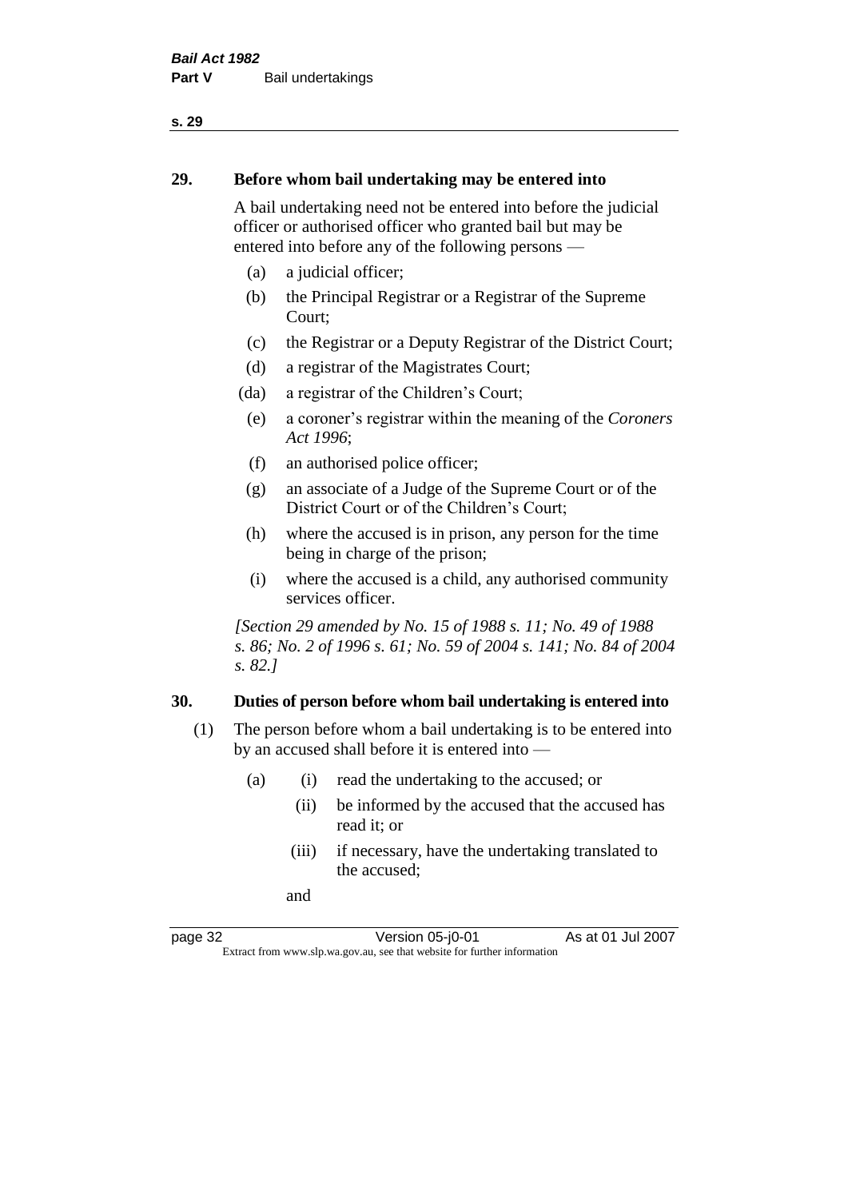## 29. Before whom bail undertaking may be entered into

A bail undertaking need not be entered into before the judicial officer or authorised officer who granted bail but may be entered into before any of the following persons —

- (a) a judicial officer;
- (b) the Principal Registrar or a Registrar of the Supreme Court;
- (c) the Registrar or a Deputy Registrar of the District Court;
- (d) a registrar of the Magistrates Court;
- (da) a registrar of the Children's Court;
- (e) a coroner's registrar within the meaning of the *Coroners Act 1996*;
- (f) an authorised police officer;
- (g) an associate of a Judge of the Supreme Court or of the District Court or of the Children's Court;
- (h) where the accused is in prison, any person for the time being in charge of the prison;
- (i) where the accused is a child, any authorised community services officer.

*[Section 29 amended by No. 15 of 1988 s. 11; No. 49 of 1988 s. 86; No. 2 of 1996 s. 61; No. 59 of 2004 s. 141; No. 84 of 2004 s. 82.]*

## 30. Duties of person before whom bail undertaking is entered into

(1) The person before whom a bail undertaking is to be entered into by an accused shall before it is entered into —

- (a) (i) read the undertaking to the accused; or
  - (ii) be informed by the accused that the accused has read it; or
  - (iii) if necessary, have the undertaking translated to the accused;

  and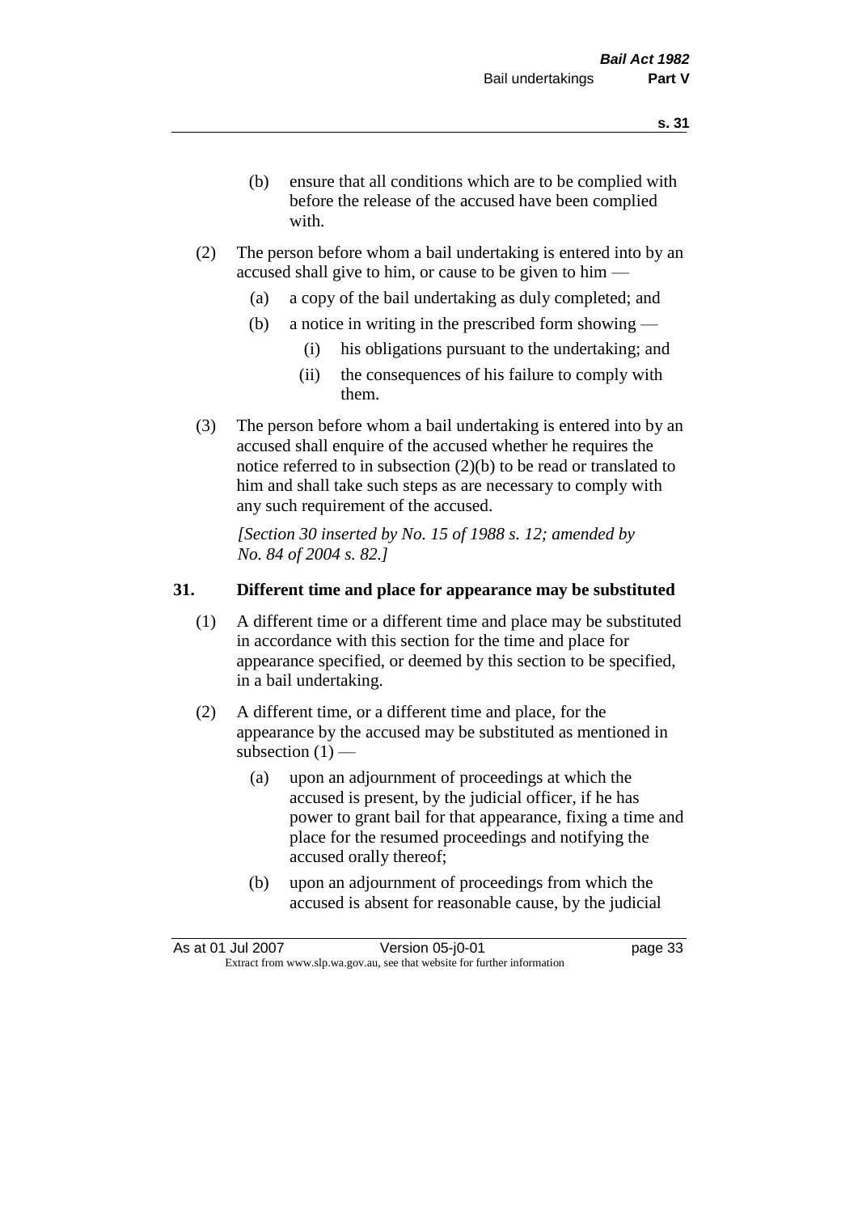(b) ensure that all conditions which are to be complied with before the release of the accused have been complied with.

(2) The person before whom a bail undertaking is entered into by an accused shall give to him, or cause to be given to him —

(a) a copy of the bail undertaking as duly completed; and

(b) a notice in writing in the prescribed form showing —

(i) his obligations pursuant to the undertaking; and

(ii) the consequences of his failure to comply with them.

(3) The person before whom a bail undertaking is entered into by an accused shall enquire of the accused whether he requires the notice referred to in subsection (2)(b) to be read or translated to him and shall take such steps as are necessary to comply with any such requirement of the accused.

*[Section 30 inserted by No. 15 of 1988 s. 12; amended by No. 84 of 2004 s. 82.]*

### 31. Different time and place for appearance may be substituted

(1) A different time or a different time and place may be substituted in accordance with this section for the time and place for appearance specified, or deemed by this section to be specified, in a bail undertaking.

(2) A different time, or a different time and place, for the appearance by the accused may be substituted as mentioned in subsection (1) —

(a) upon an adjournment of proceedings at which the accused is present, by the judicial officer, if he has power to grant bail for that appearance, fixing a time and place for the resumed proceedings and notifying the accused orally thereof;

(b) upon an adjournment of proceedings from which the accused is absent for reasonable cause, by the judicial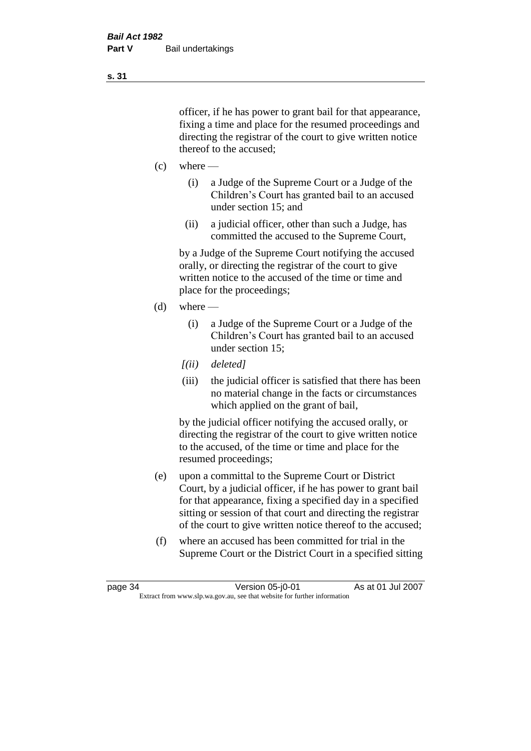officer, if he has power to grant bail for that appearance, fixing a time and place for the resumed proceedings and directing the registrar of the court to give written notice thereof to the accused;

(c) where —

(i) a Judge of the Supreme Court or a Judge of the Children's Court has granted bail to an accused under section 15; and

(ii) a judicial officer, other than such a Judge, has committed the accused to the Supreme Court,

by a Judge of the Supreme Court notifying the accused orally, or directing the registrar of the court to give written notice to the accused of the time or time and place for the proceedings;

(d) where —

(i) a Judge of the Supreme Court or a Judge of the Children's Court has granted bail to an accused under section 15;

*[(ii) deleted]*

(iii) the judicial officer is satisfied that there has been no material change in the facts or circumstances which applied on the grant of bail,

by the judicial officer notifying the accused orally, or directing the registrar of the court to give written notice to the accused, of the time or time and place for the resumed proceedings;

(e) upon a committal to the Supreme Court or District Court, by a judicial officer, if he has power to grant bail for that appearance, fixing a specified day in a specified sitting or session of that court and directing the registrar of the court to give written notice thereof to the accused;

(f) where an accused has been committed for trial in the Supreme Court or the District Court in a specified sitting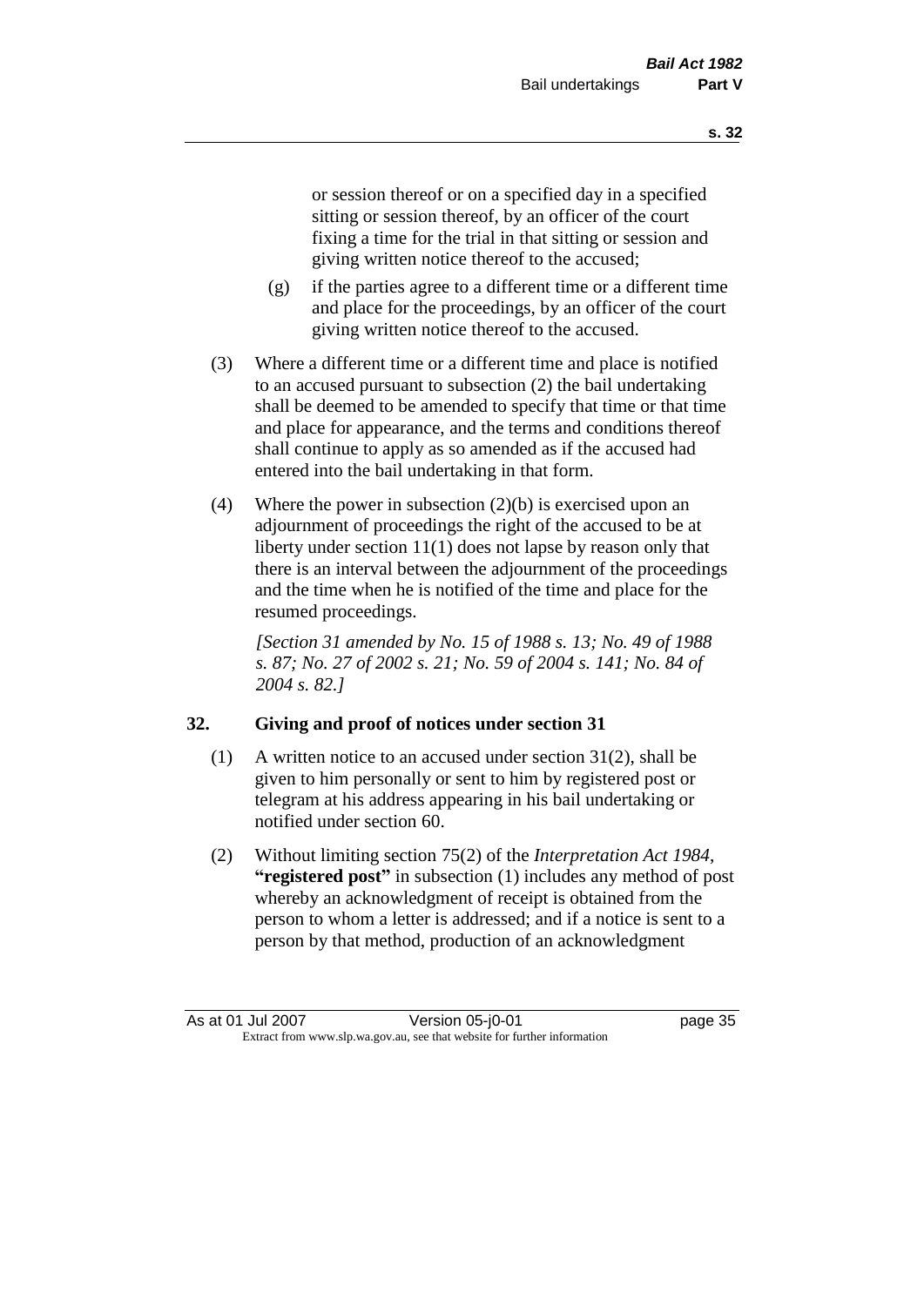or session thereof or on a specified day in a specified sitting or session thereof, by an officer of the court fixing a time for the trial in that sitting or session and giving written notice thereof to the accused;

(g) if the parties agree to a different time or a different time and place for the proceedings, by an officer of the court giving written notice thereof to the accused.

(3) Where a different time or a different time and place is notified to an accused pursuant to subsection (2) the bail undertaking shall be deemed to be amended to specify that time or that time and place for appearance, and the terms and conditions thereof shall continue to apply as so amended as if the accused had entered into the bail undertaking in that form.

(4) Where the power in subsection (2)(b) is exercised upon an adjournment of proceedings the right of the accused to be at liberty under section 11(1) does not lapse by reason only that there is an interval between the adjournment of the proceedings and the time when he is notified of the time and place for the resumed proceedings.

*[Section 31 amended by No. 15 of 1988 s. 13; No. 49 of 1988 s. 87; No. 27 of 2002 s. 21; No. 59 of 2004 s. 141; No. 84 of 2004 s. 82.]*

## 32. Giving and proof of notices under section 31

(1) A written notice to an accused under section 31(2), shall be given to him personally or sent to him by registered post or telegram at his address appearing in his bail undertaking or notified under section 60.

(2) Without limiting section 75(2) of the *Interpretation Act 1984*, **"registered post"** in subsection (1) includes any method of post whereby an acknowledgment of receipt is obtained from the person to whom a letter is addressed; and if a notice is sent to a person by that method, production of an acknowledgment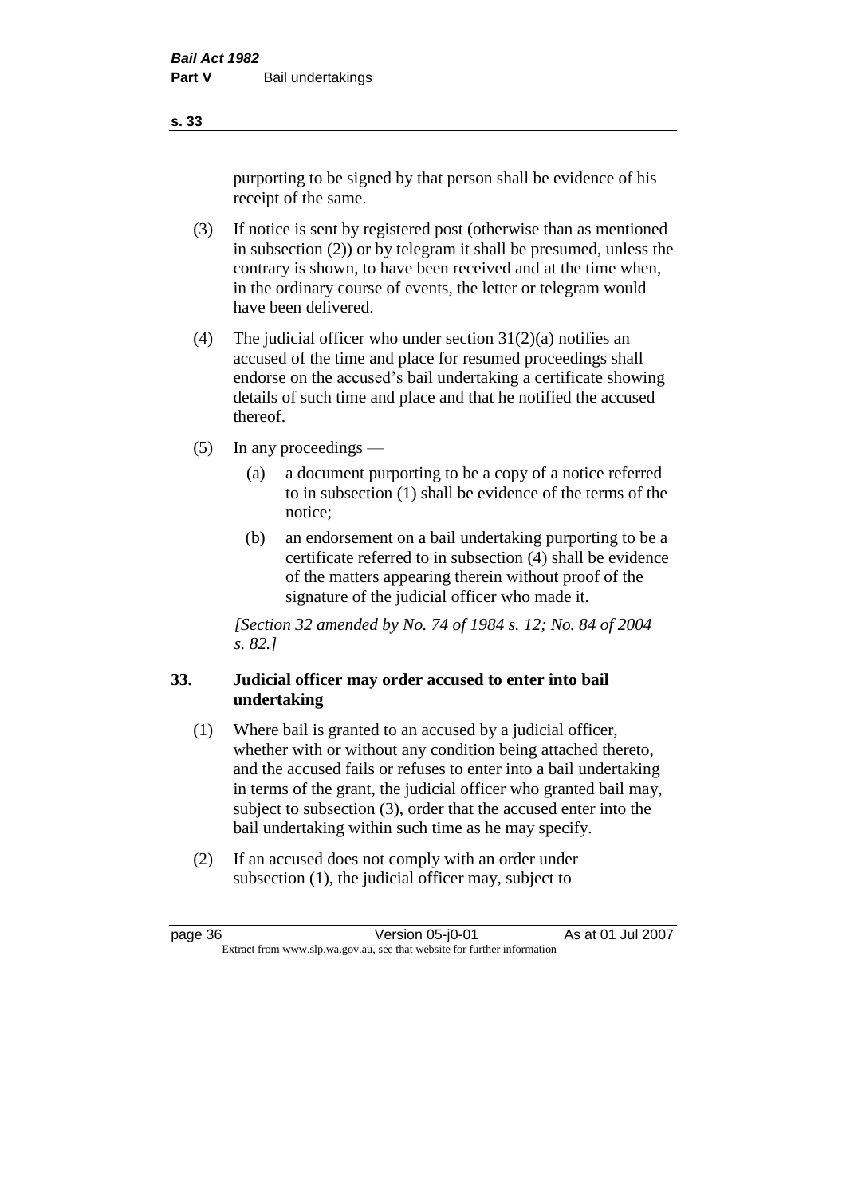purporting to be signed by that person shall be evidence of his receipt of the same.

(3) If notice is sent by registered post (otherwise than as mentioned in subsection (2)) or by telegram it shall be presumed, unless the contrary is shown, to have been received and at the time when, in the ordinary course of events, the letter or telegram would have been delivered.

(4) The judicial officer who under section 31(2)(a) notifies an accused of the time and place for resumed proceedings shall endorse on the accused's bail undertaking a certificate showing details of such time and place and that he notified the accused thereof.

(5) In any proceedings —

(a) a document purporting to be a copy of a notice referred to in subsection (1) shall be evidence of the terms of the notice;

(b) an endorsement on a bail undertaking purporting to be a certificate referred to in subsection (4) shall be evidence of the matters appearing therein without proof of the signature of the judicial officer who made it.

*[Section 32 amended by No. 74 of 1984 s. 12; No. 84 of 2004 s. 82.]*

### 33. Judicial officer may order accused to enter into bail undertaking

(1) Where bail is granted to an accused by a judicial officer, whether with or without any condition being attached thereto, and the accused fails or refuses to enter into a bail undertaking in terms of the grant, the judicial officer who granted bail may, subject to subsection (3), order that the accused enter into the bail undertaking within such time as he may specify.

(2) If an accused does not comply with an order under subsection (1), the judicial officer may, subject to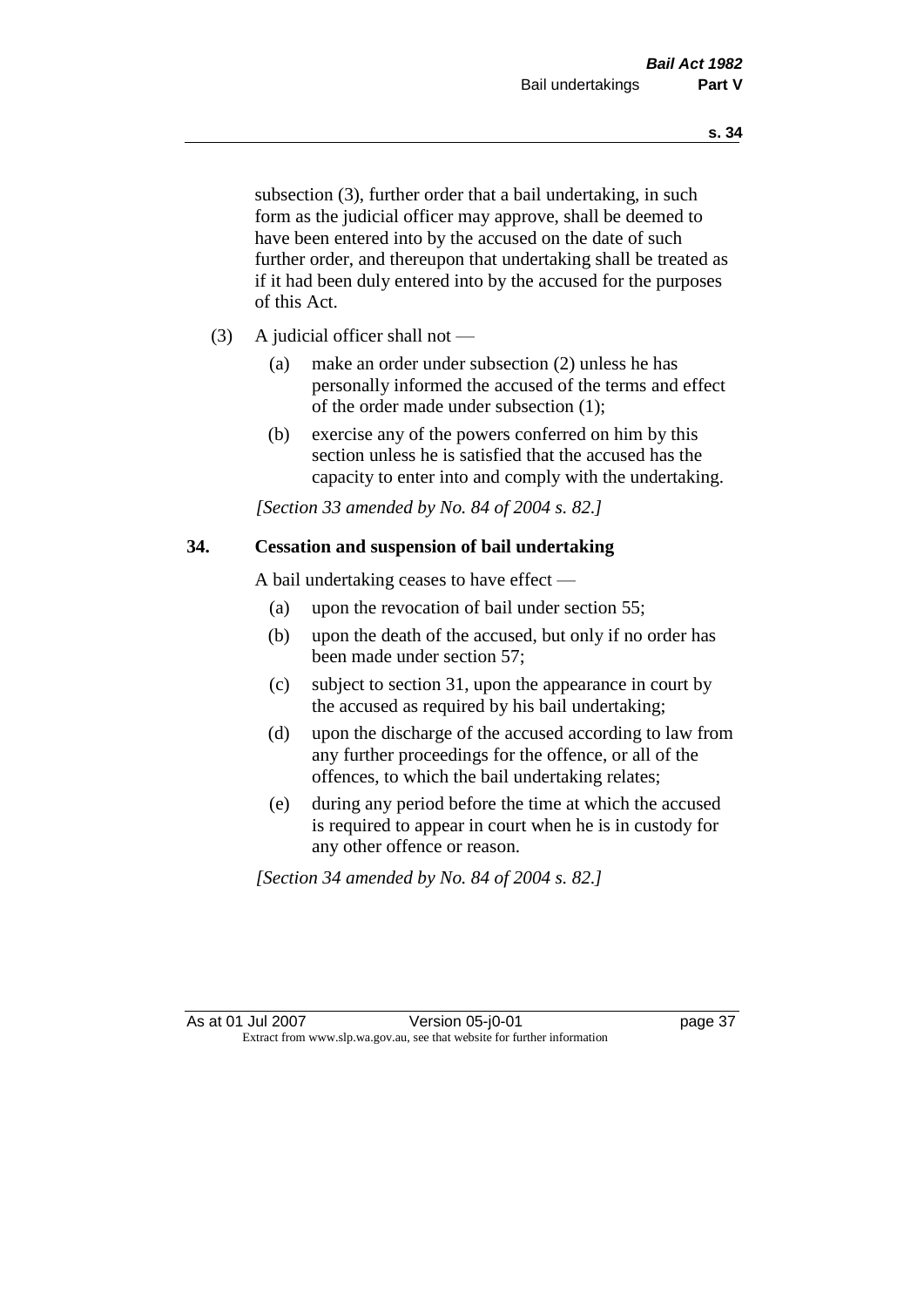subsection (3), further order that a bail undertaking, in such form as the judicial officer may approve, shall be deemed to have been entered into by the accused on the date of such further order, and thereupon that undertaking shall be treated as if it had been duly entered into by the accused for the purposes of this Act.

(3) A judicial officer shall not —

(a) make an order under subsection (2) unless he has personally informed the accused of the terms and effect of the order made under subsection (1);

(b) exercise any of the powers conferred on him by this section unless he is satisfied that the accused has the capacity to enter into and comply with the undertaking.

*[Section 33 amended by No. 84 of 2004 s. 82.]*

### 34. Cessation and suspension of bail undertaking

A bail undertaking ceases to have effect —

(a) upon the revocation of bail under section 55;

(b) upon the death of the accused, but only if no order has been made under section 57;

(c) subject to section 31, upon the appearance in court by the accused as required by his bail undertaking;

(d) upon the discharge of the accused according to law from any further proceedings for the offence, or all of the offences, to which the bail undertaking relates;

(e) during any period before the time at which the accused is required to appear in court when he is in custody for any other offence or reason.

*[Section 34 amended by No. 84 of 2004 s. 82.]*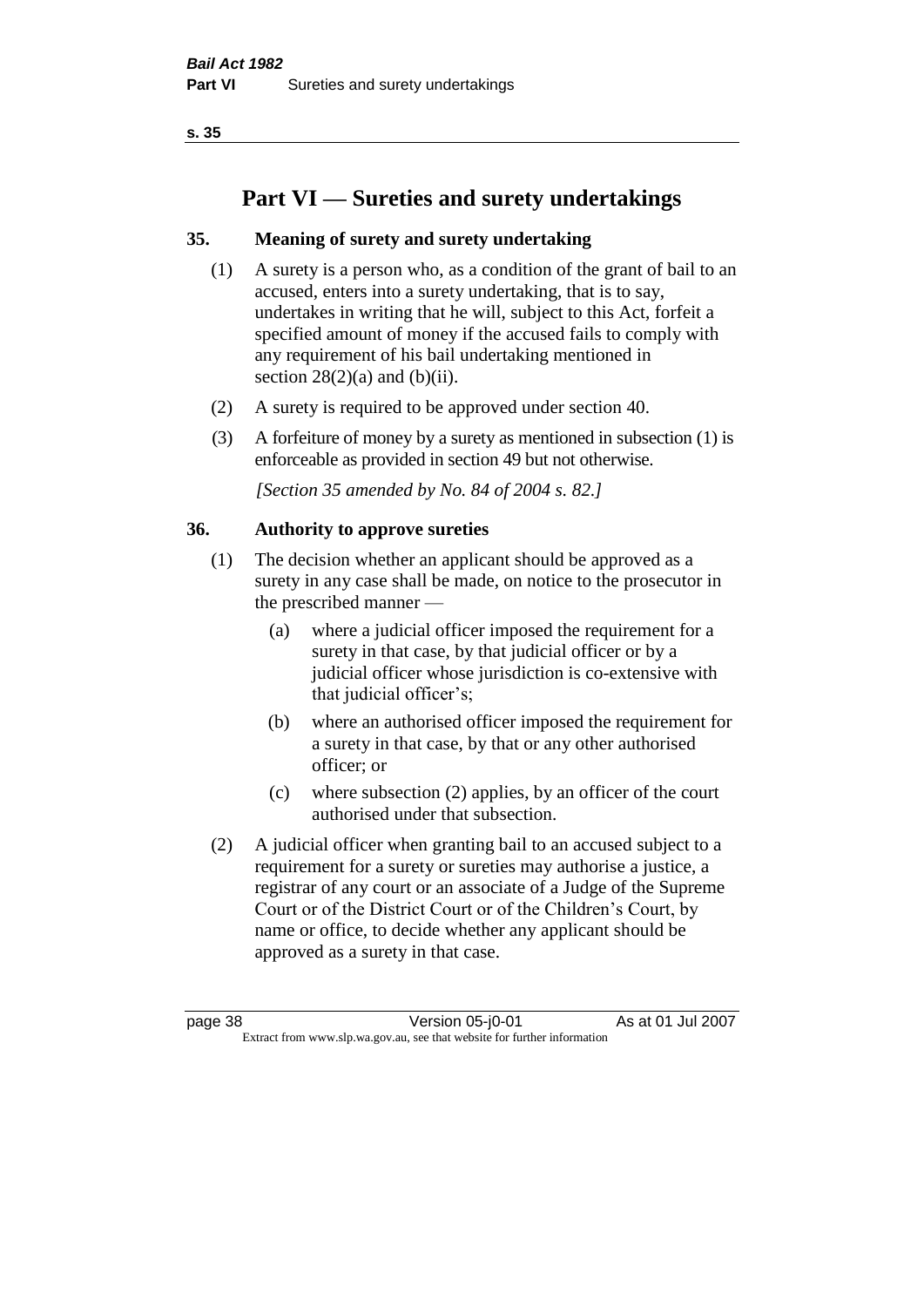# Part VI — Sureties and surety undertakings

## 35. Meaning of surety and surety undertaking

(1) A surety is a person who, as a condition of the grant of bail to an accused, enters into a surety undertaking, that is to say, undertakes in writing that he will, subject to this Act, forfeit a specified amount of money if the accused fails to comply with any requirement of his bail undertaking mentioned in section 28(2)(a) and (b)(ii).

(2) A surety is required to be approved under section 40.

(3) A forfeiture of money by a surety as mentioned in subsection (1) is enforceable as provided in section 49 but not otherwise.

*[Section 35 amended by No. 84 of 2004 s. 82.]*

## 36. Authority to approve sureties

(1) The decision whether an applicant should be approved as a surety in any case shall be made, on notice to the prosecutor in the prescribed manner —

- (a) where a judicial officer imposed the requirement for a surety in that case, by that judicial officer or by a judicial officer whose jurisdiction is co-extensive with that judicial officer's;
- (b) where an authorised officer imposed the requirement for a surety in that case, by that or any other authorised officer; or
- (c) where subsection (2) applies, by an officer of the court authorised under that subsection.

(2) A judicial officer when granting bail to an accused subject to a requirement for a surety or sureties may authorise a justice, a registrar of any court or an associate of a Judge of the Supreme Court or of the District Court or of the Children's Court, by name or office, to decide whether any applicant should be approved as a surety in that case.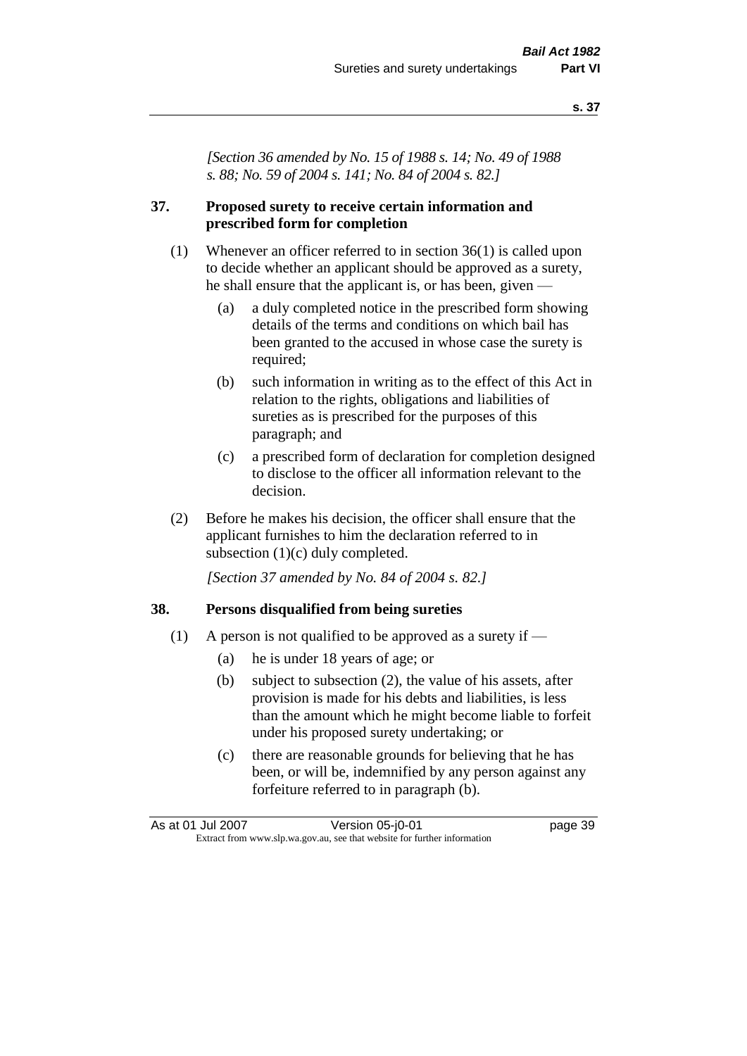*[Section 36 amended by No. 15 of 1988 s. 14; No. 49 of 1988 s. 88; No. 59 of 2004 s. 141; No. 84 of 2004 s. 82.]*

### 37. Proposed surety to receive certain information and prescribed form for completion

(1) Whenever an officer referred to in section 36(1) is called upon to decide whether an applicant should be approved as a surety, he shall ensure that the applicant is, or has been, given —

  (a) a duly completed notice in the prescribed form showing details of the terms and conditions on which bail has been granted to the accused in whose case the surety is required;

  (b) such information in writing as to the effect of this Act in relation to the rights, obligations and liabilities of sureties as is prescribed for the purposes of this paragraph; and

  (c) a prescribed form of declaration for completion designed to disclose to the officer all information relevant to the decision.

(2) Before he makes his decision, the officer shall ensure that the applicant furnishes to him the declaration referred to in subsection (1)(c) duly completed.

*[Section 37 amended by No. 84 of 2004 s. 82.]*

### 38. Persons disqualified from being sureties

(1) A person is not qualified to be approved as a surety if —

  (a) he is under 18 years of age; or

  (b) subject to subsection (2), the value of his assets, after provision is made for his debts and liabilities, is less than the amount which he might become liable to forfeit under his proposed surety undertaking; or

  (c) there are reasonable grounds for believing that he has been, or will be, indemnified by any person against any forfeiture referred to in paragraph (b).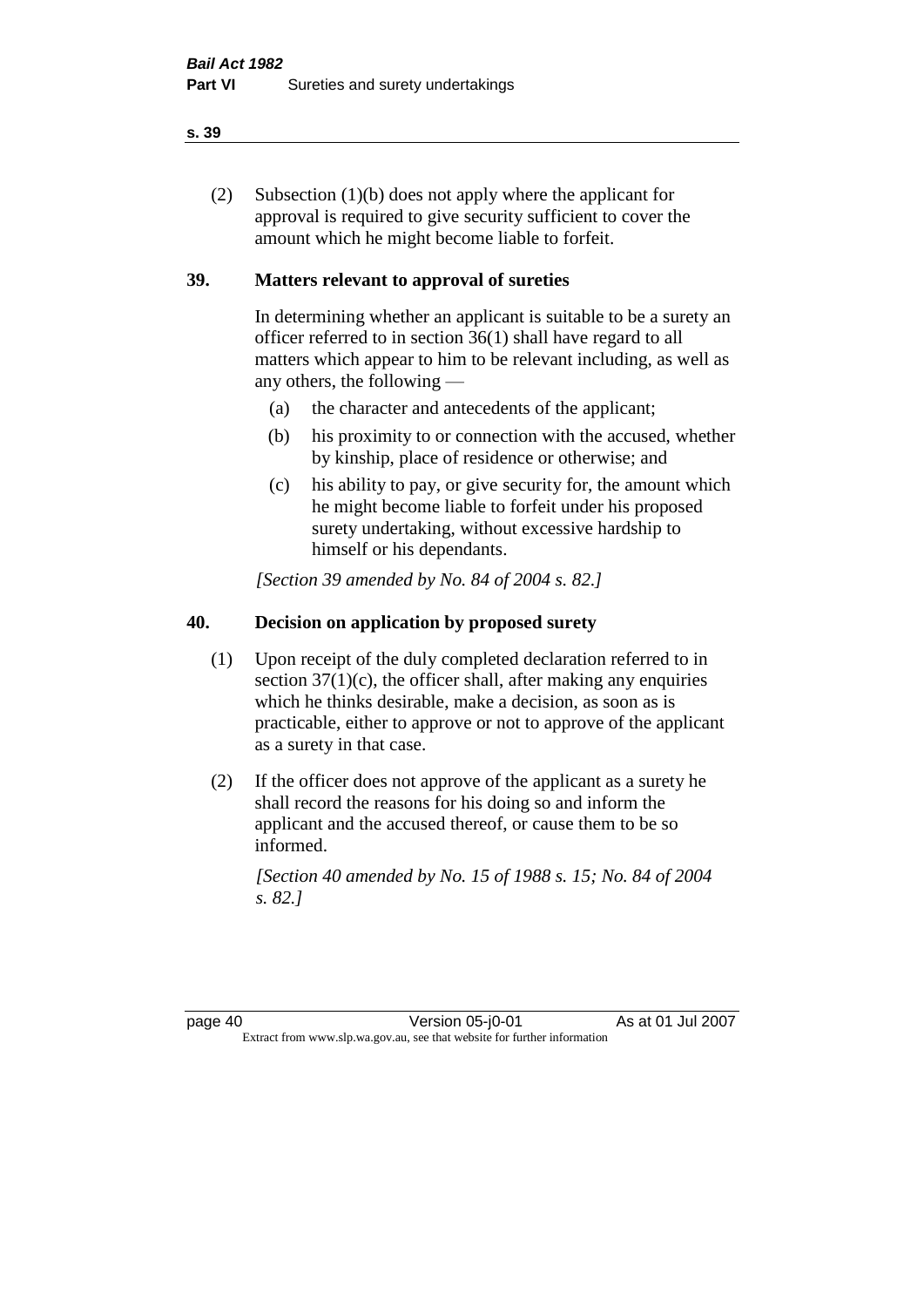(2) Subsection (1)(b) does not apply where the applicant for approval is required to give security sufficient to cover the amount which he might become liable to forfeit.

## 39. Matters relevant to approval of sureties

In determining whether an applicant is suitable to be a surety an officer referred to in section 36(1) shall have regard to all matters which appear to him to be relevant including, as well as any others, the following —

- (a) the character and antecedents of the applicant;
- (b) his proximity to or connection with the accused, whether by kinship, place of residence or otherwise; and
- (c) his ability to pay, or give security for, the amount which he might become liable to forfeit under his proposed surety undertaking, without excessive hardship to himself or his dependants.

*[Section 39 amended by No. 84 of 2004 s. 82.]*

## 40. Decision on application by proposed surety

(1) Upon receipt of the duly completed declaration referred to in section 37(1)(c), the officer shall, after making any enquiries which he thinks desirable, make a decision, as soon as is practicable, either to approve or not to approve of the applicant as a surety in that case.

(2) If the officer does not approve of the applicant as a surety he shall record the reasons for his doing so and inform the applicant and the accused thereof, or cause them to be so informed.

*[Section 40 amended by No. 15 of 1988 s. 15; No. 84 of 2004 s. 82.]*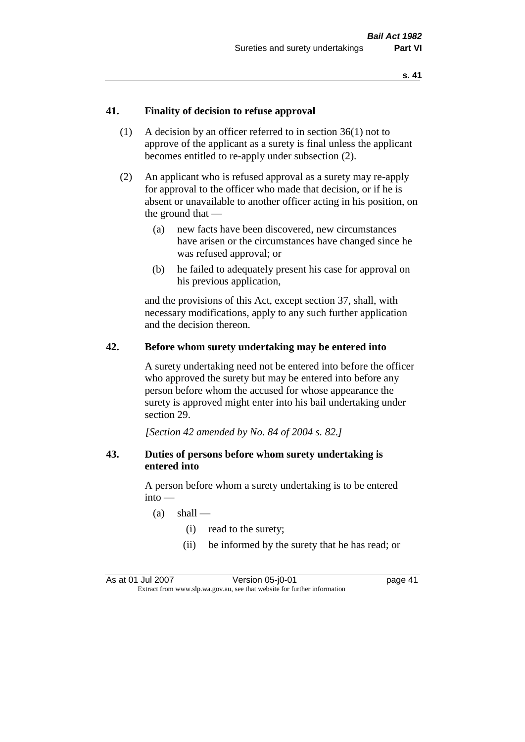## 41. Finality of decision to refuse approval

(1) A decision by an officer referred to in section 36(1) not to approve of the applicant as a surety is final unless the applicant becomes entitled to re-apply under subsection (2).

(2) An applicant who is refused approval as a surety may re-apply for approval to the officer who made that decision, or if he is absent or unavailable to another officer acting in his position, on the ground that —

  (a) new facts have been discovered, new circumstances have arisen or the circumstances have changed since he was refused approval; or

  (b) he failed to adequately present his case for approval on his previous application,

and the provisions of this Act, except section 37, shall, with necessary modifications, apply to any such further application and the decision thereon.

## 42. Before whom surety undertaking may be entered into

A surety undertaking need not be entered into before the officer who approved the surety but may be entered into before any person before whom the accused for whose appearance the surety is approved might enter into his bail undertaking under section 29.

*[Section 42 amended by No. 84 of 2004 s. 82.]*

## 43. Duties of persons before whom surety undertaking is entered into

A person before whom a surety undertaking is to be entered into —

  (a) shall —

    (i) read to the surety;

    (ii) be informed by the surety that he has read; or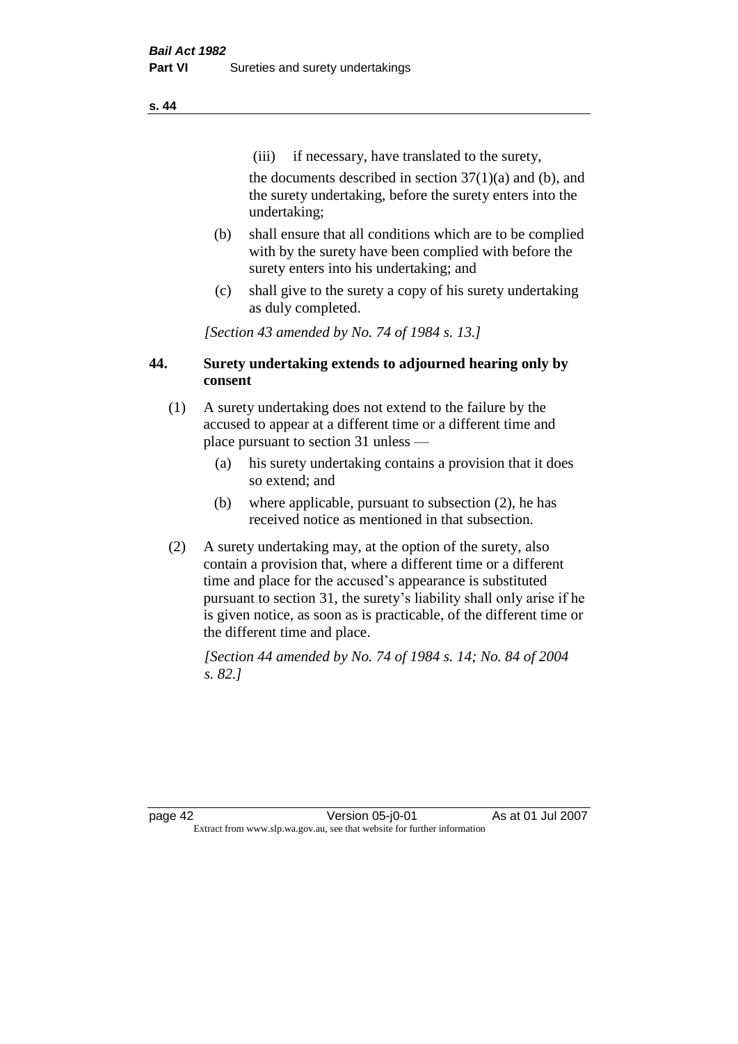(iii) if necessary, have translated to the surety,

the documents described in section 37(1)(a) and (b), and the surety undertaking, before the surety enters into the undertaking;

(b) shall ensure that all conditions which are to be complied with by the surety have been complied with before the surety enters into his undertaking; and

(c) shall give to the surety a copy of his surety undertaking as duly completed.

*[Section 43 amended by No. 74 of 1984 s. 13.]*

### 44. Surety undertaking extends to adjourned hearing only by consent

(1) A surety undertaking does not extend to the failure by the accused to appear at a different time or a different time and place pursuant to section 31 unless —

(a) his surety undertaking contains a provision that it does so extend; and

(b) where applicable, pursuant to subsection (2), he has received notice as mentioned in that subsection.

(2) A surety undertaking may, at the option of the surety, also contain a provision that, where a different time or a different time and place for the accused's appearance is substituted pursuant to section 31, the surety's liability shall only arise if he is given notice, as soon as is practicable, of the different time or the different time and place.

*[Section 44 amended by No. 74 of 1984 s. 14; No. 84 of 2004 s. 82.]*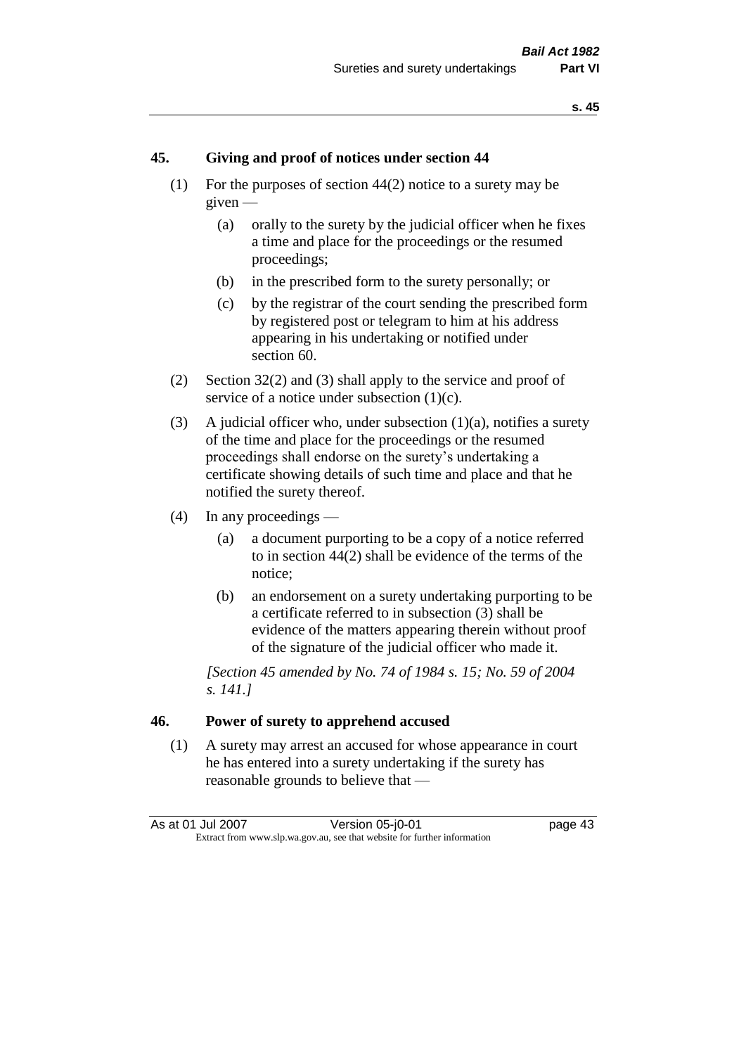## 45. Giving and proof of notices under section 44

(1) For the purposes of section 44(2) notice to a surety may be given —

  (a) orally to the surety by the judicial officer when he fixes a time and place for the proceedings or the resumed proceedings;

  (b) in the prescribed form to the surety personally; or

  (c) by the registrar of the court sending the prescribed form by registered post or telegram to him at his address appearing in his undertaking or notified under section 60.

(2) Section 32(2) and (3) shall apply to the service and proof of service of a notice under subsection (1)(c).

(3) A judicial officer who, under subsection (1)(a), notifies a surety of the time and place for the proceedings or the resumed proceedings shall endorse on the surety's undertaking a certificate showing details of such time and place and that he notified the surety thereof.

(4) In any proceedings —

  (a) a document purporting to be a copy of a notice referred to in section 44(2) shall be evidence of the terms of the notice;

  (b) an endorsement on a surety undertaking purporting to be a certificate referred to in subsection (3) shall be evidence of the matters appearing therein without proof of the signature of the judicial officer who made it.

*[Section 45 amended by No. 74 of 1984 s. 15; No. 59 of 2004 s. 141.]*

## 46. Power of surety to apprehend accused

(1) A surety may arrest an accused for whose appearance in court he has entered into a surety undertaking if the surety has reasonable grounds to believe that —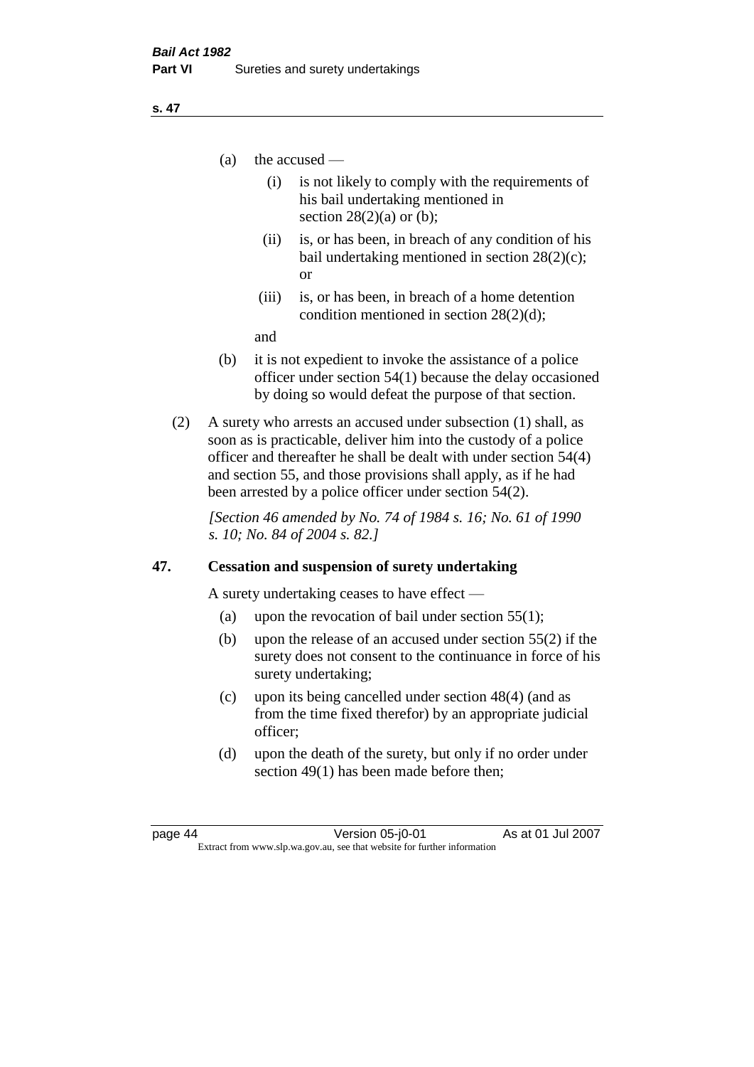(a) the accused —

(i) is not likely to comply with the requirements of his bail undertaking mentioned in section 28(2)(a) or (b);

(ii) is, or has been, in breach of any condition of his bail undertaking mentioned in section 28(2)(c); or

(iii) is, or has been, in breach of a home detention condition mentioned in section 28(2)(d);

and

(b) it is not expedient to invoke the assistance of a police officer under section 54(1) because the delay occasioned by doing so would defeat the purpose of that section.

(2) A surety who arrests an accused under subsection (1) shall, as soon as is practicable, deliver him into the custody of a police officer and thereafter he shall be dealt with under section 54(4) and section 55, and those provisions shall apply, as if he had been arrested by a police officer under section 54(2).

*[Section 46 amended by No. 74 of 1984 s. 16; No. 61 of 1990 s. 10; No. 84 of 2004 s. 82.]*

**47. Cessation and suspension of surety undertaking**

A surety undertaking ceases to have effect —

(a) upon the revocation of bail under section 55(1);

(b) upon the release of an accused under section 55(2) if the surety does not consent to the continuance in force of his surety undertaking;

(c) upon its being cancelled under section 48(4) (and as from the time fixed therefor) by an appropriate judicial officer;

(d) upon the death of the surety, but only if no order under section 49(1) has been made before then;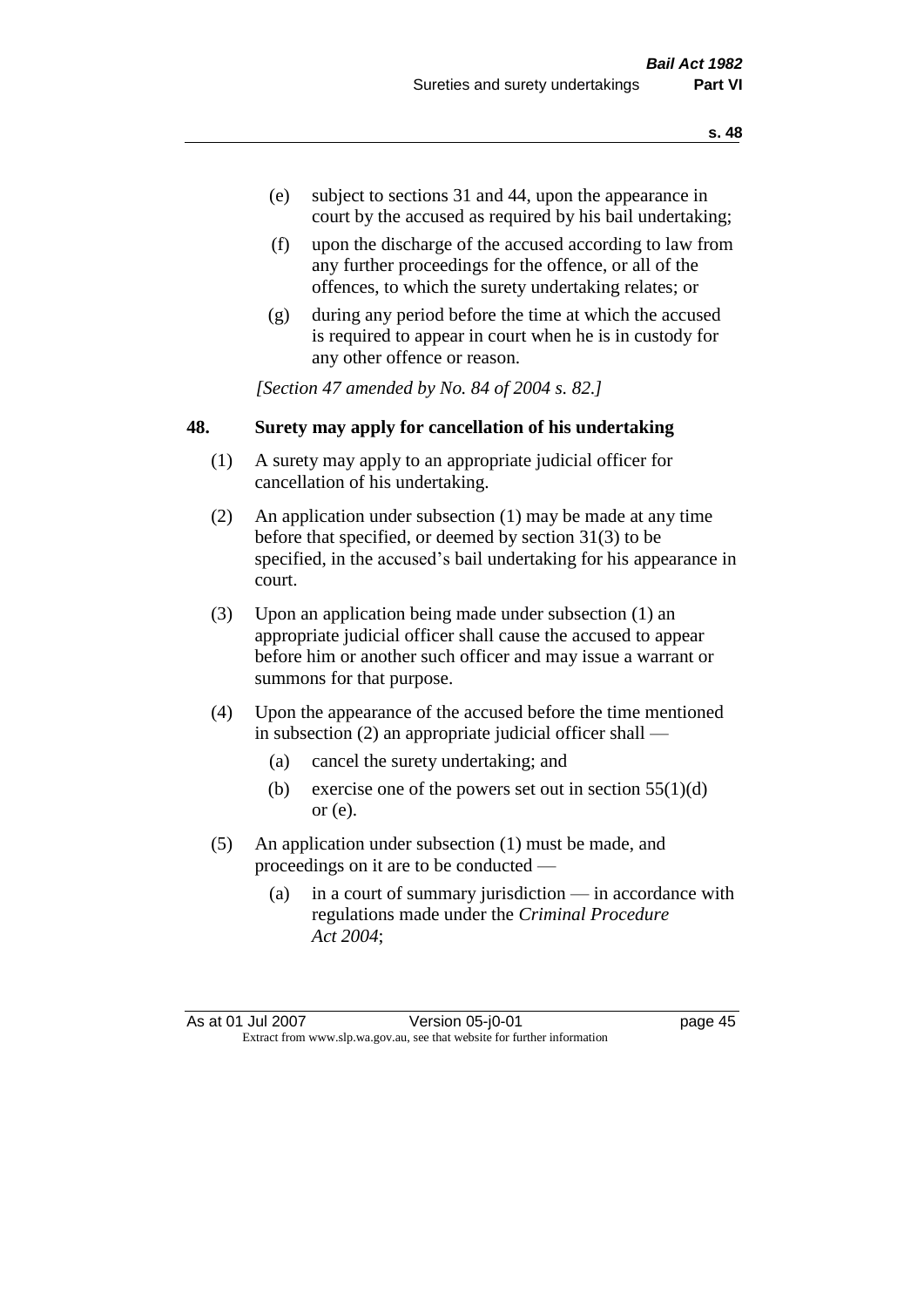(e) subject to sections 31 and 44, upon the appearance in court by the accused as required by his bail undertaking;

(f) upon the discharge of the accused according to law from any further proceedings for the offence, or all of the offences, to which the surety undertaking relates; or

(g) during any period before the time at which the accused is required to appear in court when he is in custody for any other offence or reason.

*[Section 47 amended by No. 84 of 2004 s. 82.]*

## 48. Surety may apply for cancellation of his undertaking

(1) A surety may apply to an appropriate judicial officer for cancellation of his undertaking.

(2) An application under subsection (1) may be made at any time before that specified, or deemed by section 31(3) to be specified, in the accused's bail undertaking for his appearance in court.

(3) Upon an application being made under subsection (1) an appropriate judicial officer shall cause the accused to appear before him or another such officer and may issue a warrant or summons for that purpose.

(4) Upon the appearance of the accused before the time mentioned in subsection (2) an appropriate judicial officer shall —

(a) cancel the surety undertaking; and

(b) exercise one of the powers set out in section 55(1)(d) or (e).

(5) An application under subsection (1) must be made, and proceedings on it are to be conducted —

(a) in a court of summary jurisdiction — in accordance with regulations made under the *Criminal Procedure Act 2004*;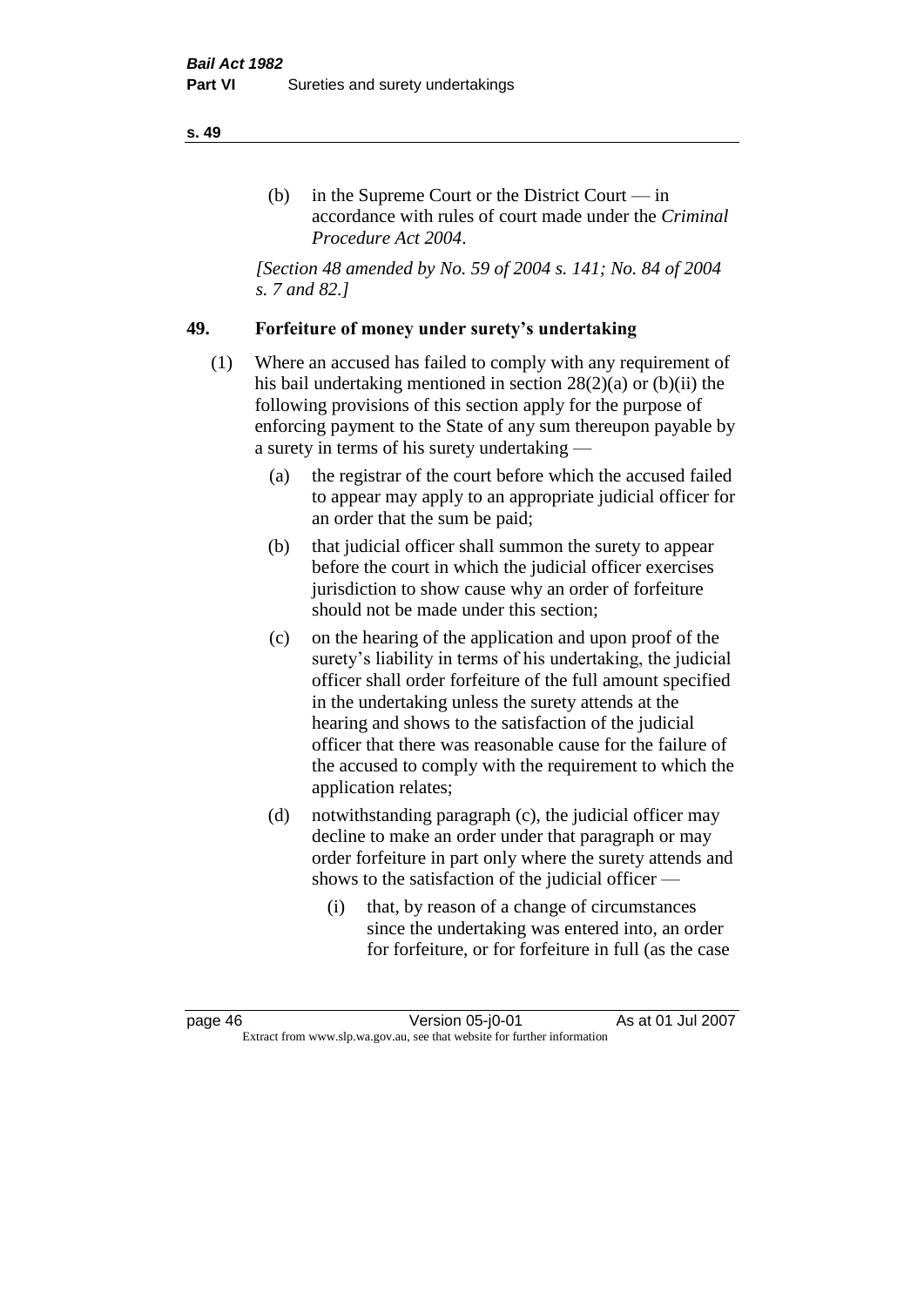(b) in the Supreme Court or the District Court — in accordance with rules of court made under the *Criminal Procedure Act 2004*.

*[Section 48 amended by No. 59 of 2004 s. 141; No. 84 of 2004 s. 7 and 82.]*

## 49. Forfeiture of money under surety's undertaking

(1) Where an accused has failed to comply with any requirement of his bail undertaking mentioned in section 28(2)(a) or (b)(ii) the following provisions of this section apply for the purpose of enforcing payment to the State of any sum thereupon payable by a surety in terms of his surety undertaking —

(a) the registrar of the court before which the accused failed to appear may apply to an appropriate judicial officer for an order that the sum be paid;

(b) that judicial officer shall summon the surety to appear before the court in which the judicial officer exercises jurisdiction to show cause why an order of forfeiture should not be made under this section;

(c) on the hearing of the application and upon proof of the surety's liability in terms of his undertaking, the judicial officer shall order forfeiture of the full amount specified in the undertaking unless the surety attends at the hearing and shows to the satisfaction of the judicial officer that there was reasonable cause for the failure of the accused to comply with the requirement to which the application relates;

(d) notwithstanding paragraph (c), the judicial officer may decline to make an order under that paragraph or may order forfeiture in part only where the surety attends and shows to the satisfaction of the judicial officer —

(i) that, by reason of a change of circumstances since the undertaking was entered into, an order for forfeiture, or for forfeiture in full (as the case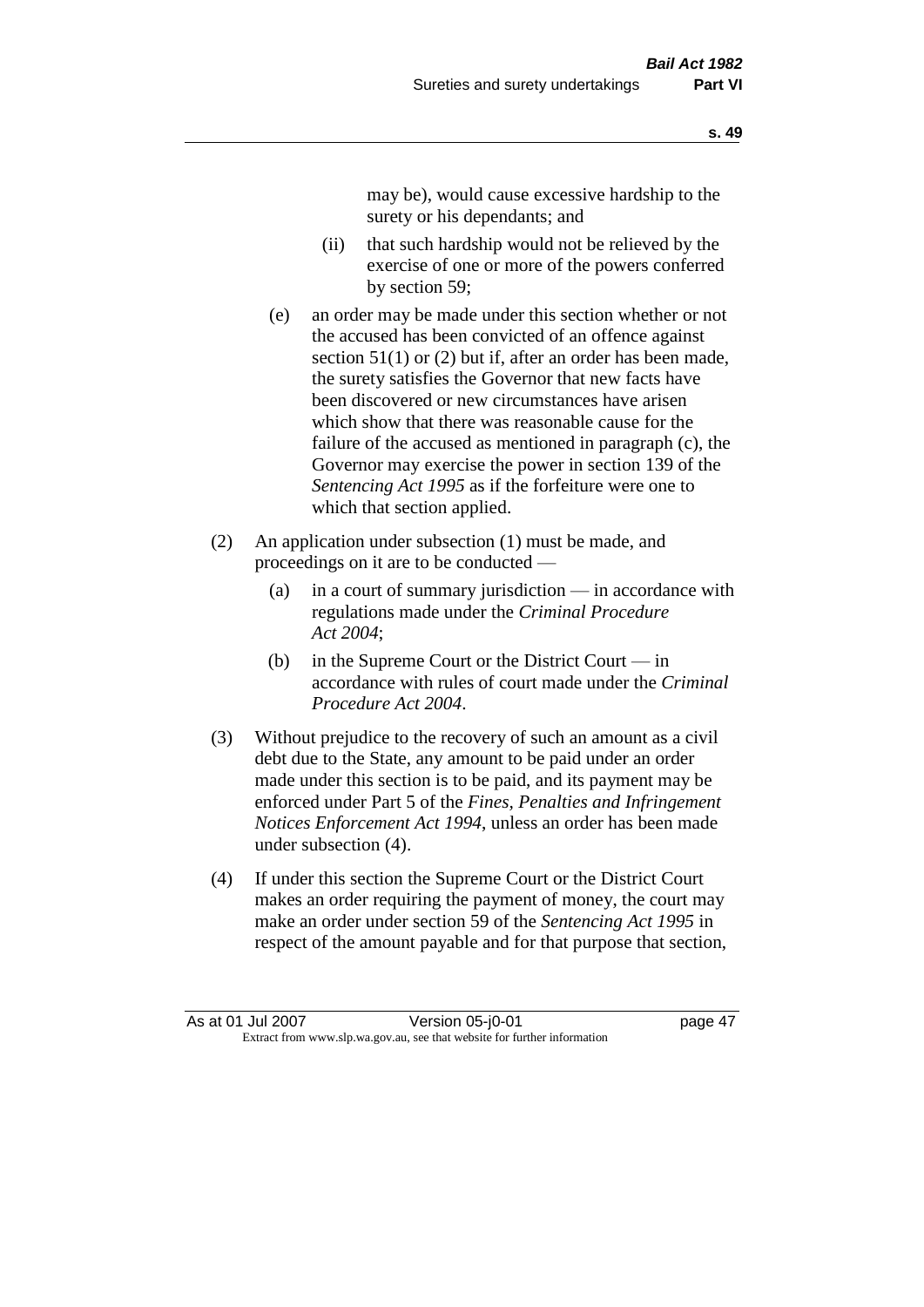may be), would cause excessive hardship to the surety or his dependants; and

(ii) that such hardship would not be relieved by the exercise of one or more of the powers conferred by section 59;

(e) an order may be made under this section whether or not the accused has been convicted of an offence against section 51(1) or (2) but if, after an order has been made, the surety satisfies the Governor that new facts have been discovered or new circumstances have arisen which show that there was reasonable cause for the failure of the accused as mentioned in paragraph (c), the Governor may exercise the power in section 139 of the *Sentencing Act 1995* as if the forfeiture were one to which that section applied.

(2) An application under subsection (1) must be made, and proceedings on it are to be conducted —

(a) in a court of summary jurisdiction — in accordance with regulations made under the *Criminal Procedure Act 2004*;

(b) in the Supreme Court or the District Court — in accordance with rules of court made under the *Criminal Procedure Act 2004*.

(3) Without prejudice to the recovery of such an amount as a civil debt due to the State, any amount to be paid under an order made under this section is to be paid, and its payment may be enforced under Part 5 of the *Fines, Penalties and Infringement Notices Enforcement Act 1994*, unless an order has been made under subsection (4).

(4) If under this section the Supreme Court or the District Court makes an order requiring the payment of money, the court may make an order under section 59 of the *Sentencing Act 1995* in respect of the amount payable and for that purpose that section,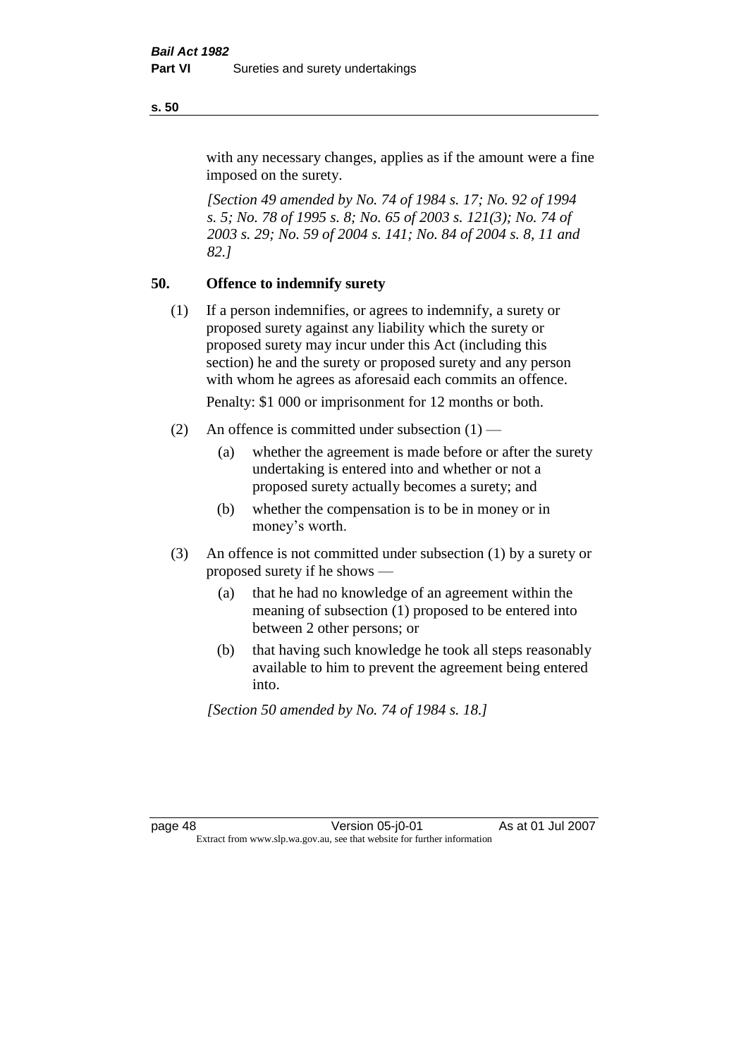with any necessary changes, applies as if the amount were a fine imposed on the surety.

*[Section 49 amended by No. 74 of 1984 s. 17; No. 92 of 1994 s. 5; No. 78 of 1995 s. 8; No. 65 of 2003 s. 121(3); No. 74 of 2003 s. 29; No. 59 of 2004 s. 141; No. 84 of 2004 s. 8, 11 and 82.]*

## 50. Offence to indemnify surety

(1) If a person indemnifies, or agrees to indemnify, a surety or proposed surety against any liability which the surety or proposed surety may incur under this Act (including this section) he and the surety or proposed surety and any person with whom he agrees as aforesaid each commits an offence.

Penalty: $1 000 or imprisonment for 12 months or both.

(2) An offence is committed under subsection (1) —

- (a) whether the agreement is made before or after the surety undertaking is entered into and whether or not a proposed surety actually becomes a surety; and
- (b) whether the compensation is to be in money or in money's worth.

(3) An offence is not committed under subsection (1) by a surety or proposed surety if he shows —

- (a) that he had no knowledge of an agreement within the meaning of subsection (1) proposed to be entered into between 2 other persons; or
- (b) that having such knowledge he took all steps reasonably available to him to prevent the agreement being entered into.

*[Section 50 amended by No. 74 of 1984 s. 18.]*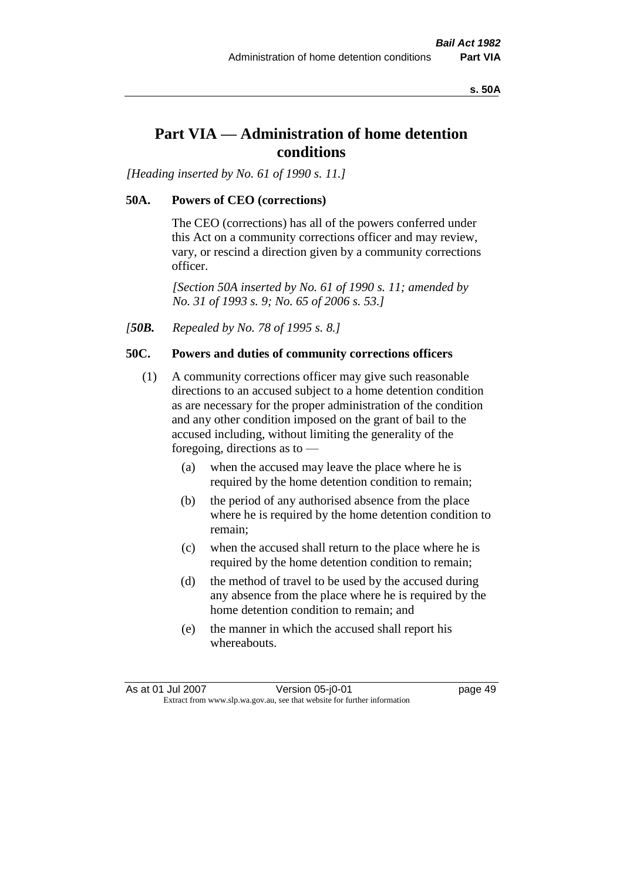# Part VIA — Administration of home detention conditions

*[Heading inserted by No. 61 of 1990 s. 11.]*

## 50A. Powers of CEO (corrections)

The CEO (corrections) has all of the powers conferred under this Act on a community corrections officer and may review, vary, or rescind a direction given by a community corrections officer.

*[Section 50A inserted by No. 61 of 1990 s. 11; amended by No. 31 of 1993 s. 9; No. 65 of 2006 s. 53.]*

*[**50B.** Repealed by No. 78 of 1995 s. 8.]*

## 50C. Powers and duties of community corrections officers

(1) A community corrections officer may give such reasonable directions to an accused subject to a home detention condition as are necessary for the proper administration of the condition and any other condition imposed on the grant of bail to the accused including, without limiting the generality of the foregoing, directions as to —

- (a) when the accused may leave the place where he is required by the home detention condition to remain;
- (b) the period of any authorised absence from the place where he is required by the home detention condition to remain;
- (c) when the accused shall return to the place where he is required by the home detention condition to remain;
- (d) the method of travel to be used by the accused during any absence from the place where he is required by the home detention condition to remain; and
- (e) the manner in which the accused shall report his whereabouts.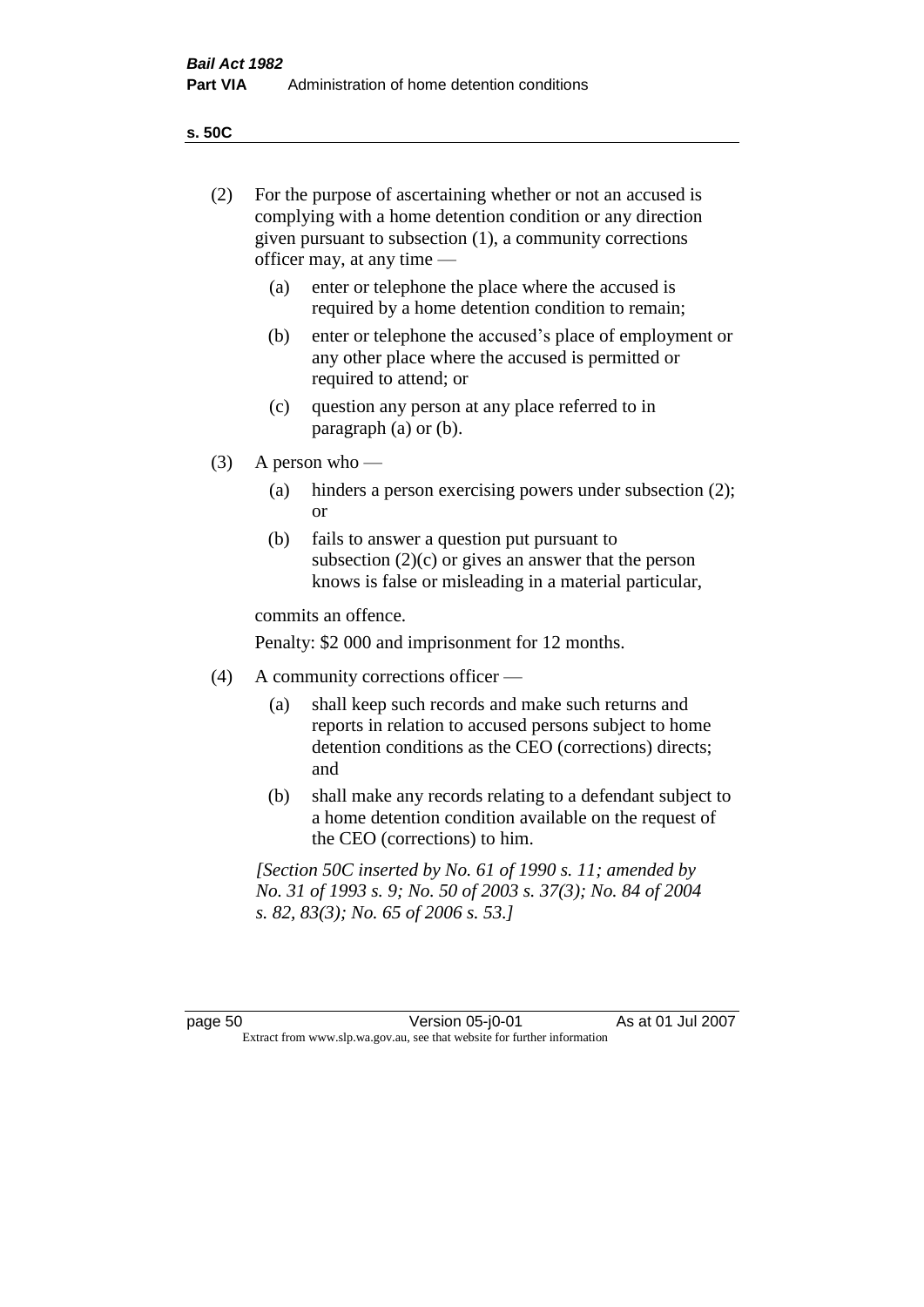(2) For the purpose of ascertaining whether or not an accused is complying with a home detention condition or any direction given pursuant to subsection (1), a community corrections officer may, at any time —

  (a) enter or telephone the place where the accused is required by a home detention condition to remain;

  (b) enter or telephone the accused's place of employment or any other place where the accused is permitted or required to attend; or

  (c) question any person at any place referred to in paragraph (a) or (b).

(3) A person who —

  (a) hinders a person exercising powers under subsection (2); or

  (b) fails to answer a question put pursuant to subsection (2)(c) or gives an answer that the person knows is false or misleading in a material particular,

commits an offence.

Penalty: $2 000 and imprisonment for 12 months.

(4) A community corrections officer —

  (a) shall keep such records and make such returns and reports in relation to accused persons subject to home detention conditions as the CEO (corrections) directs; and

  (b) shall make any records relating to a defendant subject to a home detention condition available on the request of the CEO (corrections) to him.

*[Section 50C inserted by No. 61 of 1990 s. 11; amended by No. 31 of 1993 s. 9; No. 50 of 2003 s. 37(3); No. 84 of 2004 s. 82, 83(3); No. 65 of 2006 s. 53.]*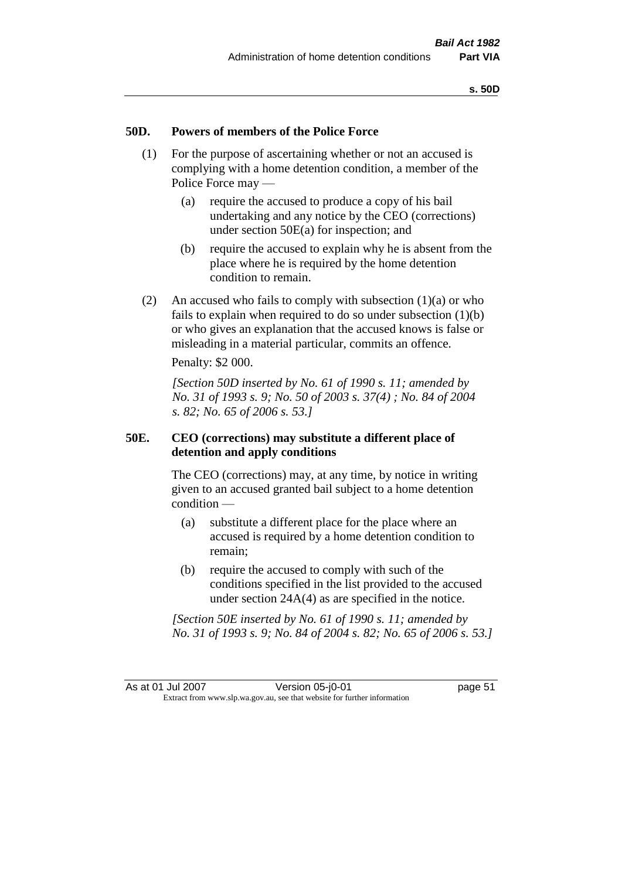### 50D. Powers of members of the Police Force

(1) For the purpose of ascertaining whether or not an accused is complying with a home detention condition, a member of the Police Force may —

(a) require the accused to produce a copy of his bail undertaking and any notice by the CEO (corrections) under section 50E(a) for inspection; and

(b) require the accused to explain why he is absent from the place where he is required by the home detention condition to remain.

(2) An accused who fails to comply with subsection (1)(a) or who fails to explain when required to do so under subsection (1)(b) or who gives an explanation that the accused knows is false or misleading in a material particular, commits an offence.

Penalty: $2 000.

*[Section 50D inserted by No. 61 of 1990 s. 11; amended by No. 31 of 1993 s. 9; No. 50 of 2003 s. 37(4) ; No. 84 of 2004 s. 82; No. 65 of 2006 s. 53.]*

### 50E. CEO (corrections) may substitute a different place of detention and apply conditions

The CEO (corrections) may, at any time, by notice in writing given to an accused granted bail subject to a home detention condition —

(a) substitute a different place for the place where an accused is required by a home detention condition to remain;

(b) require the accused to comply with such of the conditions specified in the list provided to the accused under section 24A(4) as are specified in the notice.

*[Section 50E inserted by No. 61 of 1990 s. 11; amended by No. 31 of 1993 s. 9; No. 84 of 2004 s. 82; No. 65 of 2006 s. 53.]*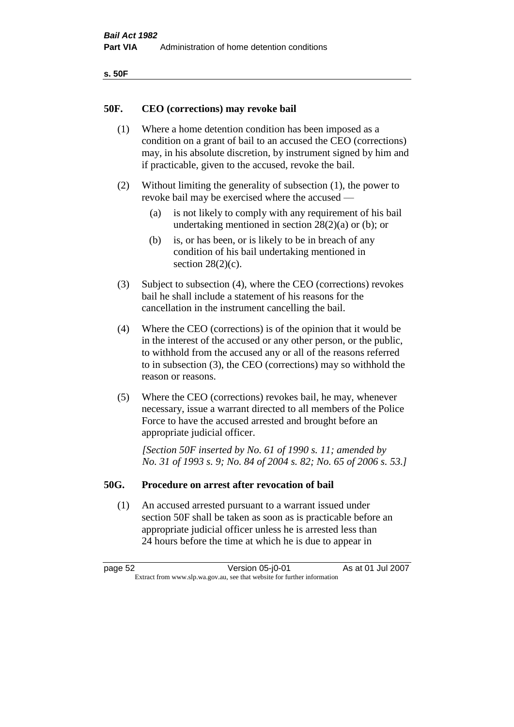## 50F. CEO (corrections) may revoke bail

(1) Where a home detention condition has been imposed as a condition on a grant of bail to an accused the CEO (corrections) may, in his absolute discretion, by instrument signed by him and if practicable, given to the accused, revoke the bail.

(2) Without limiting the generality of subsection (1), the power to revoke bail may be exercised where the accused —

- (a) is not likely to comply with any requirement of his bail undertaking mentioned in section 28(2)(a) or (b); or
- (b) is, or has been, or is likely to be in breach of any condition of his bail undertaking mentioned in section 28(2)(c).

(3) Subject to subsection (4), where the CEO (corrections) revokes bail he shall include a statement of his reasons for the cancellation in the instrument cancelling the bail.

(4) Where the CEO (corrections) is of the opinion that it would be in the interest of the accused or any other person, or the public, to withhold from the accused any or all of the reasons referred to in subsection (3), the CEO (corrections) may so withhold the reason or reasons.

(5) Where the CEO (corrections) revokes bail, he may, whenever necessary, issue a warrant directed to all members of the Police Force to have the accused arrested and brought before an appropriate judicial officer.

*[Section 50F inserted by No. 61 of 1990 s. 11; amended by No. 31 of 1993 s. 9; No. 84 of 2004 s. 82; No. 65 of 2006 s. 53.]*

## 50G. Procedure on arrest after revocation of bail

(1) An accused arrested pursuant to a warrant issued under section 50F shall be taken as soon as is practicable before an appropriate judicial officer unless he is arrested less than 24 hours before the time at which he is due to appear in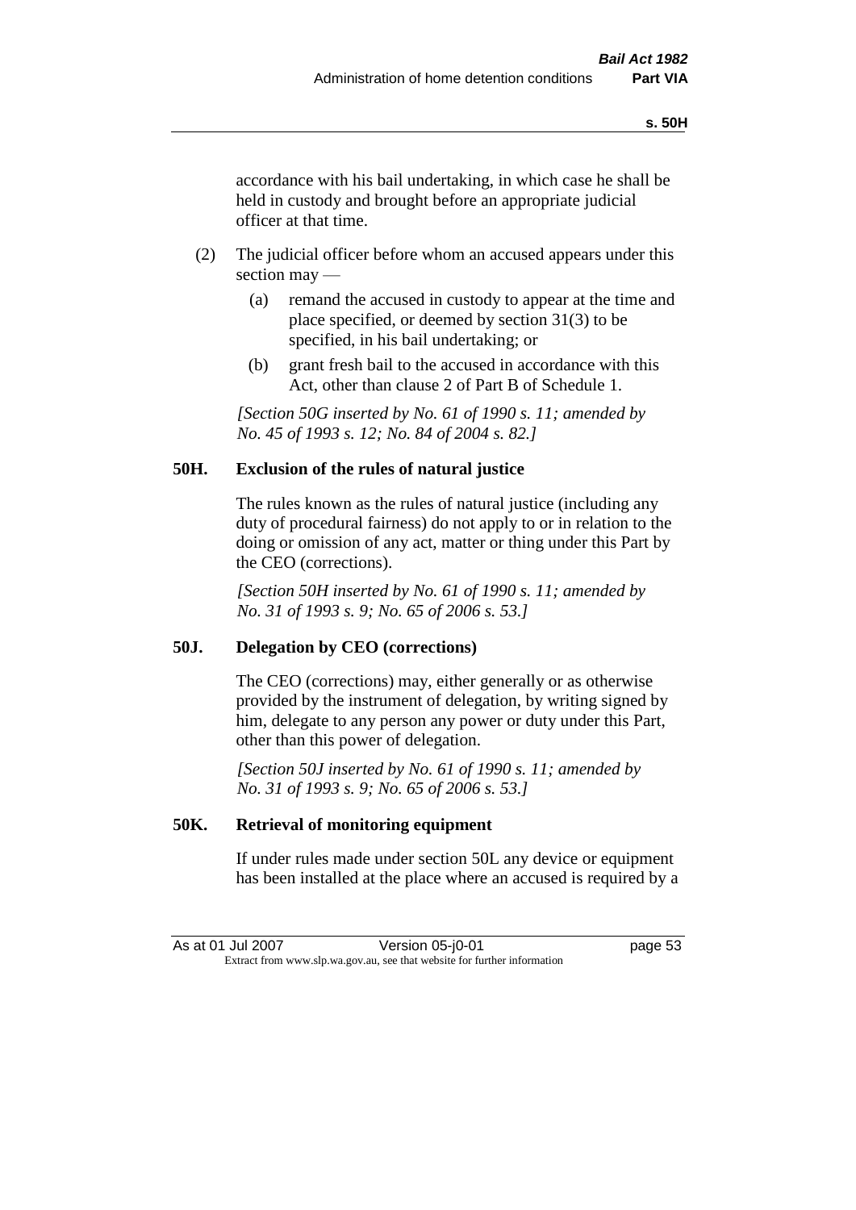accordance with his bail undertaking, in which case he shall be held in custody and brought before an appropriate judicial officer at that time.

(2) The judicial officer before whom an accused appears under this section may —

(a) remand the accused in custody to appear at the time and place specified, or deemed by section 31(3) to be specified, in his bail undertaking; or

(b) grant fresh bail to the accused in accordance with this Act, other than clause 2 of Part B of Schedule 1.

*[Section 50G inserted by No. 61 of 1990 s. 11; amended by No. 45 of 1993 s. 12; No. 84 of 2004 s. 82.]*

### 50H. Exclusion of the rules of natural justice

The rules known as the rules of natural justice (including any duty of procedural fairness) do not apply to or in relation to the doing or omission of any act, matter or thing under this Part by the CEO (corrections).

*[Section 50H inserted by No. 61 of 1990 s. 11; amended by No. 31 of 1993 s. 9; No. 65 of 2006 s. 53.]*

### 50J. Delegation by CEO (corrections)

The CEO (corrections) may, either generally or as otherwise provided by the instrument of delegation, by writing signed by him, delegate to any person any power or duty under this Part, other than this power of delegation.

*[Section 50J inserted by No. 61 of 1990 s. 11; amended by No. 31 of 1993 s. 9; No. 65 of 2006 s. 53.]*

### 50K. Retrieval of monitoring equipment

If under rules made under section 50L any device or equipment has been installed at the place where an accused is required by a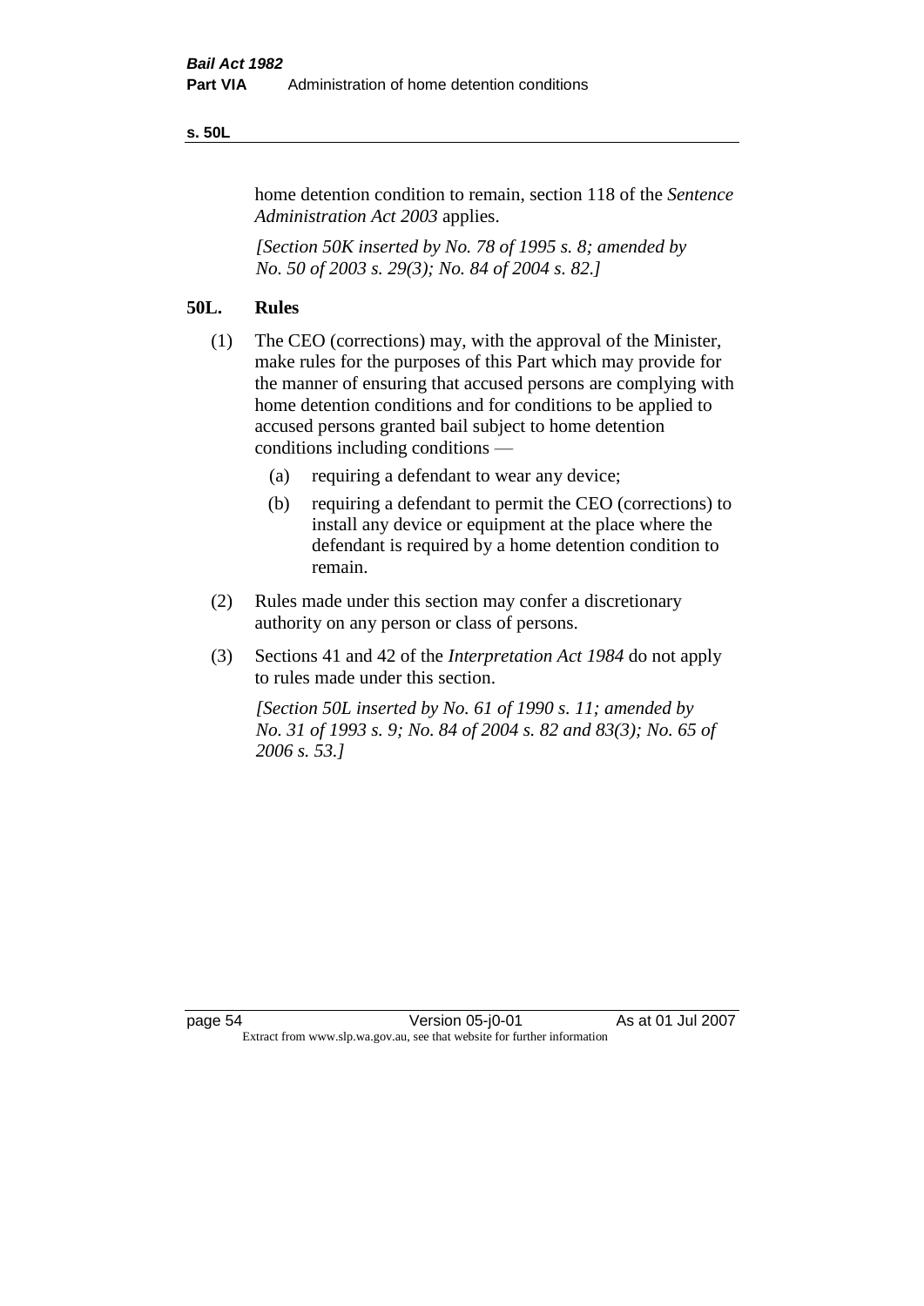home detention condition to remain, section 118 of the *Sentence Administration Act 2003* applies.

*[Section 50K inserted by No. 78 of 1995 s. 8; amended by No. 50 of 2003 s. 29(3); No. 84 of 2004 s. 82.]*

## 50L. Rules

(1) The CEO (corrections) may, with the approval of the Minister, make rules for the purposes of this Part which may provide for the manner of ensuring that accused persons are complying with home detention conditions and for conditions to be applied to accused persons granted bail subject to home detention conditions including conditions —

- (a) requiring a defendant to wear any device;
- (b) requiring a defendant to permit the CEO (corrections) to install any device or equipment at the place where the defendant is required by a home detention condition to remain.

(2) Rules made under this section may confer a discretionary authority on any person or class of persons.

(3) Sections 41 and 42 of the *Interpretation Act 1984* do not apply to rules made under this section.

*[Section 50L inserted by No. 61 of 1990 s. 11; amended by No. 31 of 1993 s. 9; No. 84 of 2004 s. 82 and 83(3); No. 65 of 2006 s. 53.]*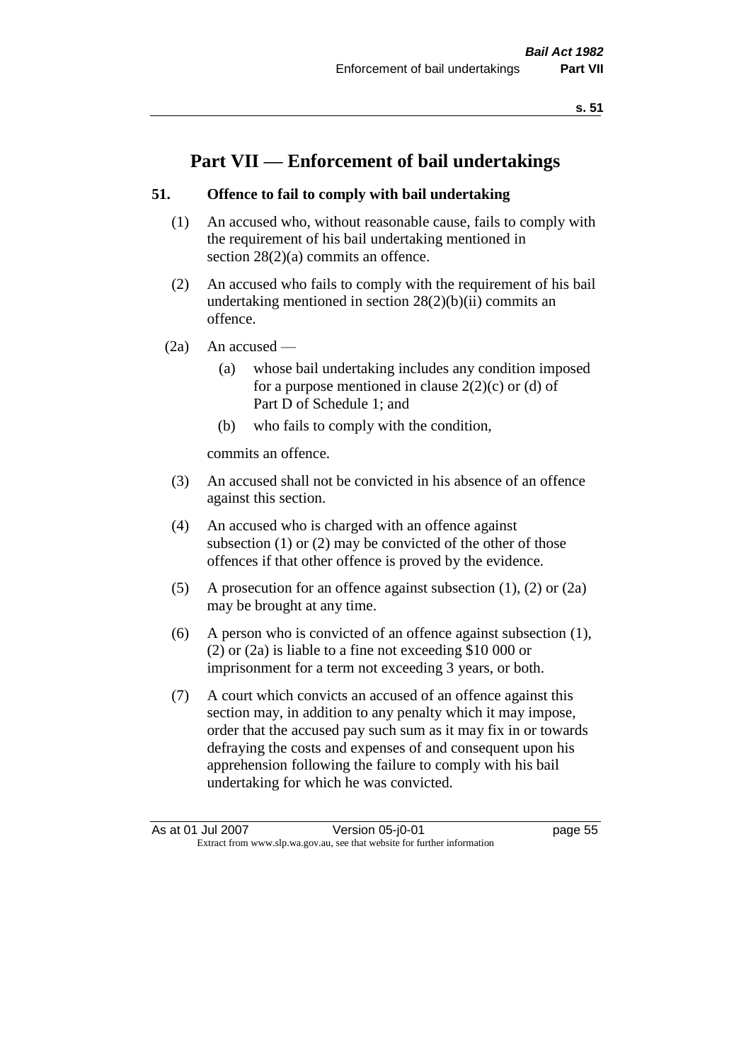# Part VII — Enforcement of bail undertakings

## 51. Offence to fail to comply with bail undertaking

(1) An accused who, without reasonable cause, fails to comply with the requirement of his bail undertaking mentioned in section 28(2)(a) commits an offence.

(2) An accused who fails to comply with the requirement of his bail undertaking mentioned in section 28(2)(b)(ii) commits an offence.

(2a) An accused —

(a) whose bail undertaking includes any condition imposed for a purpose mentioned in clause 2(2)(c) or (d) of Part D of Schedule 1; and

(b) who fails to comply with the condition,

commits an offence.

(3) An accused shall not be convicted in his absence of an offence against this section.

(4) An accused who is charged with an offence against subsection (1) or (2) may be convicted of the other of those offences if that other offence is proved by the evidence.

(5) A prosecution for an offence against subsection (1), (2) or (2a) may be brought at any time.

(6) A person who is convicted of an offence against subsection (1), (2) or (2a) is liable to a fine not exceeding $10 000 or imprisonment for a term not exceeding 3 years, or both.

(7) A court which convicts an accused of an offence against this section may, in addition to any penalty which it may impose, order that the accused pay such sum as it may fix in or towards defraying the costs and expenses of and consequent upon his apprehension following the failure to comply with his bail undertaking for which he was convicted.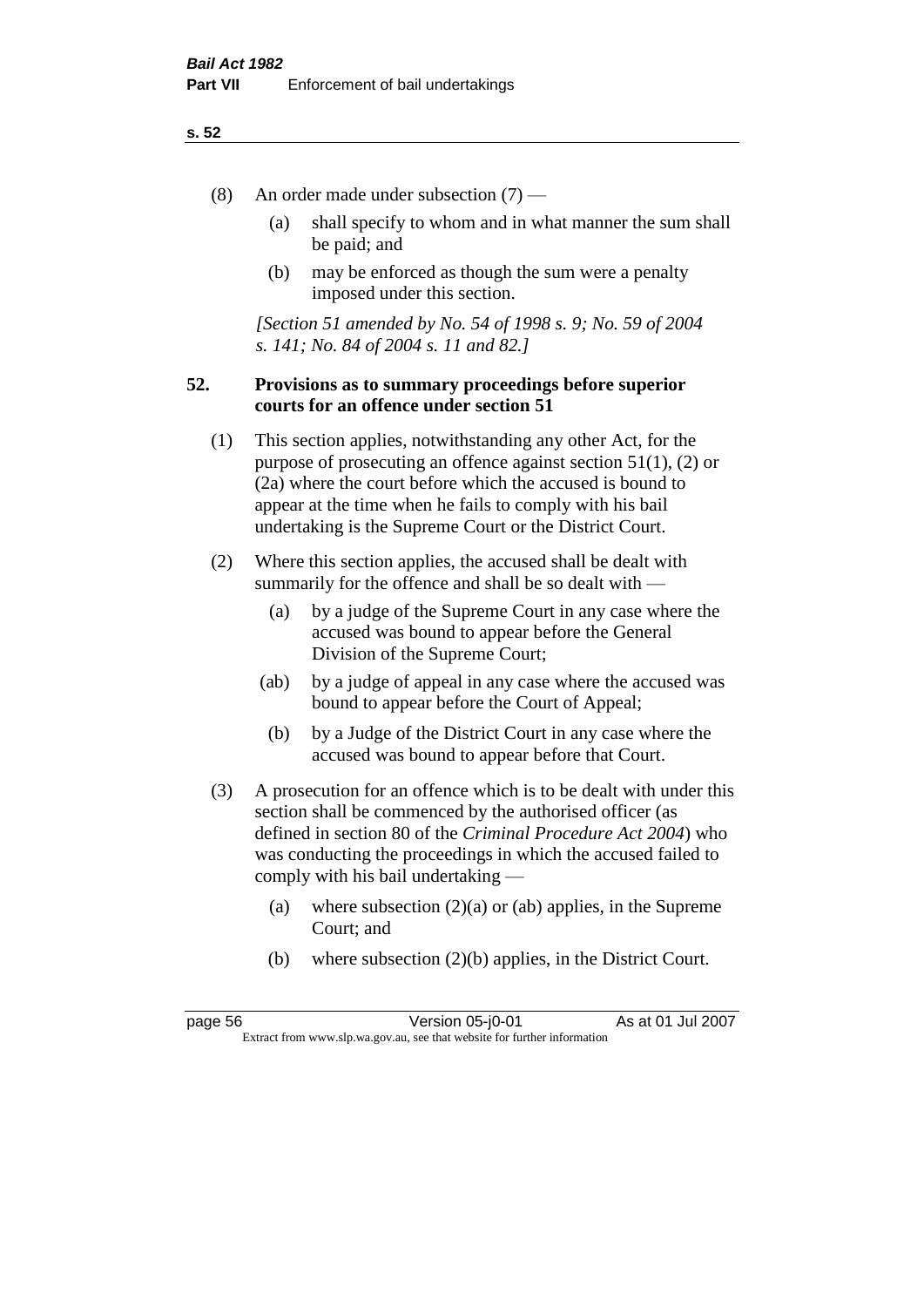(8) An order made under subsection (7) —

(a) shall specify to whom and in what manner the sum shall be paid; and

(b) may be enforced as though the sum were a penalty imposed under this section.

*[Section 51 amended by No. 54 of 1998 s. 9; No. 59 of 2004 s. 141; No. 84 of 2004 s. 11 and 82.]*

**52. Provisions as to summary proceedings before superior courts for an offence under section 51**

(1) This section applies, notwithstanding any other Act, for the purpose of prosecuting an offence against section 51(1), (2) or (2a) where the court before which the accused is bound to appear at the time when he fails to comply with his bail undertaking is the Supreme Court or the District Court.

(2) Where this section applies, the accused shall be dealt with summarily for the offence and shall be so dealt with —

(a) by a judge of the Supreme Court in any case where the accused was bound to appear before the General Division of the Supreme Court;

(ab) by a judge of appeal in any case where the accused was bound to appear before the Court of Appeal;

(b) by a Judge of the District Court in any case where the accused was bound to appear before that Court.

(3) A prosecution for an offence which is to be dealt with under this section shall be commenced by the authorised officer (as defined in section 80 of the *Criminal Procedure Act 2004*) who was conducting the proceedings in which the accused failed to comply with his bail undertaking —

(a) where subsection (2)(a) or (ab) applies, in the Supreme Court; and

(b) where subsection (2)(b) applies, in the District Court.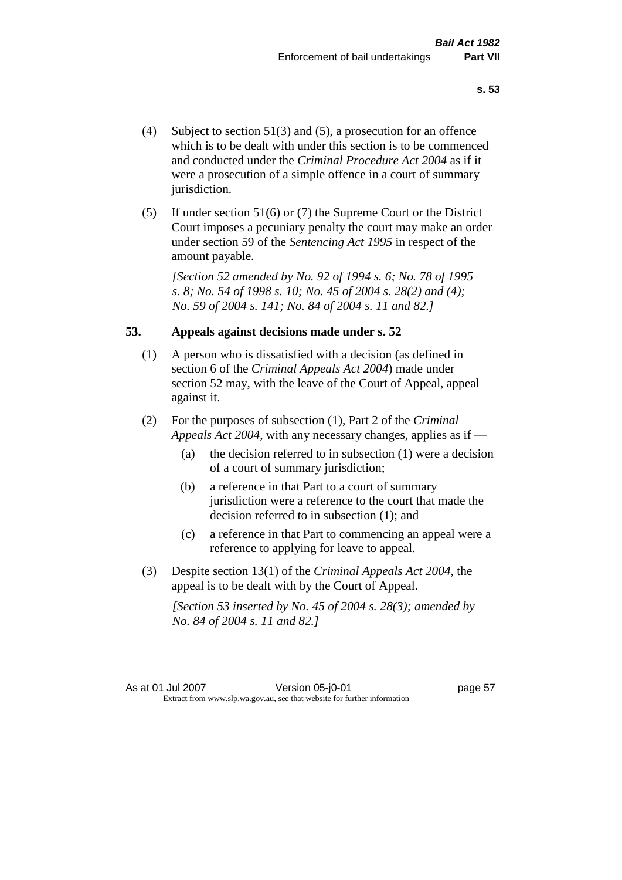(4) Subject to section 51(3) and (5), a prosecution for an offence which is to be dealt with under this section is to be commenced and conducted under the *Criminal Procedure Act 2004* as if it were a prosecution of a simple offence in a court of summary jurisdiction.

(5) If under section 51(6) or (7) the Supreme Court or the District Court imposes a pecuniary penalty the court may make an order under section 59 of the *Sentencing Act 1995* in respect of the amount payable.

*[Section 52 amended by No. 92 of 1994 s. 6; No. 78 of 1995 s. 8; No. 54 of 1998 s. 10; No. 45 of 2004 s. 28(2) and (4); No. 59 of 2004 s. 141; No. 84 of 2004 s. 11 and 82.]*

### 53. Appeals against decisions made under s. 52

(1) A person who is dissatisfied with a decision (as defined in section 6 of the *Criminal Appeals Act 2004*) made under section 52 may, with the leave of the Court of Appeal, appeal against it.

(2) For the purposes of subsection (1), Part 2 of the *Criminal Appeals Act 2004*, with any necessary changes, applies as if —

- (a) the decision referred to in subsection (1) were a decision of a court of summary jurisdiction;
- (b) a reference in that Part to a court of summary jurisdiction were a reference to the court that made the decision referred to in subsection (1); and
- (c) a reference in that Part to commencing an appeal were a reference to applying for leave to appeal.

(3) Despite section 13(1) of the *Criminal Appeals Act 2004*, the appeal is to be dealt with by the Court of Appeal.

*[Section 53 inserted by No. 45 of 2004 s. 28(3); amended by No. 84 of 2004 s. 11 and 82.]*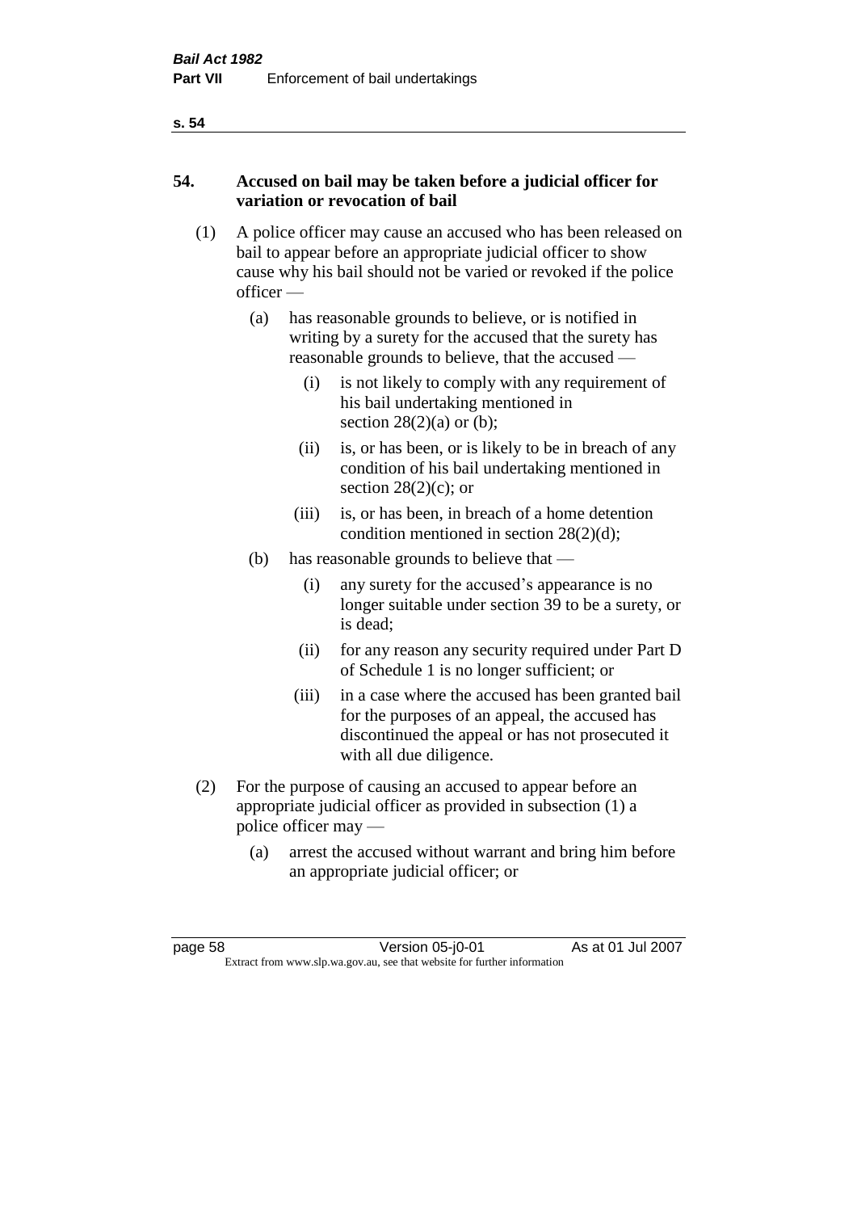## 54. Accused on bail may be taken before a judicial officer for variation or revocation of bail

(1) A police officer may cause an accused who has been released on bail to appear before an appropriate judicial officer to show cause why his bail should not be varied or revoked if the police officer —

- (a) has reasonable grounds to believe, or is notified in writing by a surety for the accused that the surety has reasonable grounds to believe, that the accused —
  - (i) is not likely to comply with any requirement of his bail undertaking mentioned in section 28(2)(a) or (b);
  - (ii) is, or has been, or is likely to be in breach of any condition of his bail undertaking mentioned in section 28(2)(c); or
  - (iii) is, or has been, in breach of a home detention condition mentioned in section 28(2)(d);
- (b) has reasonable grounds to believe that —
  - (i) any surety for the accused's appearance is no longer suitable under section 39 to be a surety, or is dead;
  - (ii) for any reason any security required under Part D of Schedule 1 is no longer sufficient; or
  - (iii) in a case where the accused has been granted bail for the purposes of an appeal, the accused has discontinued the appeal or has not prosecuted it with all due diligence.

(2) For the purpose of causing an accused to appear before an appropriate judicial officer as provided in subsection (1) a police officer may —

- (a) arrest the accused without warrant and bring him before an appropriate judicial officer; or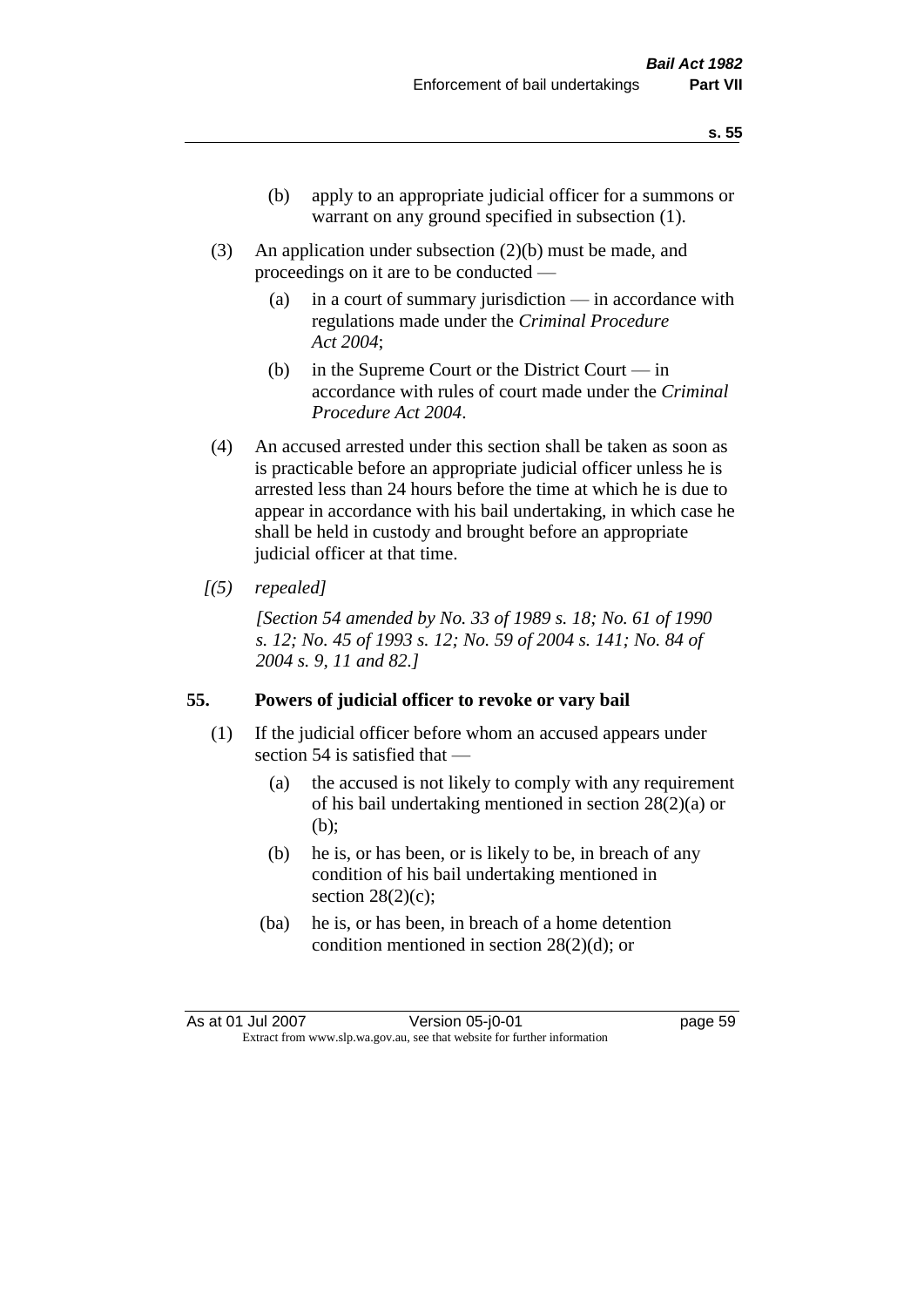(b) apply to an appropriate judicial officer for a summons or warrant on any ground specified in subsection (1).

(3) An application under subsection (2)(b) must be made, and proceedings on it are to be conducted —

(a) in a court of summary jurisdiction — in accordance with regulations made under the *Criminal Procedure Act 2004*;

(b) in the Supreme Court or the District Court — in accordance with rules of court made under the *Criminal Procedure Act 2004*.

(4) An accused arrested under this section shall be taken as soon as is practicable before an appropriate judicial officer unless he is arrested less than 24 hours before the time at which he is due to appear in accordance with his bail undertaking, in which case he shall be held in custody and brought before an appropriate judicial officer at that time.

*[(5) repealed]*

*[Section 54 amended by No. 33 of 1989 s. 18; No. 61 of 1990 s. 12; No. 45 of 1993 s. 12; No. 59 of 2004 s. 141; No. 84 of 2004 s. 9, 11 and 82.]*

### 55. Powers of judicial officer to revoke or vary bail

(1) If the judicial officer before whom an accused appears under section 54 is satisfied that —

(a) the accused is not likely to comply with any requirement of his bail undertaking mentioned in section 28(2)(a) or (b);

(b) he is, or has been, or is likely to be, in breach of any condition of his bail undertaking mentioned in section 28(2)(c);

(ba) he is, or has been, in breach of a home detention condition mentioned in section 28(2)(d); or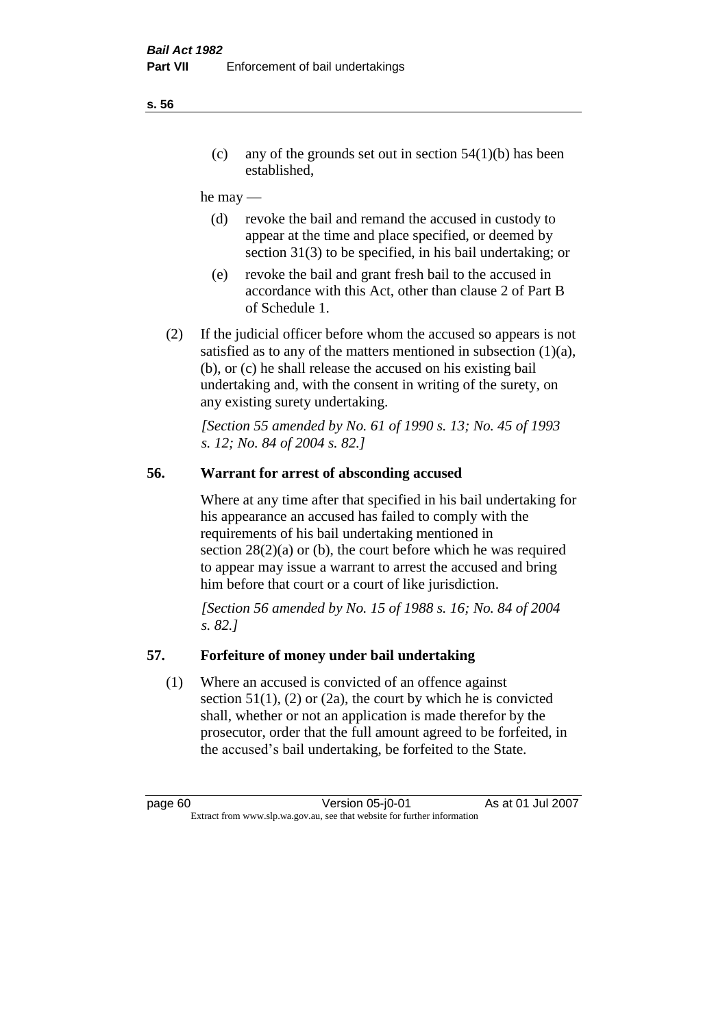(c) any of the grounds set out in section 54(1)(b) has been established,

he may —

(d) revoke the bail and remand the accused in custody to appear at the time and place specified, or deemed by section 31(3) to be specified, in his bail undertaking; or

(e) revoke the bail and grant fresh bail to the accused in accordance with this Act, other than clause 2 of Part B of Schedule 1.

(2) If the judicial officer before whom the accused so appears is not satisfied as to any of the matters mentioned in subsection (1)(a), (b), or (c) he shall release the accused on his existing bail undertaking and, with the consent in writing of the surety, on any existing surety undertaking.

*[Section 55 amended by No. 61 of 1990 s. 13; No. 45 of 1993 s. 12; No. 84 of 2004 s. 82.]*

## 56. Warrant for arrest of absconding accused

Where at any time after that specified in his bail undertaking for his appearance an accused has failed to comply with the requirements of his bail undertaking mentioned in section 28(2)(a) or (b), the court before which he was required to appear may issue a warrant to arrest the accused and bring him before that court or a court of like jurisdiction.

*[Section 56 amended by No. 15 of 1988 s. 16; No. 84 of 2004 s. 82.]*

## 57. Forfeiture of money under bail undertaking

(1) Where an accused is convicted of an offence against section 51(1), (2) or (2a), the court by which he is convicted shall, whether or not an application is made therefor by the prosecutor, order that the full amount agreed to be forfeited, in the accused's bail undertaking, be forfeited to the State.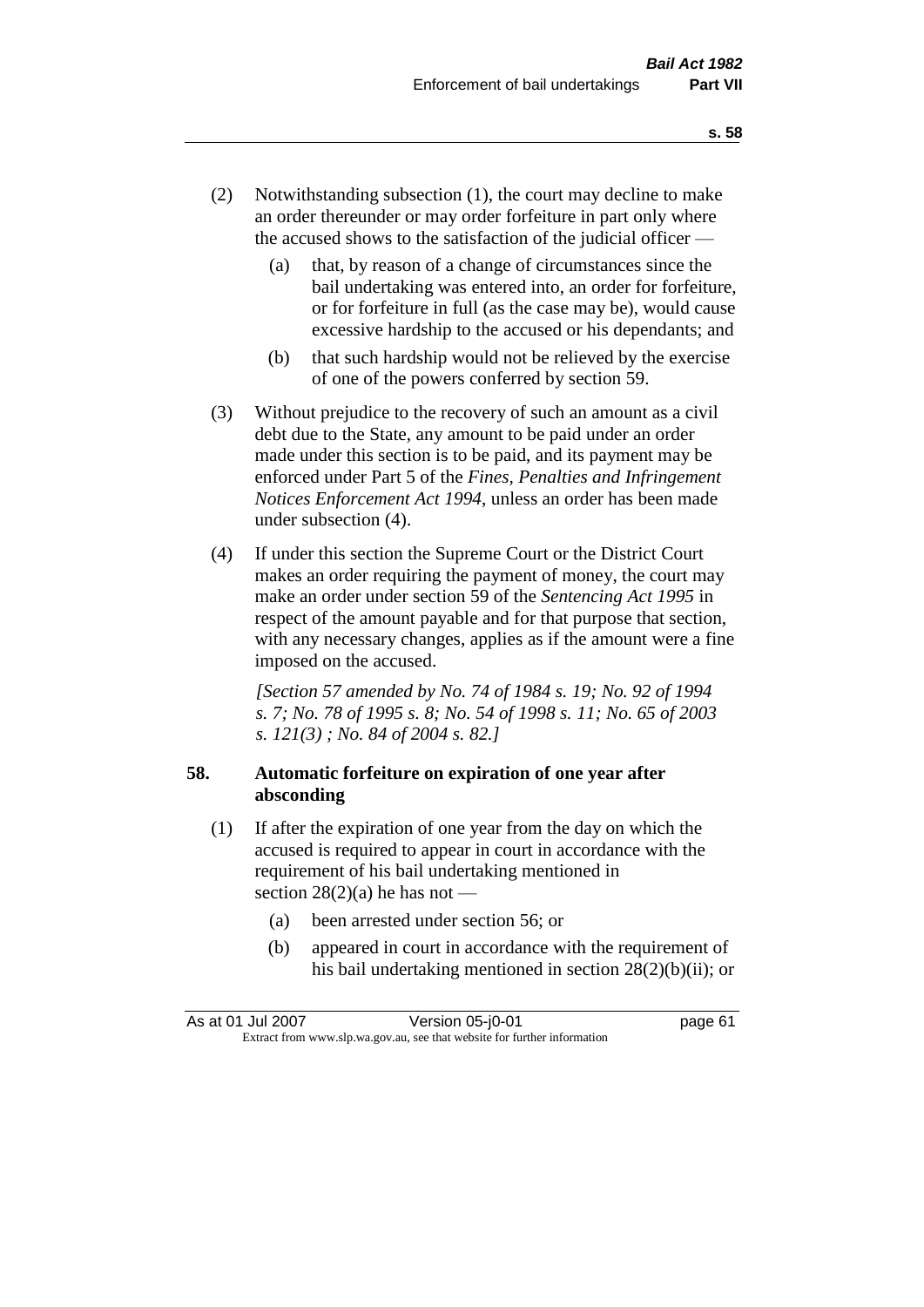(2) Notwithstanding subsection (1), the court may decline to make an order thereunder or may order forfeiture in part only where the accused shows to the satisfaction of the judicial officer —

(a) that, by reason of a change of circumstances since the bail undertaking was entered into, an order for forfeiture, or for forfeiture in full (as the case may be), would cause excessive hardship to the accused or his dependants; and

(b) that such hardship would not be relieved by the exercise of one of the powers conferred by section 59.

(3) Without prejudice to the recovery of such an amount as a civil debt due to the State, any amount to be paid under an order made under this section is to be paid, and its payment may be enforced under Part 5 of the *Fines, Penalties and Infringement Notices Enforcement Act 1994*, unless an order has been made under subsection (4).

(4) If under this section the Supreme Court or the District Court makes an order requiring the payment of money, the court may make an order under section 59 of the *Sentencing Act 1995* in respect of the amount payable and for that purpose that section, with any necessary changes, applies as if the amount were a fine imposed on the accused.

*[Section 57 amended by No. 74 of 1984 s. 19; No. 92 of 1994 s. 7; No. 78 of 1995 s. 8; No. 54 of 1998 s. 11; No. 65 of 2003 s. 121(3) ; No. 84 of 2004 s. 82.]*

**58. Automatic forfeiture on expiration of one year after absconding**

(1) If after the expiration of one year from the day on which the accused is required to appear in court in accordance with the requirement of his bail undertaking mentioned in section 28(2)(a) he has not —

(a) been arrested under section 56; or

(b) appeared in court in accordance with the requirement of his bail undertaking mentioned in section 28(2)(b)(ii); or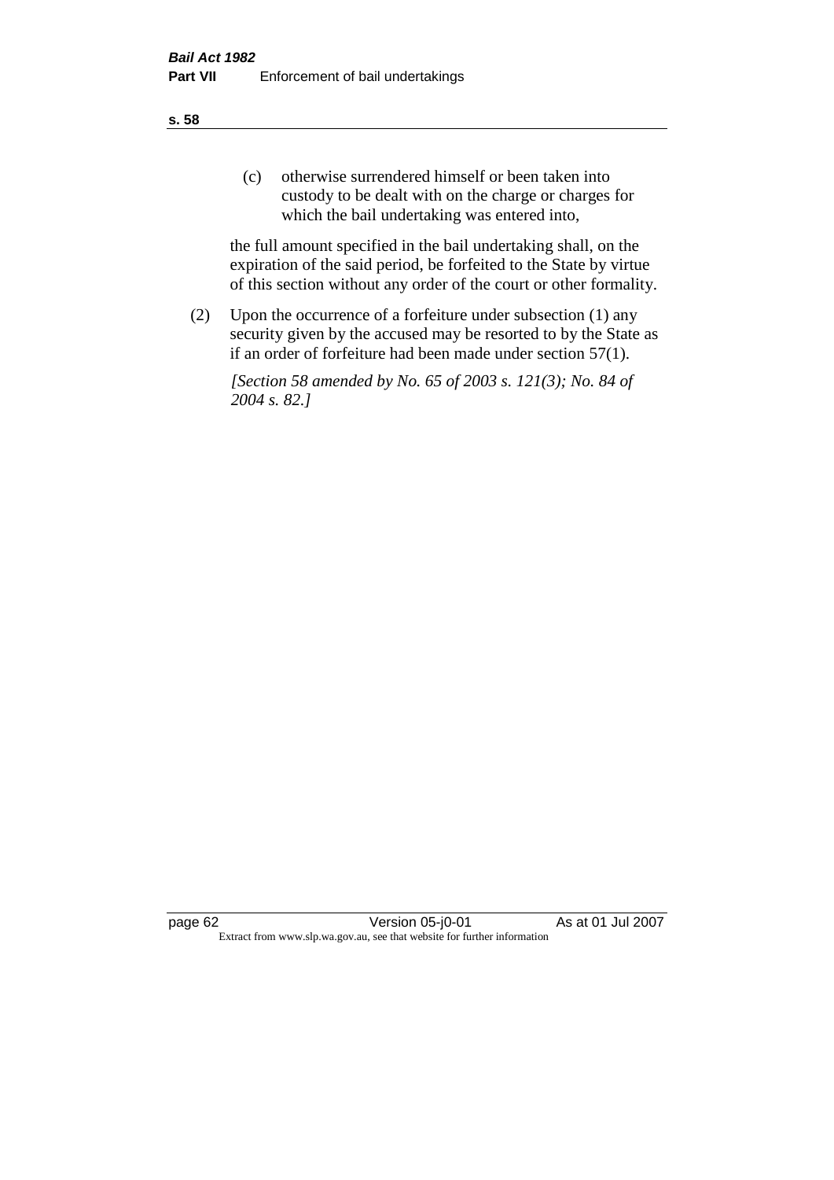(c) otherwise surrendered himself or been taken into custody to be dealt with on the charge or charges for which the bail undertaking was entered into,

the full amount specified in the bail undertaking shall, on the expiration of the said period, be forfeited to the State by virtue of this section without any order of the court or other formality.

(2) Upon the occurrence of a forfeiture under subsection (1) any security given by the accused may be resorted to by the State as if an order of forfeiture had been made under section 57(1).

*[Section 58 amended by No. 65 of 2003 s. 121(3); No. 84 of 2004 s. 82.]*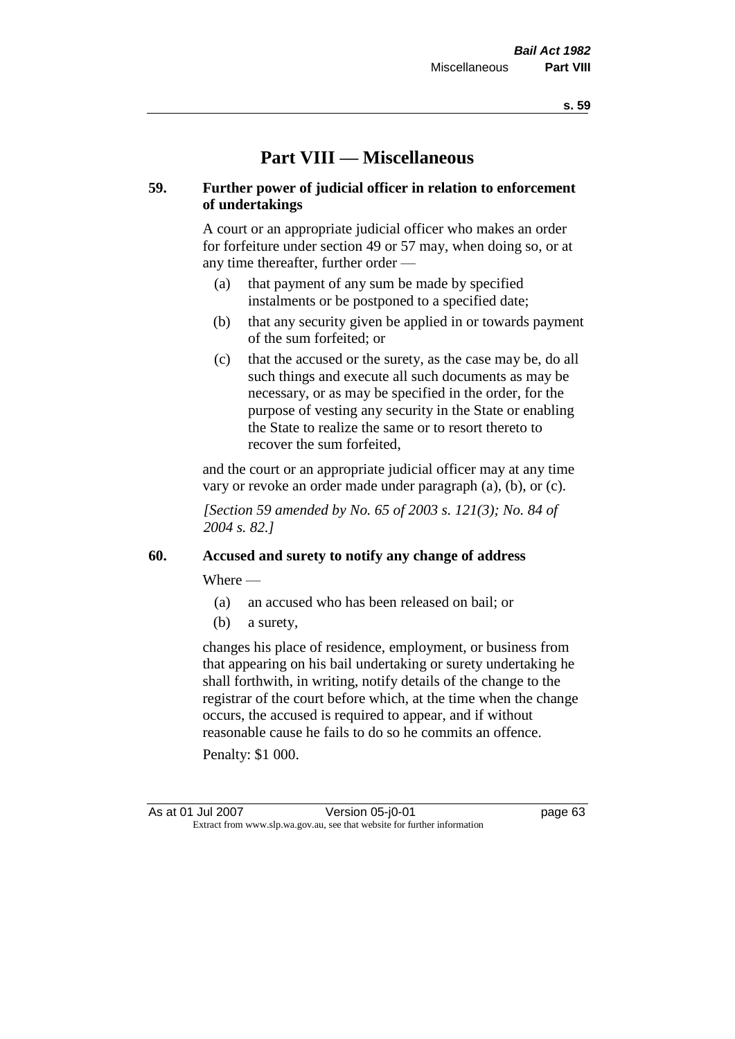# Part VIII — Miscellaneous

## 59. Further power of judicial officer in relation to enforcement of undertakings

A court or an appropriate judicial officer who makes an order for forfeiture under section 49 or 57 may, when doing so, or at any time thereafter, further order —

(a) that payment of any sum be made by specified instalments or be postponed to a specified date;

(b) that any security given be applied in or towards payment of the sum forfeited; or

(c) that the accused or the surety, as the case may be, do all such things and execute all such documents as may be necessary, or as may be specified in the order, for the purpose of vesting any security in the State or enabling the State to realize the same or to resort thereto to recover the sum forfeited,

and the court or an appropriate judicial officer may at any time vary or revoke an order made under paragraph (a), (b), or (c).

*[Section 59 amended by No. 65 of 2003 s. 121(3); No. 84 of 2004 s. 82.]*

## 60. Accused and surety to notify any change of address

Where —

(a) an accused who has been released on bail; or

(b) a surety,

changes his place of residence, employment, or business from that appearing on his bail undertaking or surety undertaking he shall forthwith, in writing, notify details of the change to the registrar of the court before which, at the time when the change occurs, the accused is required to appear, and if without reasonable cause he fails to do so he commits an offence.

Penalty: $1 000.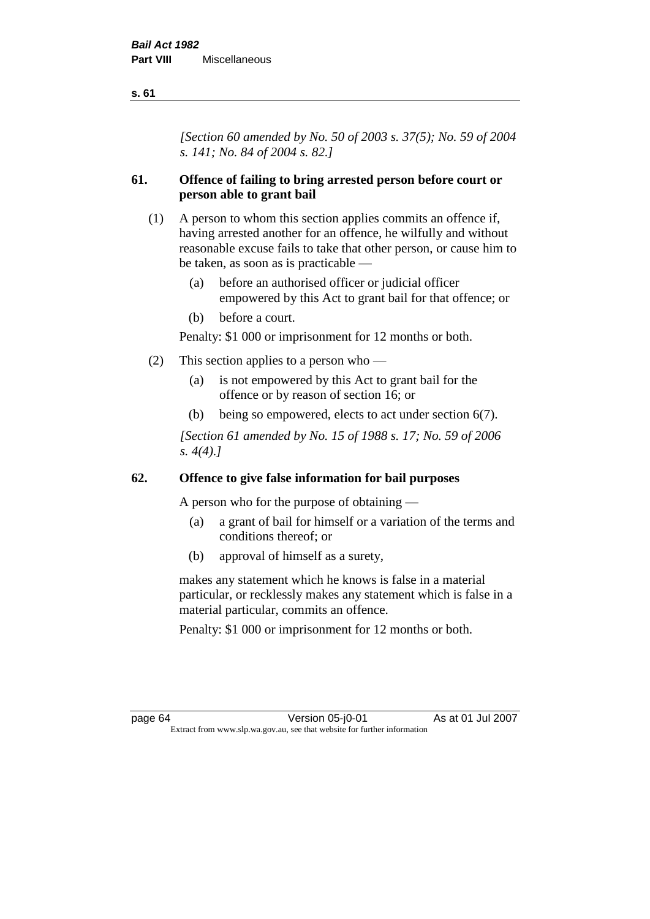*[Section 60 amended by No. 50 of 2003 s. 37(5); No. 59 of 2004 s. 141; No. 84 of 2004 s. 82.]*

## 61. Offence of failing to bring arrested person before court or person able to grant bail

(1) A person to whom this section applies commits an offence if, having arrested another for an offence, he wilfully and without reasonable excuse fails to take that other person, or cause him to be taken, as soon as is practicable —

- (a) before an authorised officer or judicial officer empowered by this Act to grant bail for that offence; or
- (b) before a court.

Penalty: $1 000 or imprisonment for 12 months or both.

(2) This section applies to a person who —

- (a) is not empowered by this Act to grant bail for the offence or by reason of section 16; or
- (b) being so empowered, elects to act under section 6(7).

*[Section 61 amended by No. 15 of 1988 s. 17; No. 59 of 2006 s. 4(4).]*

## 62. Offence to give false information for bail purposes

A person who for the purpose of obtaining —

- (a) a grant of bail for himself or a variation of the terms and conditions thereof; or
- (b) approval of himself as a surety,

makes any statement which he knows is false in a material particular, or recklessly makes any statement which is false in a material particular, commits an offence.

Penalty: $1 000 or imprisonment for 12 months or both.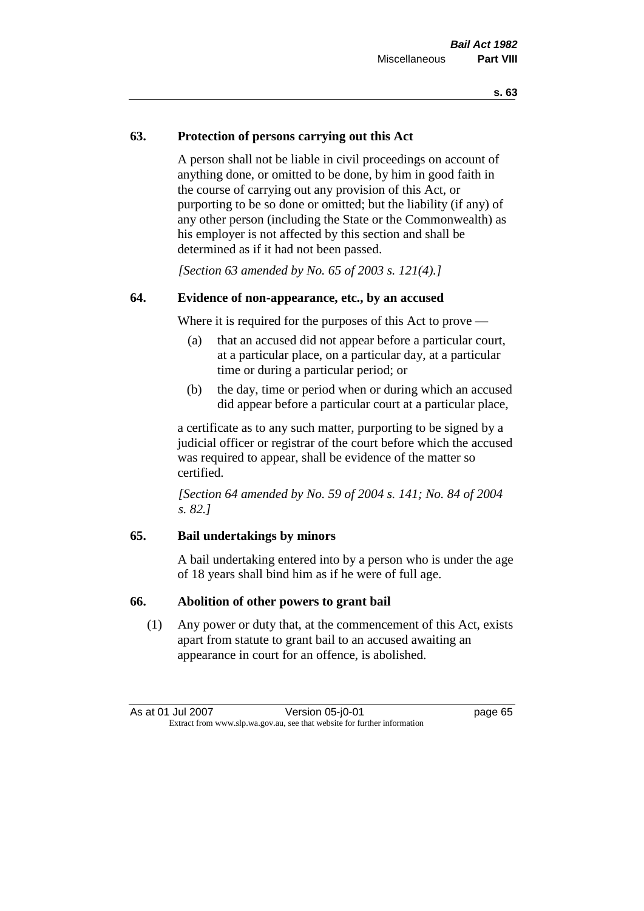### 63. Protection of persons carrying out this Act

A person shall not be liable in civil proceedings on account of anything done, or omitted to be done, by him in good faith in the course of carrying out any provision of this Act, or purporting to be so done or omitted; but the liability (if any) of any other person (including the State or the Commonwealth) as his employer is not affected by this section and shall be determined as if it had not been passed.

*[Section 63 amended by No. 65 of 2003 s. 121(4).]*

### 64. Evidence of non-appearance, etc., by an accused

Where it is required for the purposes of this Act to prove —

(a) that an accused did not appear before a particular court, at a particular place, on a particular day, at a particular time or during a particular period; or

(b) the day, time or period when or during which an accused did appear before a particular court at a particular place,

a certificate as to any such matter, purporting to be signed by a judicial officer or registrar of the court before which the accused was required to appear, shall be evidence of the matter so certified.

*[Section 64 amended by No. 59 of 2004 s. 141; No. 84 of 2004 s. 82.]*

### 65. Bail undertakings by minors

A bail undertaking entered into by a person who is under the age of 18 years shall bind him as if he were of full age.

### 66. Abolition of other powers to grant bail

(1) Any power or duty that, at the commencement of this Act, exists apart from statute to grant bail to an accused awaiting an appearance in court for an offence, is abolished.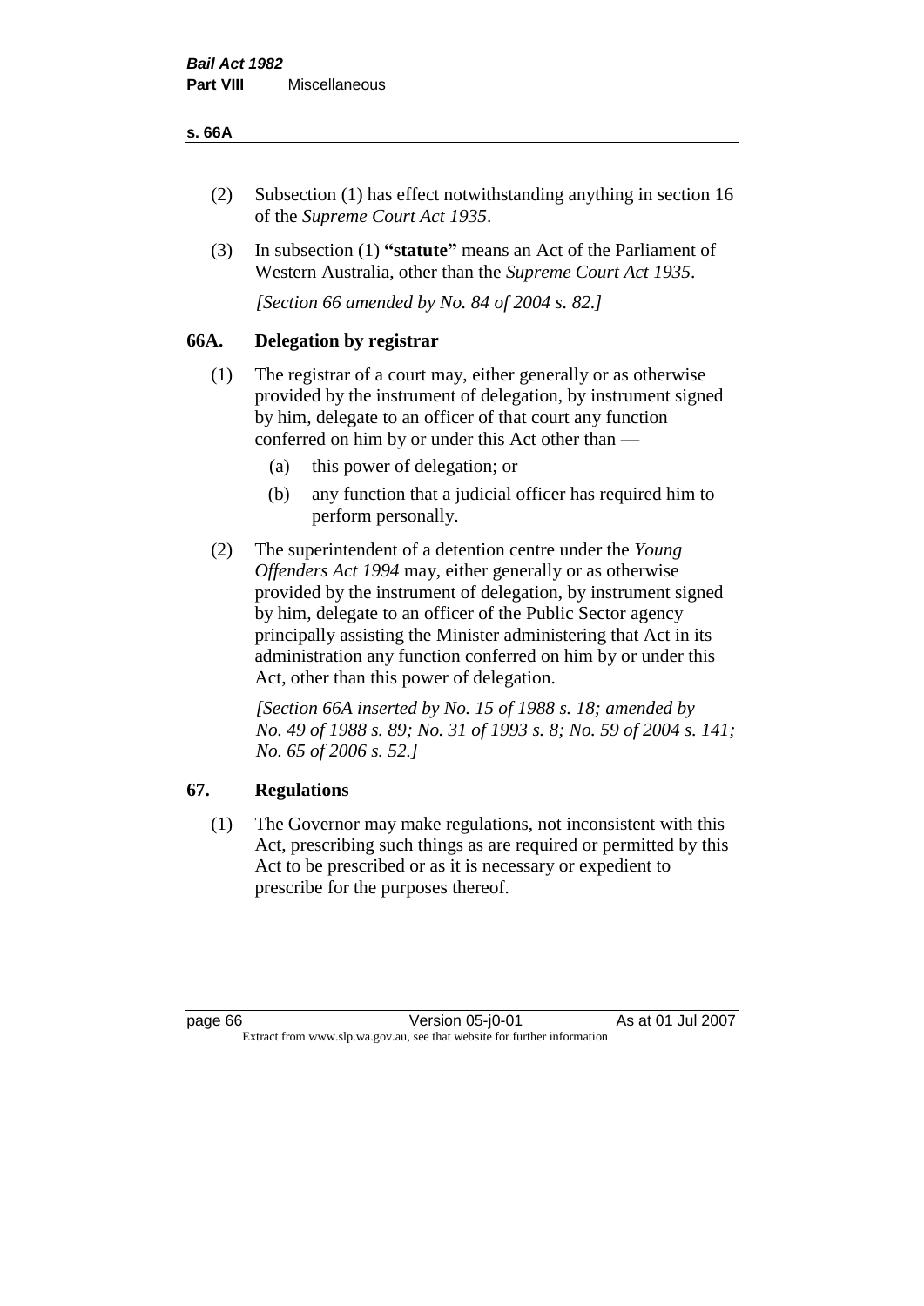(2) Subsection (1) has effect notwithstanding anything in section 16 of the *Supreme Court Act 1935*.

(3) In subsection (1) **"statute"** means an Act of the Parliament of Western Australia, other than the *Supreme Court Act 1935*.

*[Section 66 amended by No. 84 of 2004 s. 82.]*

## 66A. Delegation by registrar

(1) The registrar of a court may, either generally or as otherwise provided by the instrument of delegation, by instrument signed by him, delegate to an officer of that court any function conferred on him by or under this Act other than —

- (a) this power of delegation; or
- (b) any function that a judicial officer has required him to perform personally.

(2) The superintendent of a detention centre under the *Young Offenders Act 1994* may, either generally or as otherwise provided by the instrument of delegation, by instrument signed by him, delegate to an officer of the Public Sector agency principally assisting the Minister administering that Act in its administration any function conferred on him by or under this Act, other than this power of delegation.

*[Section 66A inserted by No. 15 of 1988 s. 18; amended by No. 49 of 1988 s. 89; No. 31 of 1993 s. 8; No. 59 of 2004 s. 141; No. 65 of 2006 s. 52.]*

## 67. Regulations

(1) The Governor may make regulations, not inconsistent with this Act, prescribing such things as are required or permitted by this Act to be prescribed or as it is necessary or expedient to prescribe for the purposes thereof.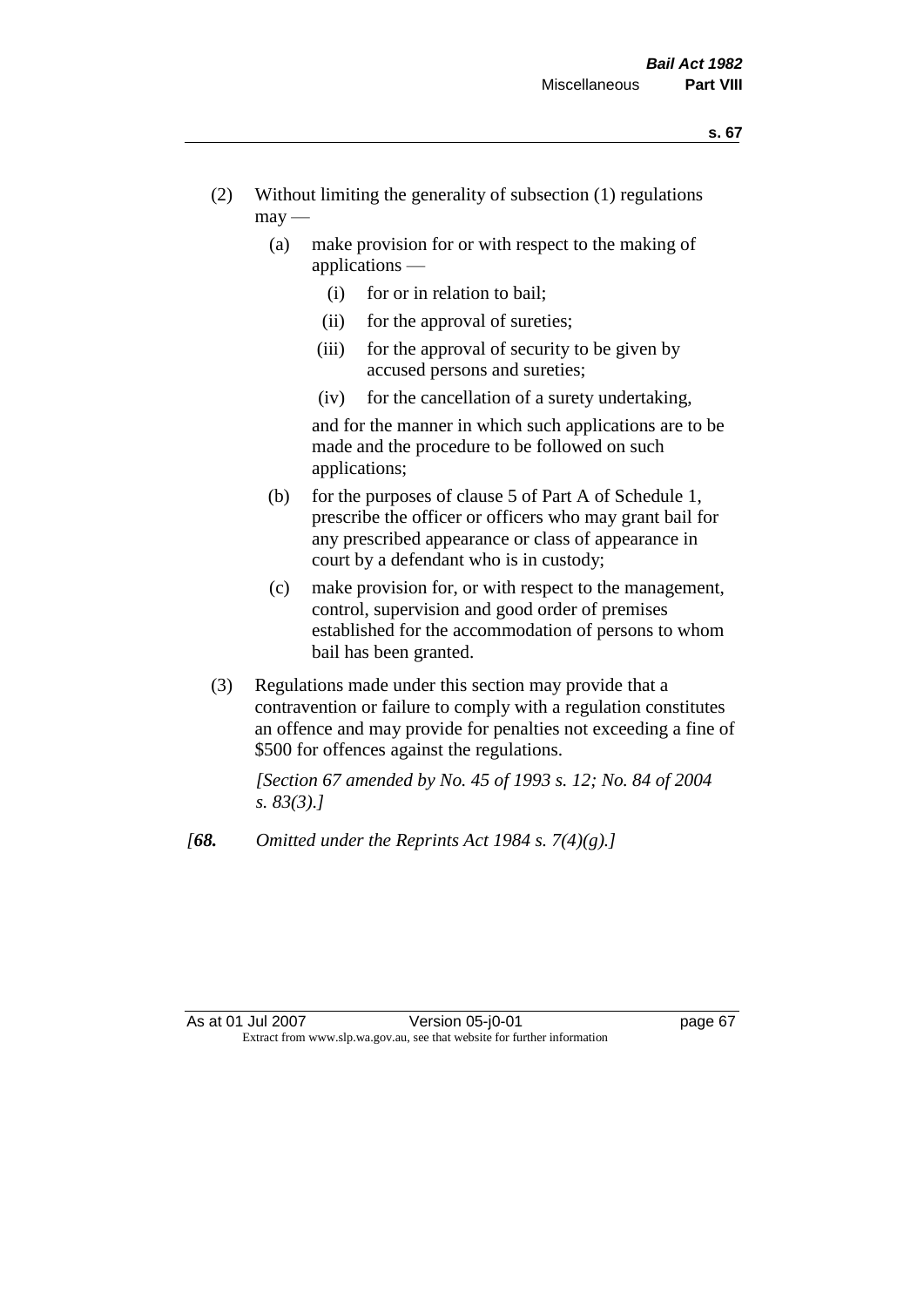(2) Without limiting the generality of subsection (1) regulations may —

(a) make provision for or with respect to the making of applications —

(i) for or in relation to bail;

(ii) for the approval of sureties;

(iii) for the approval of security to be given by accused persons and sureties;

(iv) for the cancellation of a surety undertaking,

and for the manner in which such applications are to be made and the procedure to be followed on such applications;

(b) for the purposes of clause 5 of Part A of Schedule 1, prescribe the officer or officers who may grant bail for any prescribed appearance or class of appearance in court by a defendant who is in custody;

(c) make provision for, or with respect to the management, control, supervision and good order of premises established for the accommodation of persons to whom bail has been granted.

(3) Regulations made under this section may provide that a contravention or failure to comply with a regulation constitutes an offence and may provide for penalties not exceeding a fine of $500 for offences against the regulations.

*[Section 67 amended by No. 45 of 1993 s. 12; No. 84 of 2004 s. 83(3).]*

*[**68.** Omitted under the Reprints Act 1984 s. 7(4)(g).]*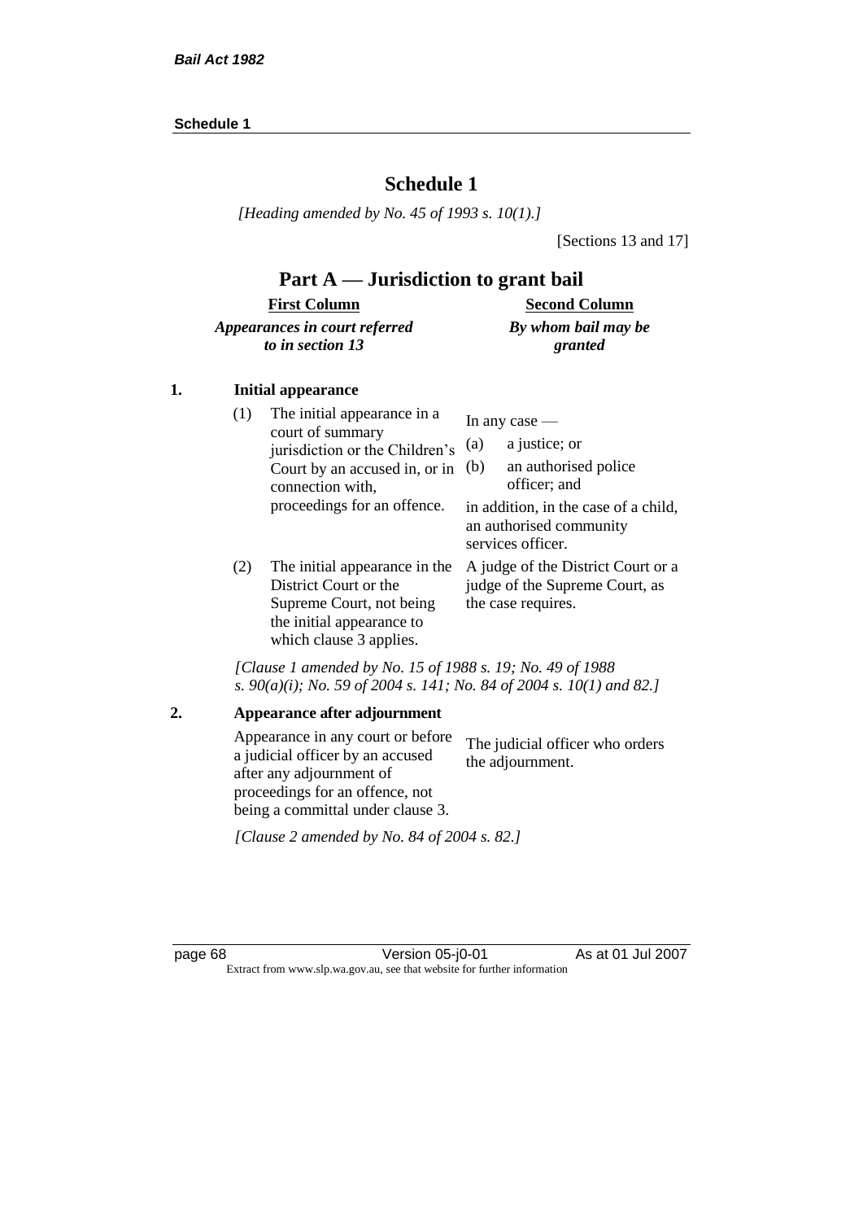# Schedule 1

*[Heading amended by No. 45 of 1993 s. 10(1).]*

[Sections 13 and 17]

## Part A — Jurisdiction to grant bail

| **First Column** *Appearances in court referred to in section 13* | **Second Column** *By whom bail may be granted* |
|---|---|
| **1. Initial appearance** | |
| (1) The initial appearance in a court of summary jurisdiction or the Children's Court by an accused in, or in connection with, proceedings for an offence. | In any case — (a) a justice; or (b) an authorised police officer; and in addition, in the case of a child, an authorised community services officer. |
| (2) The initial appearance in the District Court or the Supreme Court, not being the initial appearance to which clause 3 applies. | A judge of the District Court or a judge of the Supreme Court, as the case requires. |

*[Clause 1 amended by No. 15 of 1988 s. 19; No. 49 of 1988 s. 90(a)(i); No. 59 of 2004 s. 141; No. 84 of 2004 s. 10(1) and 82.]*

| | |
|---|---|
| **2. Appearance after adjournment** | |
| Appearance in any court or before a judicial officer by an accused after any adjournment of proceedings for an offence, not being a committal under clause 3. | The judicial officer who orders the adjournment. |

*[Clause 2 amended by No. 84 of 2004 s. 82.]*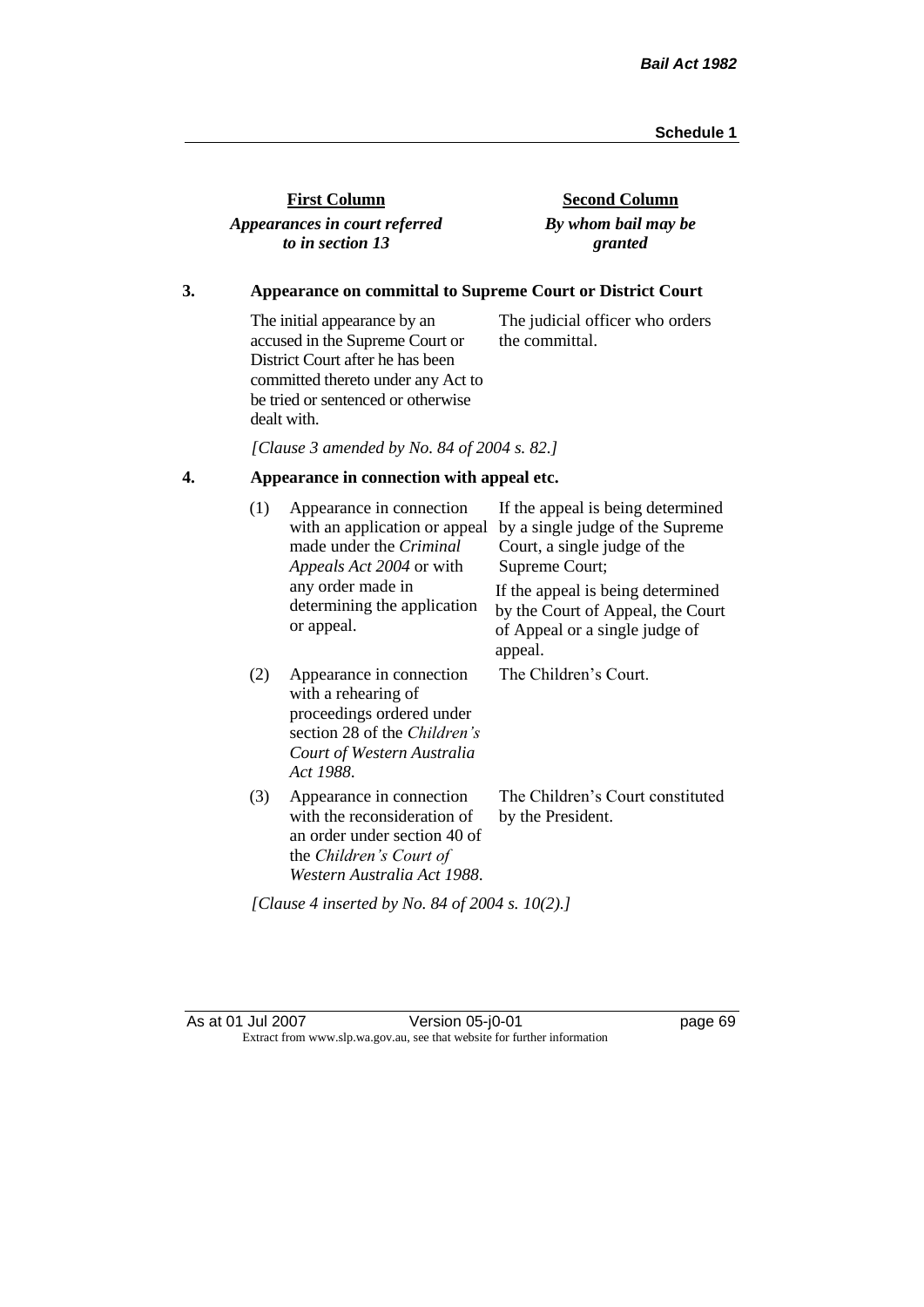| First Column | Second Column |
|---|---|
| *Appearances in court referred to in section 13* | *By whom bail may be granted* |

**3. Appearance on committal to Supreme Court or District Court**

| | |
|---|---|
| The initial appearance by an accused in the Supreme Court or District Court after he has been committed thereto under any Act to be tried or sentenced or otherwise dealt with. | The judicial officer who orders the committal. |

*[Clause 3 amended by No. 84 of 2004 s. 82.]*

**4. Appearance in connection with appeal etc.**

| | | |
|---|---|---|
| (1) | Appearance in connection with an application or appeal made under the *Criminal Appeals Act 2004* or with any order made in determining the application or appeal. | If the appeal is being determined by a single judge of the Supreme Court, a single judge of the Supreme Court; If the appeal is being determined by the Court of Appeal, the Court of Appeal or a single judge of appeal. |
| (2) | Appearance in connection with a rehearing of proceedings ordered under section 28 of the *Children's Court of Western Australia Act 1988*. | The Children's Court. |
| (3) | Appearance in connection with the reconsideration of an order under section 40 of the *Children's Court of Western Australia Act 1988*. | The Children's Court constituted by the President. |

*[Clause 4 inserted by No. 84 of 2004 s. 10(2).]*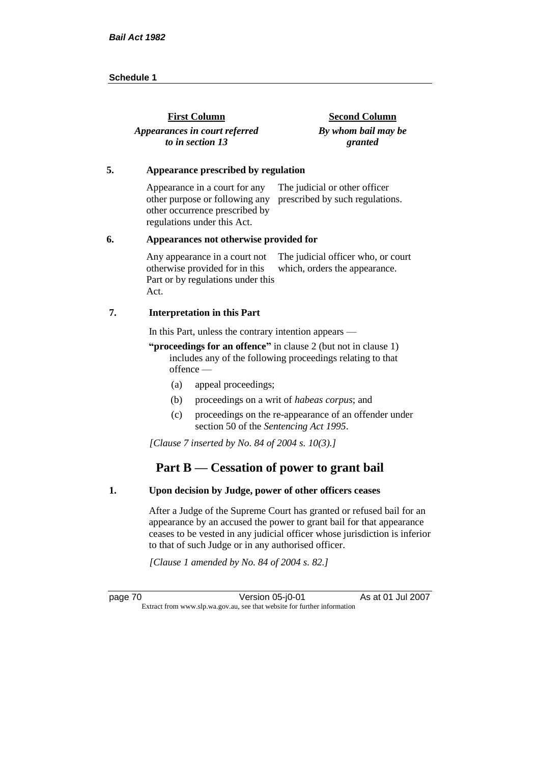| First Column | Second Column |
|---|---|
| ***Appearances in court referred to in section 13*** | ***By whom bail may be granted*** |

**5. Appearance prescribed by regulation**

| | |
|---|---|
| Appearance in a court for any other purpose or following any other occurrence prescribed by regulations under this Act. | The judicial or other officer prescribed by such regulations. |

**6. Appearances not otherwise provided for**

| | |
|---|---|
| Any appearance in a court not otherwise provided for in this Part or by regulations under this Act. | The judicial officer who, or court which, orders the appearance. |

**7. Interpretation in this Part**

In this Part, unless the contrary intention appears —

**"proceedings for an offence"** in clause 2 (but not in clause 1) includes any of the following proceedings relating to that offence —

(a) appeal proceedings;

(b) proceedings on a writ of *habeas corpus*; and

(c) proceedings on the re-appearance of an offender under section 50 of the *Sentencing Act 1995*.

*[Clause 7 inserted by No. 84 of 2004 s. 10(3).]*

## Part B — Cessation of power to grant bail

**1. Upon decision by Judge, power of other officers ceases**

After a Judge of the Supreme Court has granted or refused bail for an appearance by an accused the power to grant bail for that appearance ceases to be vested in any judicial officer whose jurisdiction is inferior to that of such Judge or in any authorised officer.

*[Clause 1 amended by No. 84 of 2004 s. 82.]*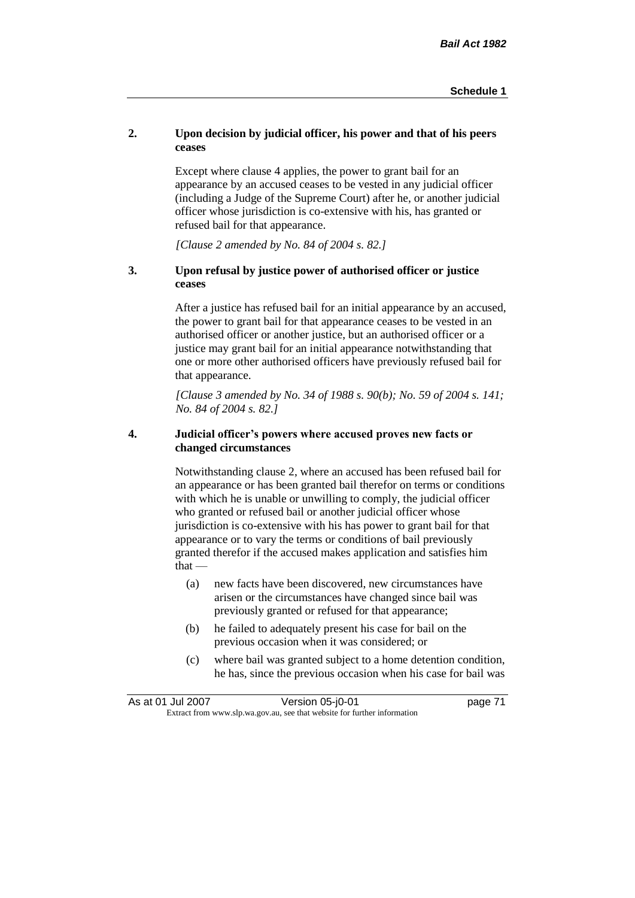**2. Upon decision by judicial officer, his power and that of his peers ceases**

Except where clause 4 applies, the power to grant bail for an appearance by an accused ceases to be vested in any judicial officer (including a Judge of the Supreme Court) after he, or another judicial officer whose jurisdiction is co-extensive with his, has granted or refused bail for that appearance.

*[Clause 2 amended by No. 84 of 2004 s. 82.]*

**3. Upon refusal by justice power of authorised officer or justice ceases**

After a justice has refused bail for an initial appearance by an accused, the power to grant bail for that appearance ceases to be vested in an authorised officer or another justice, but an authorised officer or a justice may grant bail for an initial appearance notwithstanding that one or more other authorised officers have previously refused bail for that appearance.

*[Clause 3 amended by No. 34 of 1988 s. 90(b); No. 59 of 2004 s. 141; No. 84 of 2004 s. 82.]*

**4. Judicial officer's powers where accused proves new facts or changed circumstances**

Notwithstanding clause 2, where an accused has been refused bail for an appearance or has been granted bail therefor on terms or conditions with which he is unable or unwilling to comply, the judicial officer who granted or refused bail or another judicial officer whose jurisdiction is co-extensive with his has power to grant bail for that appearance or to vary the terms or conditions of bail previously granted therefor if the accused makes application and satisfies him that —

(a) new facts have been discovered, new circumstances have arisen or the circumstances have changed since bail was previously granted or refused for that appearance;

(b) he failed to adequately present his case for bail on the previous occasion when it was considered; or

(c) where bail was granted subject to a home detention condition, he has, since the previous occasion when his case for bail was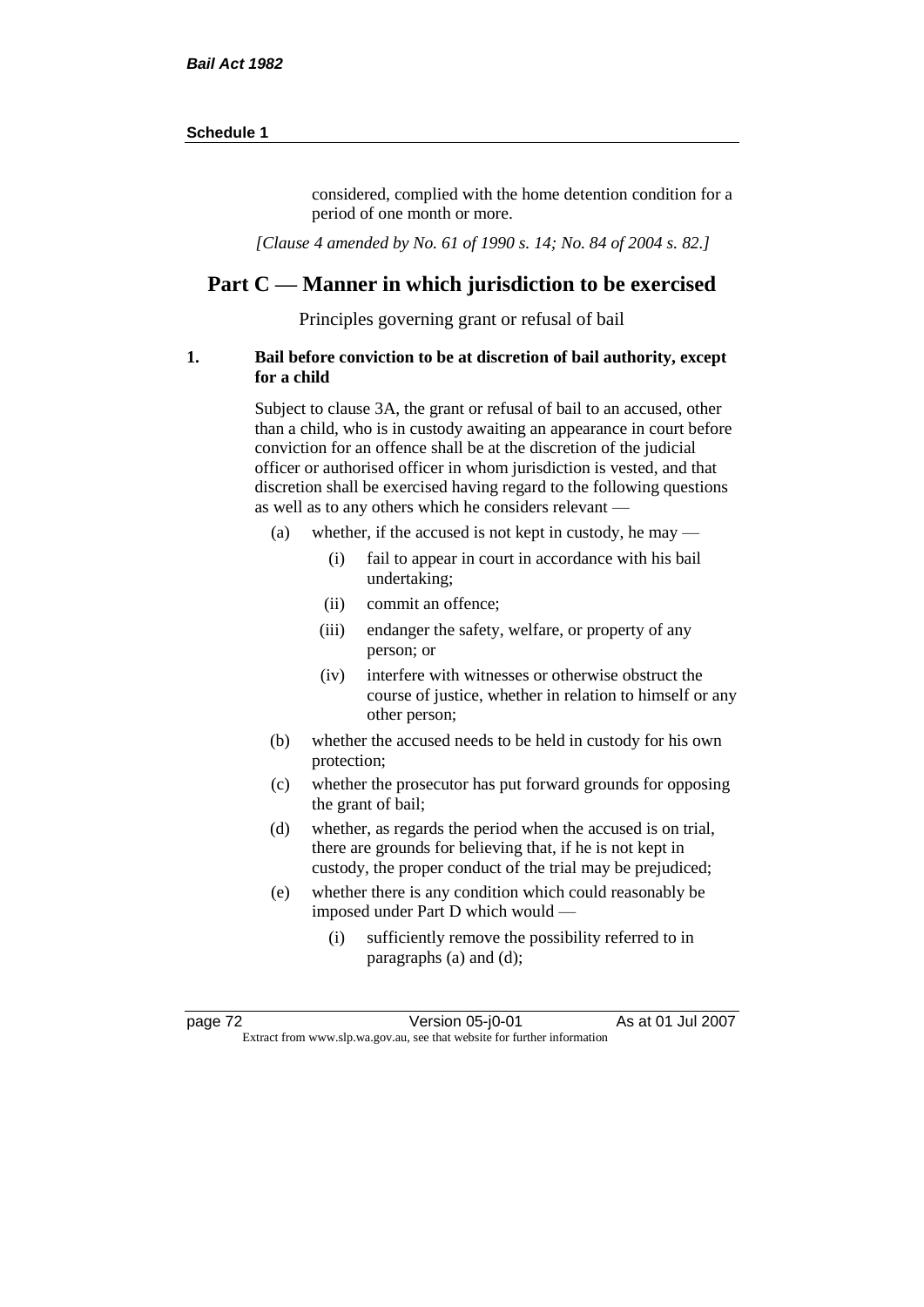considered, complied with the home detention condition for a period of one month or more.

*[Clause 4 amended by No. 61 of 1990 s. 14; No. 84 of 2004 s. 82.]*

## Part C — Manner in which jurisdiction to be exercised

Principles governing grant or refusal of bail

**1. Bail before conviction to be at discretion of bail authority, except for a child**

Subject to clause 3A, the grant or refusal of bail to an accused, other than a child, who is in custody awaiting an appearance in court before conviction for an offence shall be at the discretion of the judicial officer or authorised officer in whom jurisdiction is vested, and that discretion shall be exercised having regard to the following questions as well as to any others which he considers relevant —

- (a) whether, if the accused is not kept in custody, he may —
  - (i) fail to appear in court in accordance with his bail undertaking;
  - (ii) commit an offence;
  - (iii) endanger the safety, welfare, or property of any person; or
  - (iv) interfere with witnesses or otherwise obstruct the course of justice, whether in relation to himself or any other person;
- (b) whether the accused needs to be held in custody for his own protection;
- (c) whether the prosecutor has put forward grounds for opposing the grant of bail;
- (d) whether, as regards the period when the accused is on trial, there are grounds for believing that, if he is not kept in custody, the proper conduct of the trial may be prejudiced;
- (e) whether there is any condition which could reasonably be imposed under Part D which would —
  - (i) sufficiently remove the possibility referred to in paragraphs (a) and (d);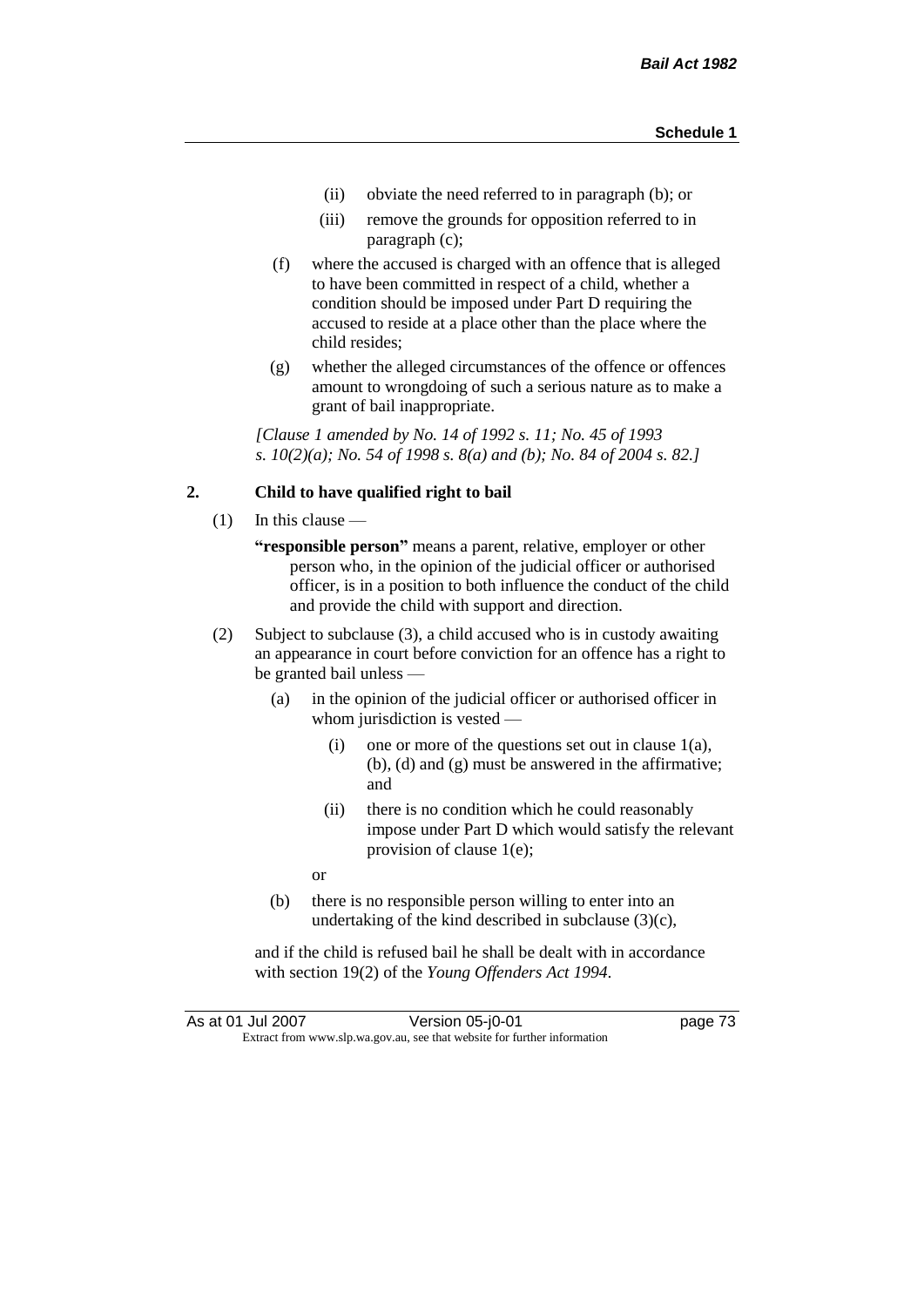(ii) obviate the need referred to in paragraph (b); or

(iii) remove the grounds for opposition referred to in paragraph (c);

(f) where the accused is charged with an offence that is alleged to have been committed in respect of a child, whether a condition should be imposed under Part D requiring the accused to reside at a place other than the place where the child resides;

(g) whether the alleged circumstances of the offence or offences amount to wrongdoing of such a serious nature as to make a grant of bail inappropriate.

*[Clause 1 amended by No. 14 of 1992 s. 11; No. 45 of 1993 s. 10(2)(a); No. 54 of 1998 s. 8(a) and (b); No. 84 of 2004 s. 82.]*

**2. Child to have qualified right to bail**

(1) In this clause —

**"responsible person"** means a parent, relative, employer or other person who, in the opinion of the judicial officer or authorised officer, is in a position to both influence the conduct of the child and provide the child with support and direction.

(2) Subject to subclause (3), a child accused who is in custody awaiting an appearance in court before conviction for an offence has a right to be granted bail unless —

(a) in the opinion of the judicial officer or authorised officer in whom jurisdiction is vested —

(i) one or more of the questions set out in clause 1(a), (b), (d) and (g) must be answered in the affirmative; and

(ii) there is no condition which he could reasonably impose under Part D which would satisfy the relevant provision of clause 1(e);

or

(b) there is no responsible person willing to enter into an undertaking of the kind described in subclause (3)(c),

and if the child is refused bail he shall be dealt with in accordance with section 19(2) of the *Young Offenders Act 1994*.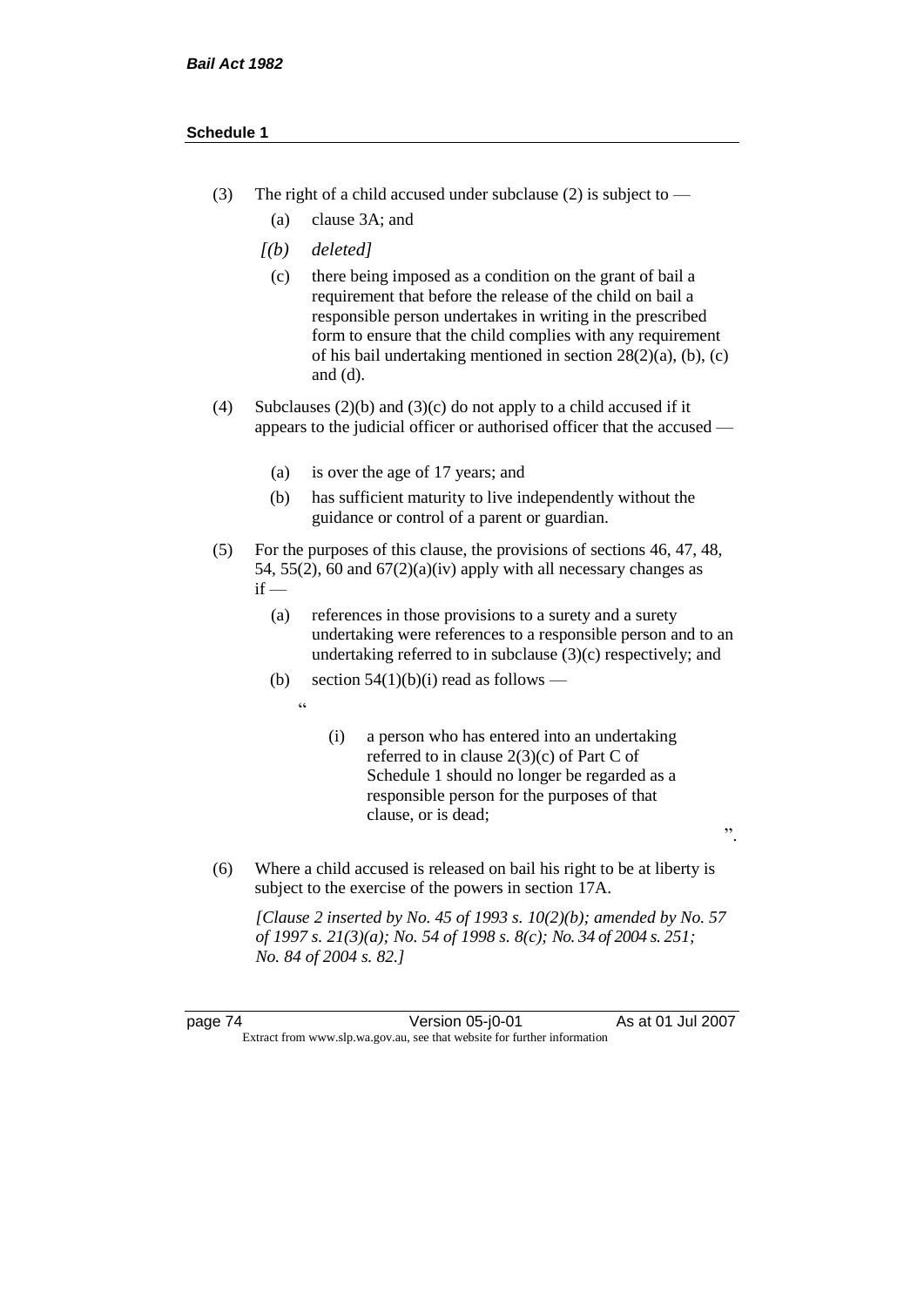(3) The right of a child accused under subclause (2) is subject to —

  (a) clause 3A; and

  *[(b) deleted]*

  (c) there being imposed as a condition on the grant of bail a requirement that before the release of the child on bail a responsible person undertakes in writing in the prescribed form to ensure that the child complies with any requirement of his bail undertaking mentioned in section 28(2)(a), (b), (c) and (d).

(4) Subclauses (2)(b) and (3)(c) do not apply to a child accused if it appears to the judicial officer or authorised officer that the accused —

  (a) is over the age of 17 years; and

  (b) has sufficient maturity to live independently without the guidance or control of a parent or guardian.

(5) For the purposes of this clause, the provisions of sections 46, 47, 48, 54, 55(2), 60 and 67(2)(a)(iv) apply with all necessary changes as if —

  (a) references in those provisions to a surety and a surety undertaking were references to a responsible person and to an undertaking referred to in subclause (3)(c) respectively; and

  (b) section 54(1)(b)(i) read as follows —

“

    (i) a person who has entered into an undertaking referred to in clause 2(3)(c) of Part C of Schedule 1 should no longer be regarded as a responsible person for the purposes of that clause, or is dead;

”.

(6) Where a child accused is released on bail his right to be at liberty is subject to the exercise of the powers in section 17A.

*[Clause 2 inserted by No. 45 of 1993 s. 10(2)(b); amended by No. 57 of 1997 s. 21(3)(a); No. 54 of 1998 s. 8(c); No. 34 of 2004 s. 251; No. 84 of 2004 s. 82.]*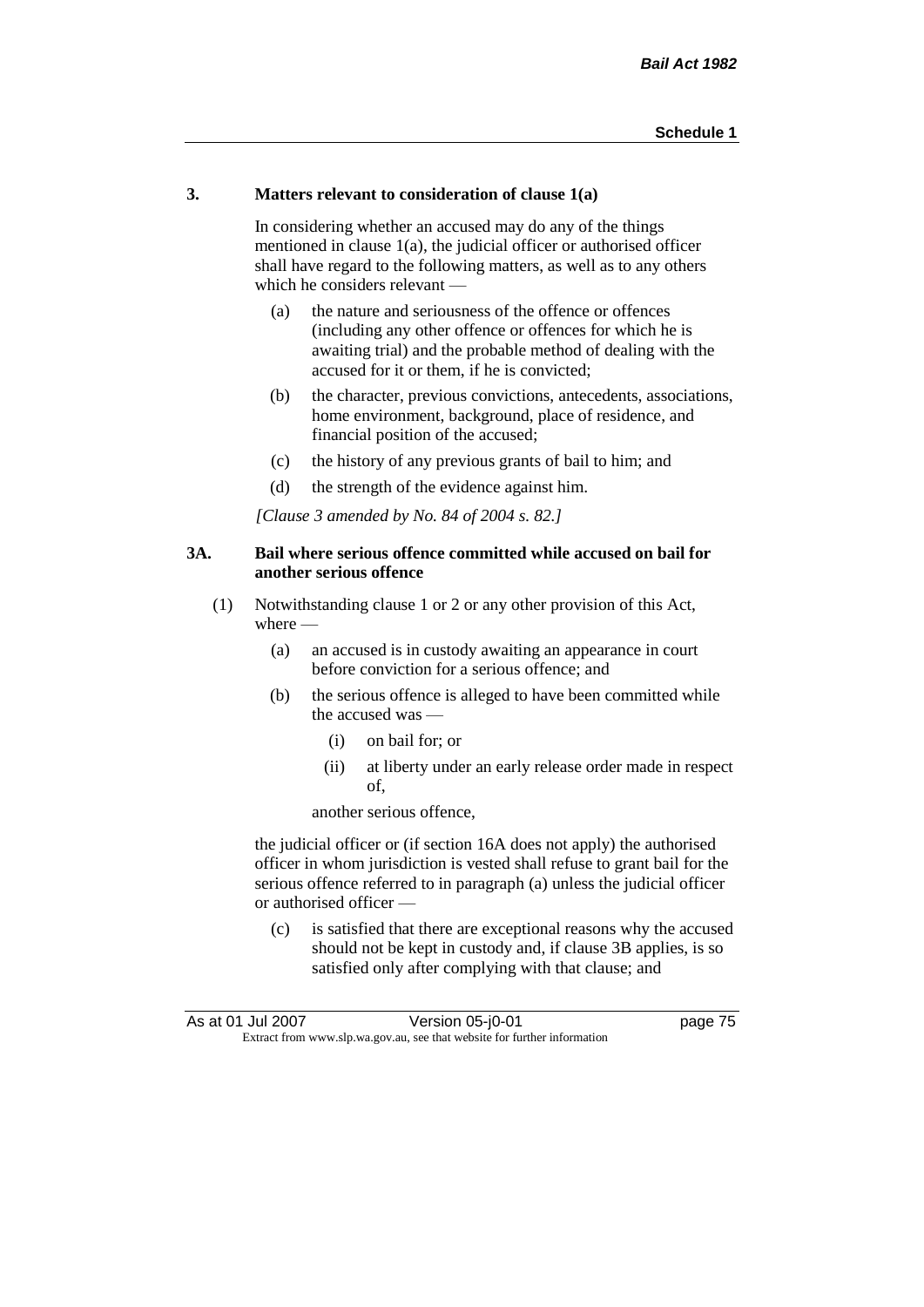### 3. Matters relevant to consideration of clause 1(a)

In considering whether an accused may do any of the things mentioned in clause 1(a), the judicial officer or authorised officer shall have regard to the following matters, as well as to any others which he considers relevant —

(a) the nature and seriousness of the offence or offences (including any other offence or offences for which he is awaiting trial) and the probable method of dealing with the accused for it or them, if he is convicted;

(b) the character, previous convictions, antecedents, associations, home environment, background, place of residence, and financial position of the accused;

(c) the history of any previous grants of bail to him; and

(d) the strength of the evidence against him.

*[Clause 3 amended by No. 84 of 2004 s. 82.]*

### 3A. Bail where serious offence committed while accused on bail for another serious offence

(1) Notwithstanding clause 1 or 2 or any other provision of this Act, where —

(a) an accused is in custody awaiting an appearance in court before conviction for a serious offence; and

(b) the serious offence is alleged to have been committed while the accused was —

(i) on bail for; or

(ii) at liberty under an early release order made in respect of,

another serious offence,

the judicial officer or (if section 16A does not apply) the authorised officer in whom jurisdiction is vested shall refuse to grant bail for the serious offence referred to in paragraph (a) unless the judicial officer or authorised officer —

(c) is satisfied that there are exceptional reasons why the accused should not be kept in custody and, if clause 3B applies, is so satisfied only after complying with that clause; and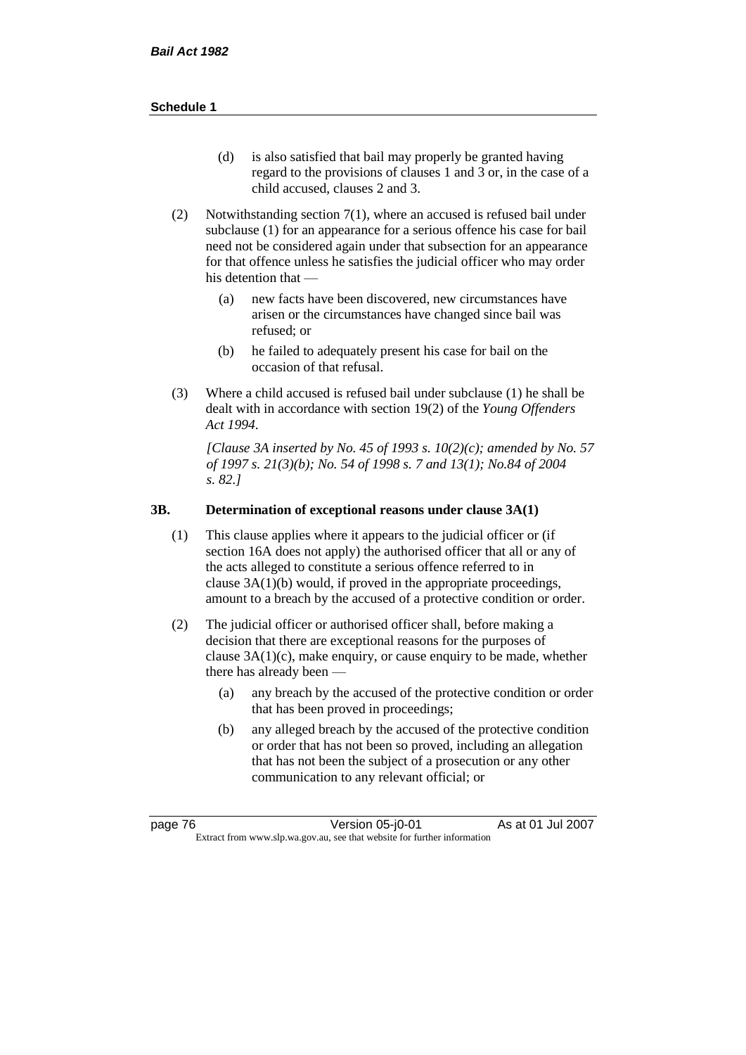(d) is also satisfied that bail may properly be granted having regard to the provisions of clauses 1 and 3 or, in the case of a child accused, clauses 2 and 3.

(2) Notwithstanding section 7(1), where an accused is refused bail under subclause (1) for an appearance for a serious offence his case for bail need not be considered again under that subsection for an appearance for that offence unless he satisfies the judicial officer who may order his detention that —

(a) new facts have been discovered, new circumstances have arisen or the circumstances have changed since bail was refused; or

(b) he failed to adequately present his case for bail on the occasion of that refusal.

(3) Where a child accused is refused bail under subclause (1) he shall be dealt with in accordance with section 19(2) of the *Young Offenders Act 1994*.

*[Clause 3A inserted by No. 45 of 1993 s. 10(2)(c); amended by No. 57 of 1997 s. 21(3)(b); No. 54 of 1998 s. 7 and 13(1); No.84 of 2004 s. 82.]*

### 3B. Determination of exceptional reasons under clause 3A(1)

(1) This clause applies where it appears to the judicial officer or (if section 16A does not apply) the authorised officer that all or any of the acts alleged to constitute a serious offence referred to in clause 3A(1)(b) would, if proved in the appropriate proceedings, amount to a breach by the accused of a protective condition or order.

(2) The judicial officer or authorised officer shall, before making a decision that there are exceptional reasons for the purposes of clause 3A(1)(c), make enquiry, or cause enquiry to be made, whether there has already been —

(a) any breach by the accused of the protective condition or order that has been proved in proceedings;

(b) any alleged breach by the accused of the protective condition or order that has not been so proved, including an allegation that has not been the subject of a prosecution or any other communication to any relevant official; or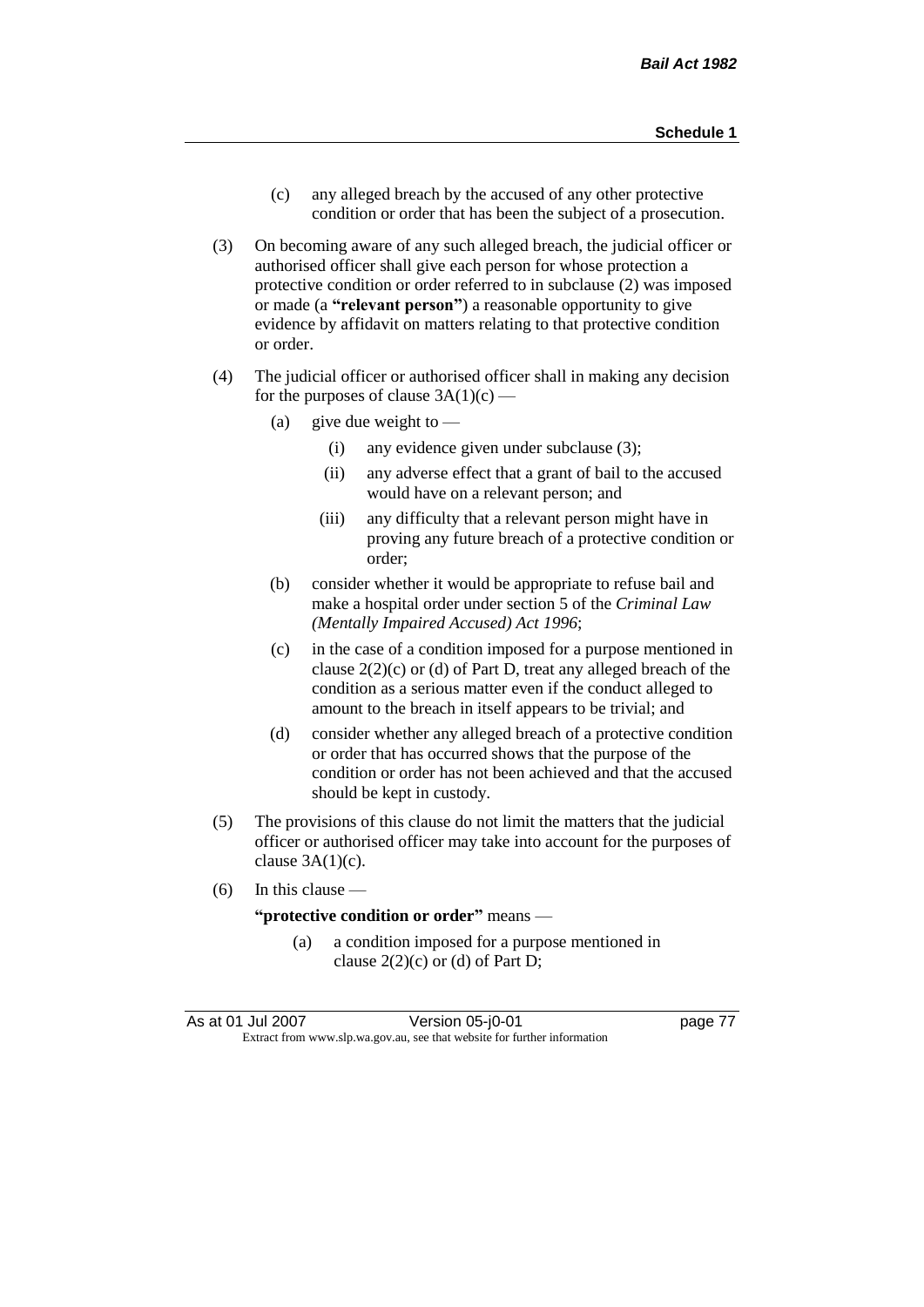(c) any alleged breach by the accused of any other protective condition or order that has been the subject of a prosecution.

(3) On becoming aware of any such alleged breach, the judicial officer or authorised officer shall give each person for whose protection a protective condition or order referred to in subclause (2) was imposed or made (a **"relevant person"**) a reasonable opportunity to give evidence by affidavit on matters relating to that protective condition or order.

(4) The judicial officer or authorised officer shall in making any decision for the purposes of clause 3A(1)(c) —

(a) give due weight to —

(i) any evidence given under subclause (3);

(ii) any adverse effect that a grant of bail to the accused would have on a relevant person; and

(iii) any difficulty that a relevant person might have in proving any future breach of a protective condition or order;

(b) consider whether it would be appropriate to refuse bail and make a hospital order under section 5 of the *Criminal Law (Mentally Impaired Accused) Act 1996*;

(c) in the case of a condition imposed for a purpose mentioned in clause 2(2)(c) or (d) of Part D, treat any alleged breach of the condition as a serious matter even if the conduct alleged to amount to the breach in itself appears to be trivial; and

(d) consider whether any alleged breach of a protective condition or order that has occurred shows that the purpose of the condition or order has not been achieved and that the accused should be kept in custody.

(5) The provisions of this clause do not limit the matters that the judicial officer or authorised officer may take into account for the purposes of clause 3A(1)(c).

(6) In this clause —

**"protective condition or order"** means —

(a) a condition imposed for a purpose mentioned in clause 2(2)(c) or (d) of Part D;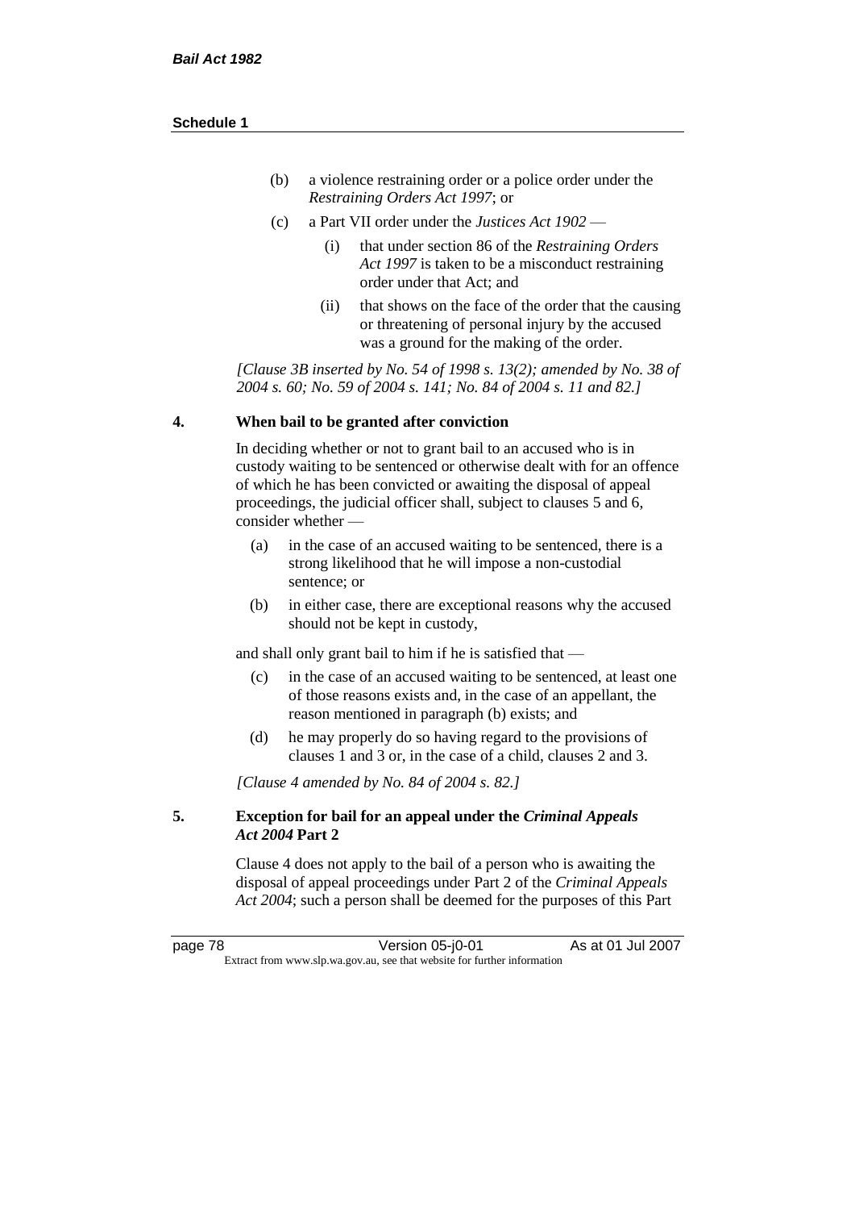(b) a violence restraining order or a police order under the *Restraining Orders Act 1997*; or

(c) a Part VII order under the *Justices Act 1902* —

   (i) that under section 86 of the *Restraining Orders Act 1997* is taken to be a misconduct restraining order under that Act; and

   (ii) that shows on the face of the order that the causing or threatening of personal injury by the accused was a ground for the making of the order.

*[Clause 3B inserted by No. 54 of 1998 s. 13(2); amended by No. 38 of 2004 s. 60; No. 59 of 2004 s. 141; No. 84 of 2004 s. 11 and 82.]*

**4. When bail to be granted after conviction**

In deciding whether or not to grant bail to an accused who is in custody waiting to be sentenced or otherwise dealt with for an offence of which he has been convicted or awaiting the disposal of appeal proceedings, the judicial officer shall, subject to clauses 5 and 6, consider whether —

(a) in the case of an accused waiting to be sentenced, there is a strong likelihood that he will impose a non-custodial sentence; or

(b) in either case, there are exceptional reasons why the accused should not be kept in custody,

and shall only grant bail to him if he is satisfied that —

(c) in the case of an accused waiting to be sentenced, at least one of those reasons exists and, in the case of an appellant, the reason mentioned in paragraph (b) exists; and

(d) he may properly do so having regard to the provisions of clauses 1 and 3 or, in the case of a child, clauses 2 and 3.

*[Clause 4 amended by No. 84 of 2004 s. 82.]*

**5. Exception for bail for an appeal under the *Criminal Appeals Act 2004* Part 2**

Clause 4 does not apply to the bail of a person who is awaiting the disposal of appeal proceedings under Part 2 of the *Criminal Appeals Act 2004*; such a person shall be deemed for the purposes of this Part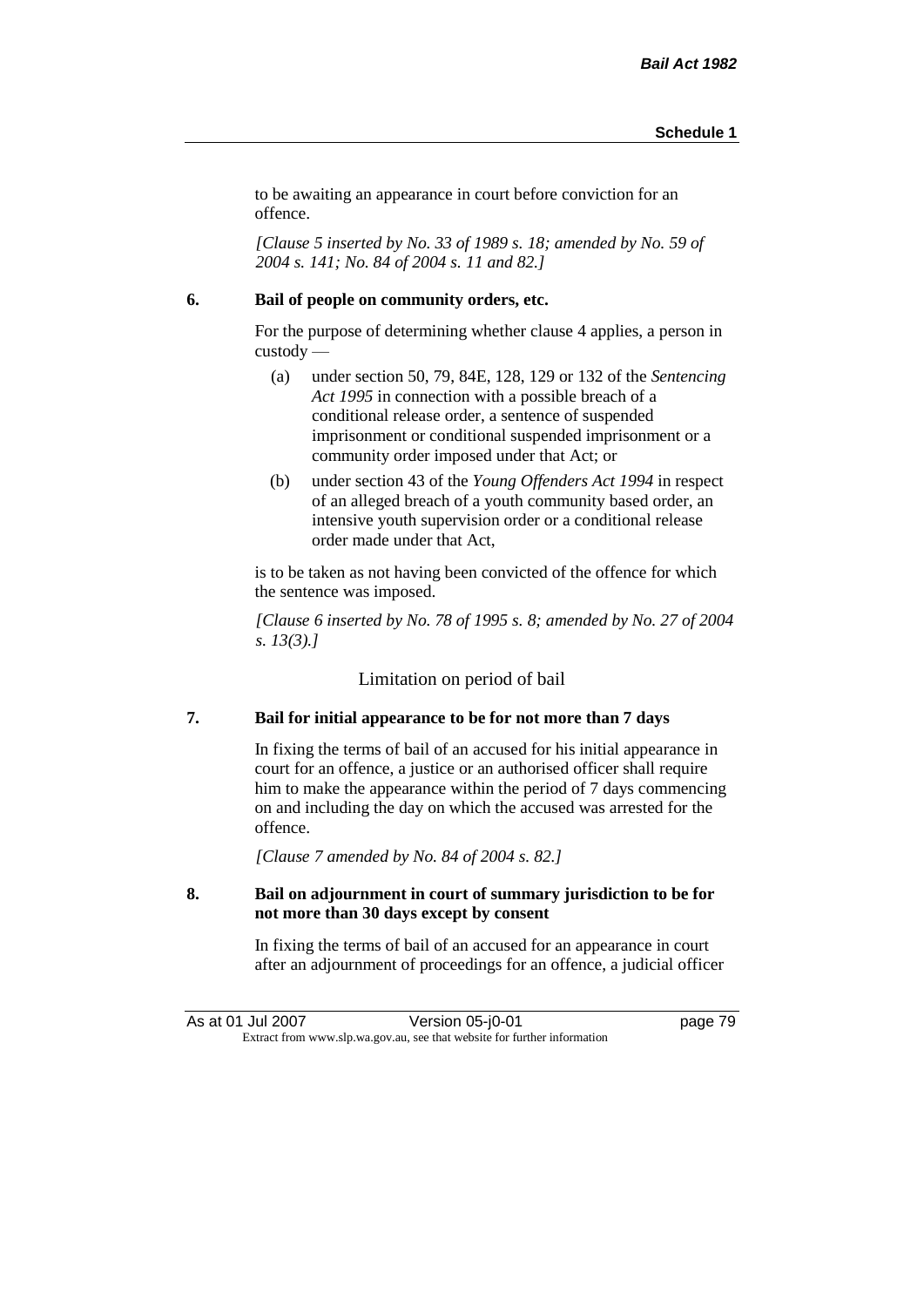to be awaiting an appearance in court before conviction for an offence.

*[Clause 5 inserted by No. 33 of 1989 s. 18; amended by No. 59 of 2004 s. 141; No. 84 of 2004 s. 11 and 82.]*

**6. Bail of people on community orders, etc.**

For the purpose of determining whether clause 4 applies, a person in custody —

(a) under section 50, 79, 84E, 128, 129 or 132 of the *Sentencing Act 1995* in connection with a possible breach of a conditional release order, a sentence of suspended imprisonment or conditional suspended imprisonment or a community order imposed under that Act; or

(b) under section 43 of the *Young Offenders Act 1994* in respect of an alleged breach of a youth community based order, an intensive youth supervision order or a conditional release order made under that Act,

is to be taken as not having been convicted of the offence for which the sentence was imposed.

*[Clause 6 inserted by No. 78 of 1995 s. 8; amended by No. 27 of 2004 s. 13(3).]*

Limitation on period of bail

**7. Bail for initial appearance to be for not more than 7 days**

In fixing the terms of bail of an accused for his initial appearance in court for an offence, a justice or an authorised officer shall require him to make the appearance within the period of 7 days commencing on and including the day on which the accused was arrested for the offence.

*[Clause 7 amended by No. 84 of 2004 s. 82.]*

**8. Bail on adjournment in court of summary jurisdiction to be for not more than 30 days except by consent**

In fixing the terms of bail of an accused for an appearance in court after an adjournment of proceedings for an offence, a judicial officer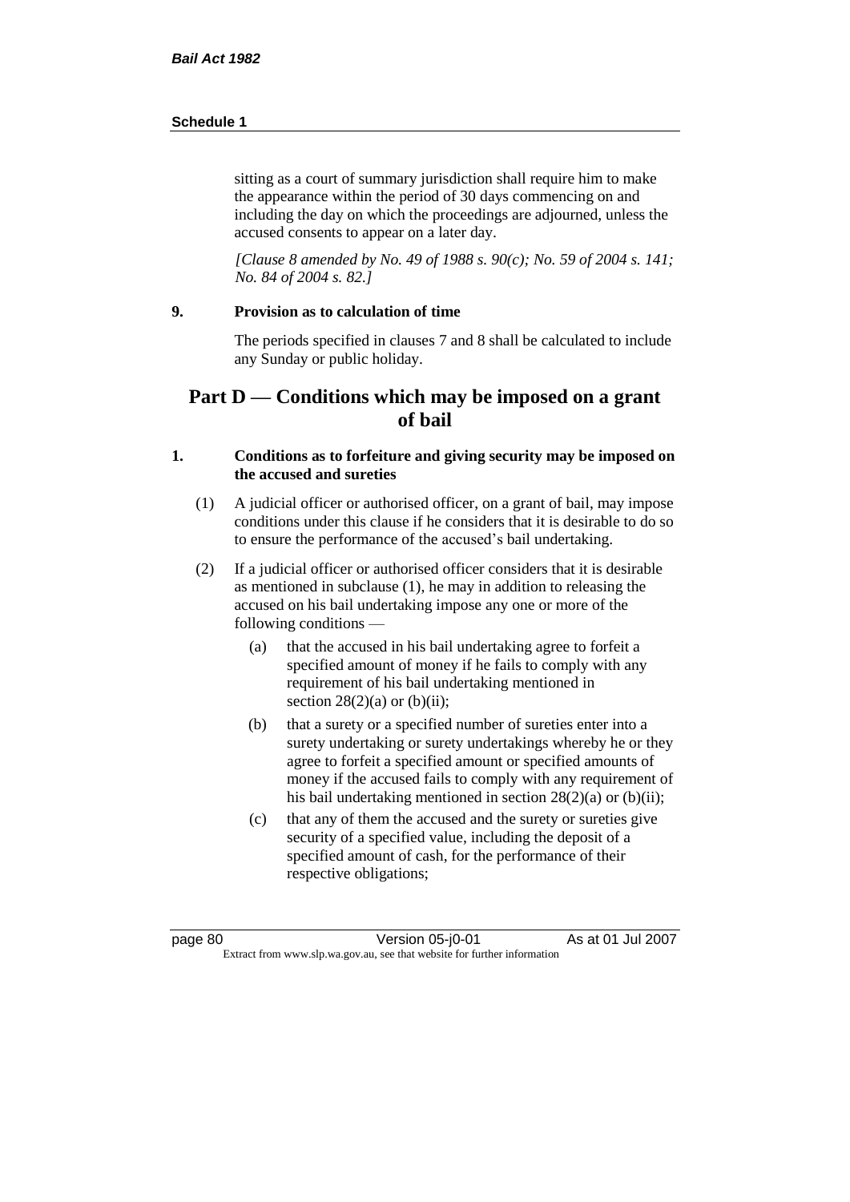sitting as a court of summary jurisdiction shall require him to make the appearance within the period of 30 days commencing on and including the day on which the proceedings are adjourned, unless the accused consents to appear on a later day.

*[Clause 8 amended by No. 49 of 1988 s. 90(c); No. 59 of 2004 s. 141; No. 84 of 2004 s. 82.]*

**9. Provision as to calculation of time**

The periods specified in clauses 7 and 8 shall be calculated to include any Sunday or public holiday.

## Part D — Conditions which may be imposed on a grant of bail

**1. Conditions as to forfeiture and giving security may be imposed on the accused and sureties**

(1) A judicial officer or authorised officer, on a grant of bail, may impose conditions under this clause if he considers that it is desirable to do so to ensure the performance of the accused's bail undertaking.

(2) If a judicial officer or authorised officer considers that it is desirable as mentioned in subclause (1), he may in addition to releasing the accused on his bail undertaking impose any one or more of the following conditions —

(a) that the accused in his bail undertaking agree to forfeit a specified amount of money if he fails to comply with any requirement of his bail undertaking mentioned in section 28(2)(a) or (b)(ii);

(b) that a surety or a specified number of sureties enter into a surety undertaking or surety undertakings whereby he or they agree to forfeit a specified amount or specified amounts of money if the accused fails to comply with any requirement of his bail undertaking mentioned in section 28(2)(a) or (b)(ii);

(c) that any of them the accused and the surety or sureties give security of a specified value, including the deposit of a specified amount of cash, for the performance of their respective obligations;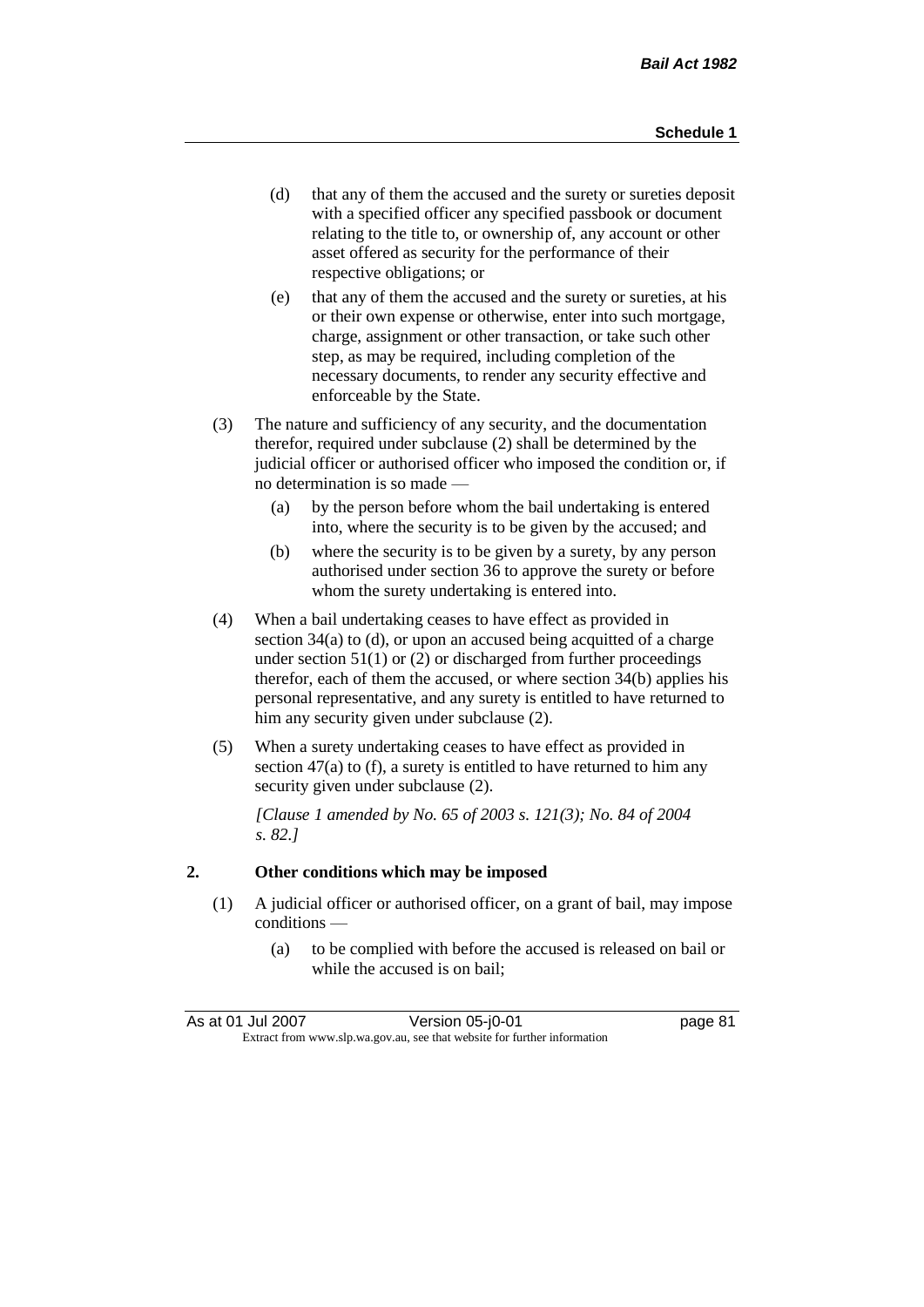(d) that any of them the accused and the surety or sureties deposit with a specified officer any specified passbook or document relating to the title to, or ownership of, any account or other asset offered as security for the performance of their respective obligations; or

(e) that any of them the accused and the surety or sureties, at his or their own expense or otherwise, enter into such mortgage, charge, assignment or other transaction, or take such other step, as may be required, including completion of the necessary documents, to render any security effective and enforceable by the State.

(3) The nature and sufficiency of any security, and the documentation therefor, required under subclause (2) shall be determined by the judicial officer or authorised officer who imposed the condition or, if no determination is so made —

(a) by the person before whom the bail undertaking is entered into, where the security is to be given by the accused; and

(b) where the security is to be given by a surety, by any person authorised under section 36 to approve the surety or before whom the surety undertaking is entered into.

(4) When a bail undertaking ceases to have effect as provided in section 34(a) to (d), or upon an accused being acquitted of a charge under section 51(1) or (2) or discharged from further proceedings therefor, each of them the accused, or where section 34(b) applies his personal representative, and any surety is entitled to have returned to him any security given under subclause (2).

(5) When a surety undertaking ceases to have effect as provided in section 47(a) to (f), a surety is entitled to have returned to him any security given under subclause (2).

*[Clause 1 amended by No. 65 of 2003 s. 121(3); No. 84 of 2004 s. 82.]*

## 2. Other conditions which may be imposed

(1) A judicial officer or authorised officer, on a grant of bail, may impose conditions —

(a) to be complied with before the accused is released on bail or while the accused is on bail;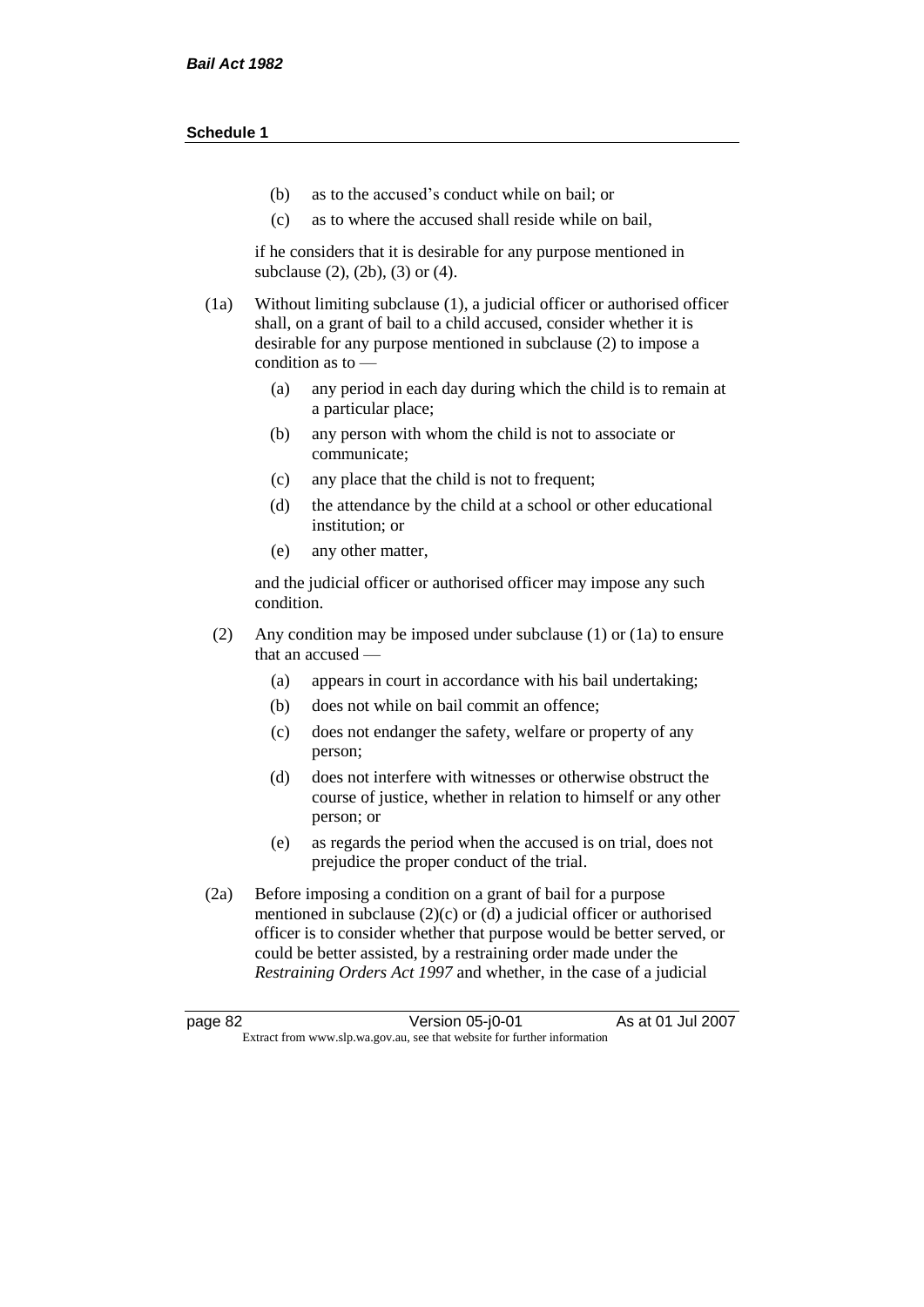(b) as to the accused's conduct while on bail; or

(c) as to where the accused shall reside while on bail,

if he considers that it is desirable for any purpose mentioned in subclause (2), (2b), (3) or (4).

(1a) Without limiting subclause (1), a judicial officer or authorised officer shall, on a grant of bail to a child accused, consider whether it is desirable for any purpose mentioned in subclause (2) to impose a condition as to —

(a) any period in each day during which the child is to remain at a particular place;

(b) any person with whom the child is not to associate or communicate;

(c) any place that the child is not to frequent;

(d) the attendance by the child at a school or other educational institution; or

(e) any other matter,

and the judicial officer or authorised officer may impose any such condition.

(2) Any condition may be imposed under subclause (1) or (1a) to ensure that an accused —

(a) appears in court in accordance with his bail undertaking;

(b) does not while on bail commit an offence;

(c) does not endanger the safety, welfare or property of any person;

(d) does not interfere with witnesses or otherwise obstruct the course of justice, whether in relation to himself or any other person; or

(e) as regards the period when the accused is on trial, does not prejudice the proper conduct of the trial.

(2a) Before imposing a condition on a grant of bail for a purpose mentioned in subclause (2)(c) or (d) a judicial officer or authorised officer is to consider whether that purpose would be better served, or could be better assisted, by a restraining order made under the *Restraining Orders Act 1997* and whether, in the case of a judicial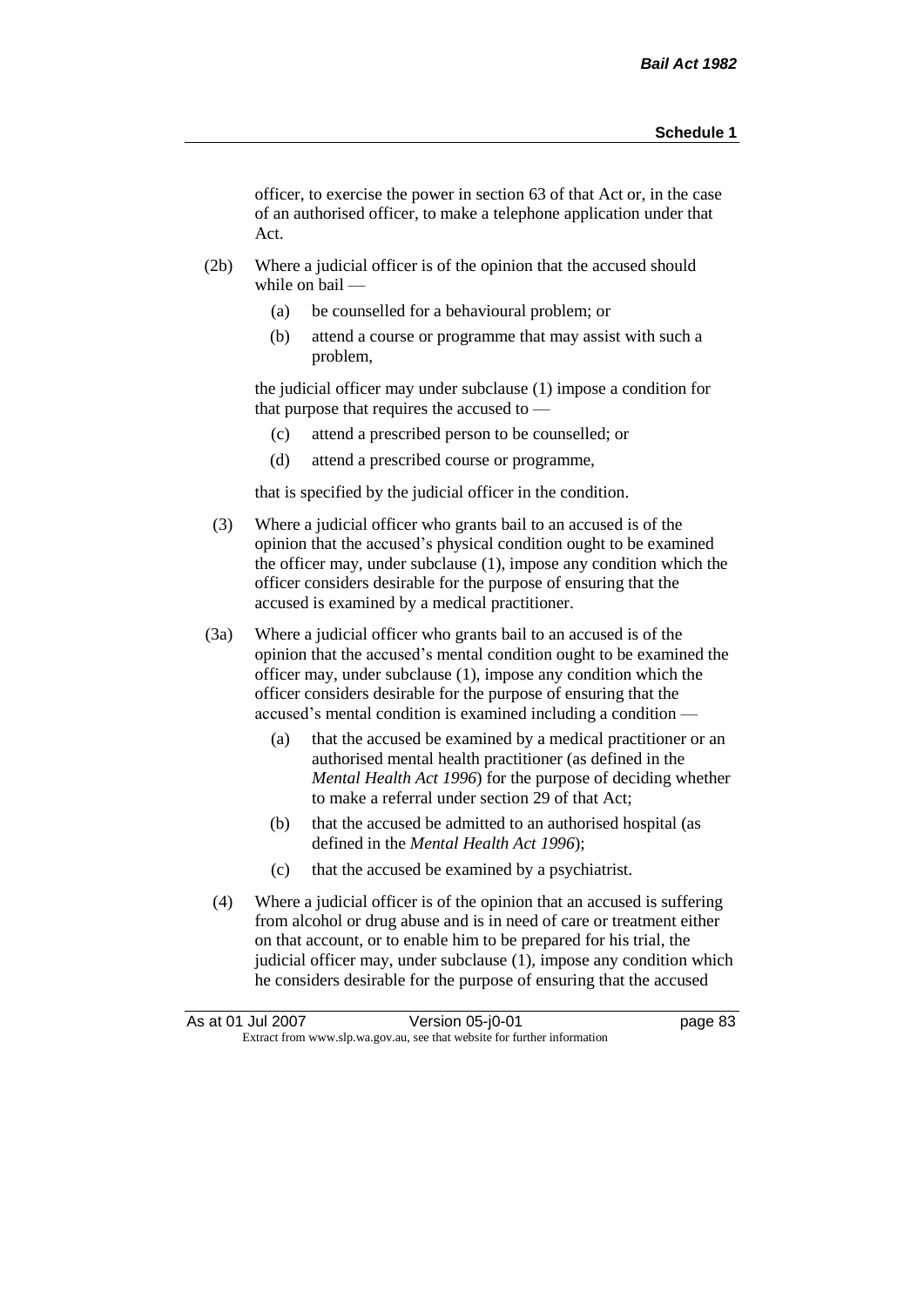officer, to exercise the power in section 63 of that Act or, in the case of an authorised officer, to make a telephone application under that Act.

(2b) Where a judicial officer is of the opinion that the accused should while on bail —

(a) be counselled for a behavioural problem; or

(b) attend a course or programme that may assist with such a problem,

the judicial officer may under subclause (1) impose a condition for that purpose that requires the accused to —

(c) attend a prescribed person to be counselled; or

(d) attend a prescribed course or programme,

that is specified by the judicial officer in the condition.

(3) Where a judicial officer who grants bail to an accused is of the opinion that the accused's physical condition ought to be examined the officer may, under subclause (1), impose any condition which the officer considers desirable for the purpose of ensuring that the accused is examined by a medical practitioner.

(3a) Where a judicial officer who grants bail to an accused is of the opinion that the accused's mental condition ought to be examined the officer may, under subclause (1), impose any condition which the officer considers desirable for the purpose of ensuring that the accused's mental condition is examined including a condition —

(a) that the accused be examined by a medical practitioner or an authorised mental health practitioner (as defined in the *Mental Health Act 1996*) for the purpose of deciding whether to make a referral under section 29 of that Act;

(b) that the accused be admitted to an authorised hospital (as defined in the *Mental Health Act 1996*);

(c) that the accused be examined by a psychiatrist.

(4) Where a judicial officer is of the opinion that an accused is suffering from alcohol or drug abuse and is in need of care or treatment either on that account, or to enable him to be prepared for his trial, the judicial officer may, under subclause (1), impose any condition which he considers desirable for the purpose of ensuring that the accused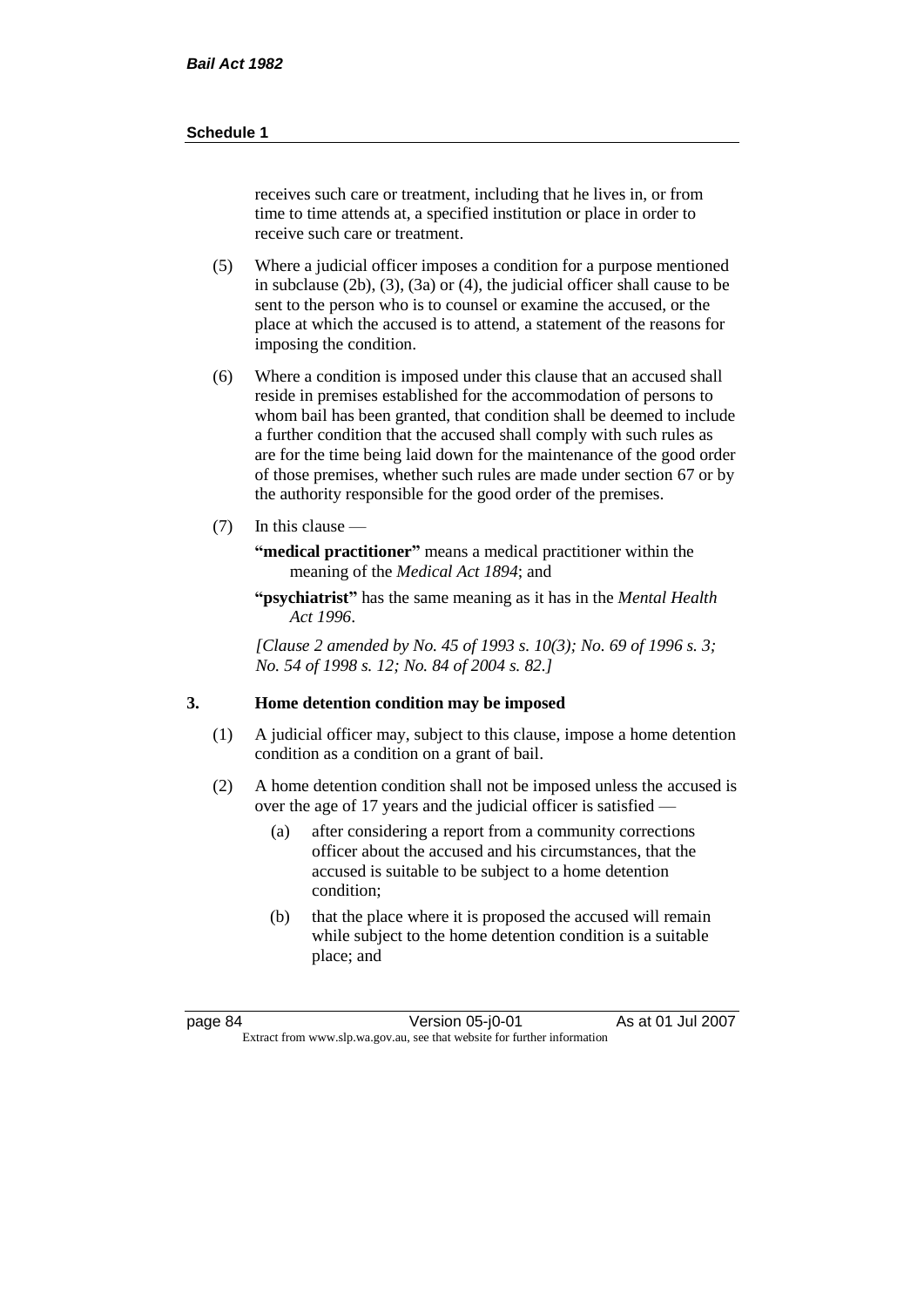receives such care or treatment, including that he lives in, or from time to time attends at, a specified institution or place in order to receive such care or treatment.

(5) Where a judicial officer imposes a condition for a purpose mentioned in subclause (2b), (3), (3a) or (4), the judicial officer shall cause to be sent to the person who is to counsel or examine the accused, or the place at which the accused is to attend, a statement of the reasons for imposing the condition.

(6) Where a condition is imposed under this clause that an accused shall reside in premises established for the accommodation of persons to whom bail has been granted, that condition shall be deemed to include a further condition that the accused shall comply with such rules as are for the time being laid down for the maintenance of the good order of those premises, whether such rules are made under section 67 or by the authority responsible for the good order of the premises.

(7) In this clause —

**"medical practitioner"** means a medical practitioner within the meaning of the *Medical Act 1894*; and

**"psychiatrist"** has the same meaning as it has in the *Mental Health Act 1996*.

*[Clause 2 amended by No. 45 of 1993 s. 10(3); No. 69 of 1996 s. 3; No. 54 of 1998 s. 12; No. 84 of 2004 s. 82.]*

## 3. Home detention condition may be imposed

(1) A judicial officer may, subject to this clause, impose a home detention condition as a condition on a grant of bail.

(2) A home detention condition shall not be imposed unless the accused is over the age of 17 years and the judicial officer is satisfied —

(a) after considering a report from a community corrections officer about the accused and his circumstances, that the accused is suitable to be subject to a home detention condition;

(b) that the place where it is proposed the accused will remain while subject to the home detention condition is a suitable place; and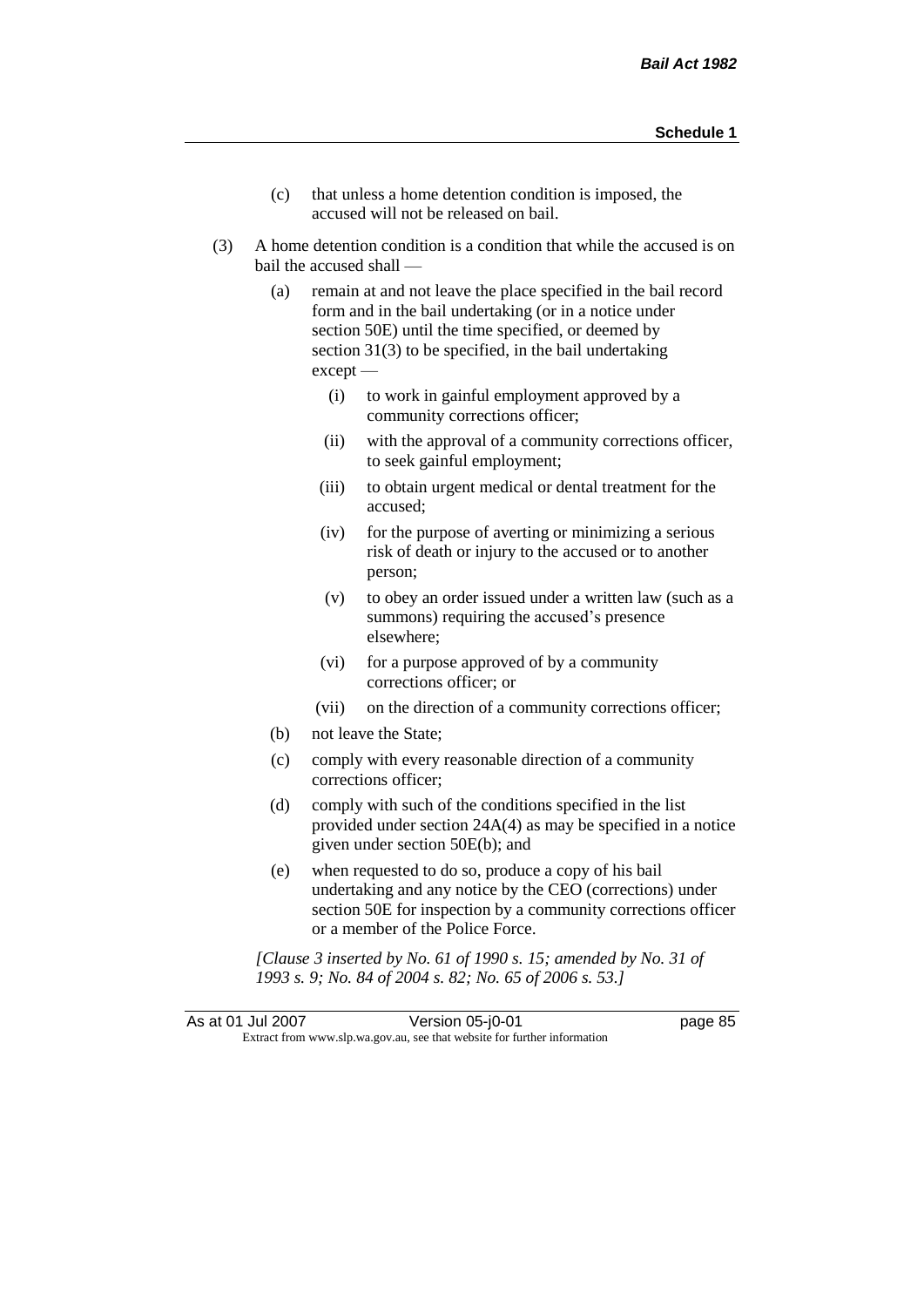(c) that unless a home detention condition is imposed, the accused will not be released on bail.

(3) A home detention condition is a condition that while the accused is on bail the accused shall —

(a) remain at and not leave the place specified in the bail record form and in the bail undertaking (or in a notice under section 50E) until the time specified, or deemed by section 31(3) to be specified, in the bail undertaking except —

(i) to work in gainful employment approved by a community corrections officer;

(ii) with the approval of a community corrections officer, to seek gainful employment;

(iii) to obtain urgent medical or dental treatment for the accused;

(iv) for the purpose of averting or minimizing a serious risk of death or injury to the accused or to another person;

(v) to obey an order issued under a written law (such as a summons) requiring the accused's presence elsewhere;

(vi) for a purpose approved of by a community corrections officer; or

(vii) on the direction of a community corrections officer;

(b) not leave the State;

(c) comply with every reasonable direction of a community corrections officer;

(d) comply with such of the conditions specified in the list provided under section 24A(4) as may be specified in a notice given under section 50E(b); and

(e) when requested to do so, produce a copy of his bail undertaking and any notice by the CEO (corrections) under section 50E for inspection by a community corrections officer or a member of the Police Force.

*[Clause 3 inserted by No. 61 of 1990 s. 15; amended by No. 31 of 1993 s. 9; No. 84 of 2004 s. 82; No. 65 of 2006 s. 53.]*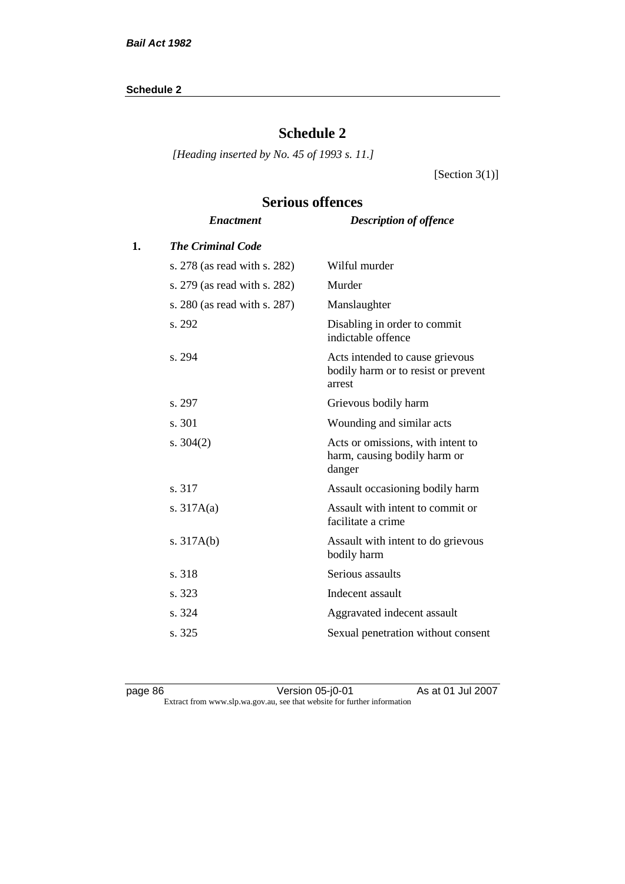# Schedule 2

*[Heading inserted by No. 45 of 1993 s. 11.]*

[Section 3(1)]

## Serious offences

| | *Enactment* | *Description of offence* |
|---|---|---|
| **1.** | ***The Criminal Code*** | |
| | s. 278 (as read with s. 282) | Wilful murder |
| | s. 279 (as read with s. 282) | Murder |
| | s. 280 (as read with s. 287) | Manslaughter |
| | s. 292 | Disabling in order to commit indictable offence |
| | s. 294 | Acts intended to cause grievous bodily harm or to resist or prevent arrest |
| | s. 297 | Grievous bodily harm |
| | s. 301 | Wounding and similar acts |
| | s. 304(2) | Acts or omissions, with intent to harm, causing bodily harm or danger |
| | s. 317 | Assault occasioning bodily harm |
| | s. 317A(a) | Assault with intent to commit or facilitate a crime |
| | s. 317A(b) | Assault with intent to do grievous bodily harm |
| | s. 318 | Serious assaults |
| | s. 323 | Indecent assault |
| | s. 324 | Aggravated indecent assault |
| | s. 325 | Sexual penetration without consent |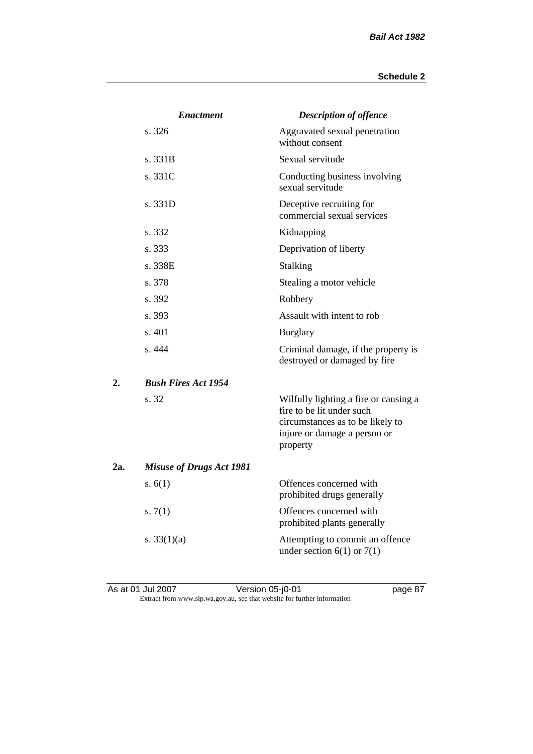| | *Enactment* | *Description of offence* |
|---|---|---|
| | s. 326 | Aggravated sexual penetration without consent |
| | s. 331B | Sexual servitude |
| | s. 331C | Conducting business involving sexual servitude |
| | s. 331D | Deceptive recruiting for commercial sexual services |
| | s. 332 | Kidnapping |
| | s. 333 | Deprivation of liberty |
| | s. 338E | Stalking |
| | s. 378 | Stealing a motor vehicle |
| | s. 392 | Robbery |
| | s. 393 | Assault with intent to rob |
| | s. 401 | Burglary |
| | s. 444 | Criminal damage, if the property is destroyed or damaged by fire |
| **2.** | ***Bush Fires Act 1954*** | |
| | s. 32 | Wilfully lighting a fire or causing a fire to be lit under such circumstances as to be likely to injure or damage a person or property |
| **2a.** | ***Misuse of Drugs Act 1981*** | |
| | s. 6(1) | Offences concerned with prohibited drugs generally |
| | s. 7(1) | Offences concerned with prohibited plants generally |
| | s. 33(1)(a) | Attempting to commit an offence under section 6(1) or 7(1) |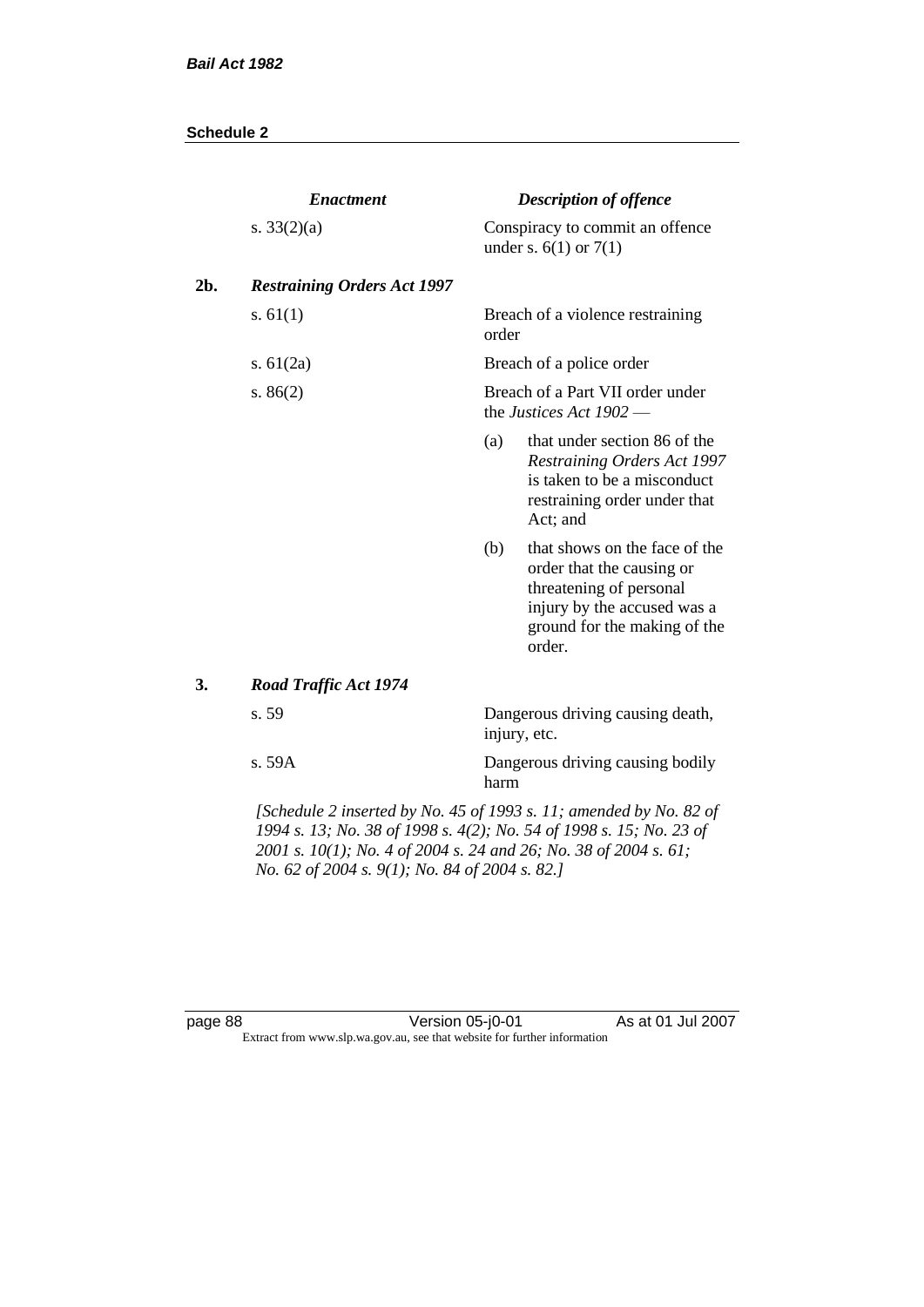| | *Enactment* | *Description of offence* |
|---|---|---|
| | s. 33(2)(a) | Conspiracy to commit an offence under s. 6(1) or 7(1) |
| **2b.** | ***Restraining Orders Act 1997*** | |
| | s. 61(1) | Breach of a violence restraining order |
| | s. 61(2a) | Breach of a police order |
| | s. 86(2) | Breach of a Part VII order under the *Justices Act 1902* —<br>(a) that under section 86 of the *Restraining Orders Act 1997* is taken to be a misconduct restraining order under that Act; and<br>(b) that shows on the face of the order that the causing or threatening of personal injury by the accused was a ground for the making of the order. |
| **3.** | ***Road Traffic Act 1974*** | |
| | s. 59 | Dangerous driving causing death, injury, etc. |
| | s. 59A | Dangerous driving causing bodily harm |

*[Schedule 2 inserted by No. 45 of 1993 s. 11; amended by No. 82 of 1994 s. 13; No. 38 of 1998 s. 4(2); No. 54 of 1998 s. 15; No. 23 of 2001 s. 10(1); No. 4 of 2004 s. 24 and 26; No. 38 of 2004 s. 61; No. 62 of 2004 s. 9(1); No. 84 of 2004 s. 82.]*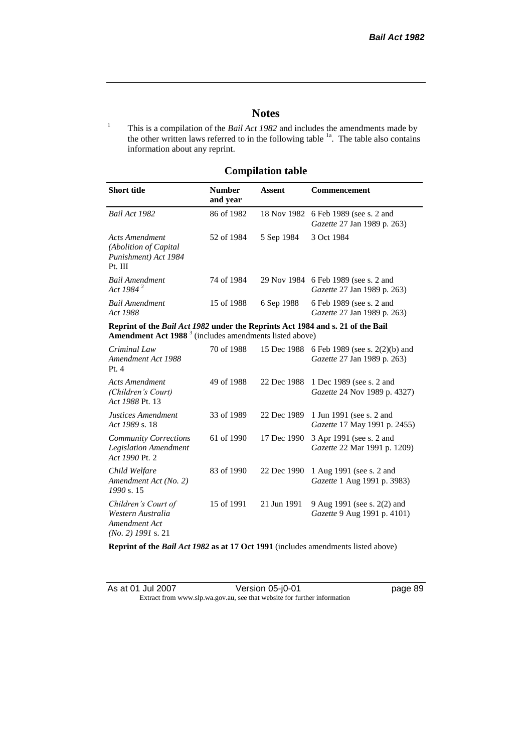# Notes

[1] This is a compilation of the *Bail Act 1982* and includes the amendments made by the other written laws referred to in the following table [1a]. The table also contains information about any reprint.

## Compilation table

| Short title | Number and year | Assent | Commencement |
|---|---|---|---|
| *Bail Act 1982* | 86 of 1982 | 18 Nov 1982 | 6 Feb 1989 (see s. 2 and *Gazette* 27 Jan 1989 p. 263) |
| *Acts Amendment (Abolition of Capital Punishment) Act 1984* Pt. III | 52 of 1984 | 5 Sep 1984 | 3 Oct 1984 |
| *Bail Amendment Act 1984* [2] | 74 of 1984 | 29 Nov 1984 | 6 Feb 1989 (see s. 2 and *Gazette* 27 Jan 1989 p. 263) |
| *Bail Amendment Act 1988* | 15 of 1988 | 6 Sep 1988 | 6 Feb 1989 (see s. 2 and *Gazette* 27 Jan 1989 p. 263) |
| **Reprint of the *Bail Act 1982* under the Reprints Act 1984 and s. 21 of the Bail Amendment Act 1988** [3] (includes amendments listed above) | | | |
| *Criminal Law Amendment Act 1988* Pt. 4 | 70 of 1988 | 15 Dec 1988 | 6 Feb 1989 (see s. 2(2)(b) and *Gazette* 27 Jan 1989 p. 263) |
| *Acts Amendment (Children's Court) Act 1988* Pt. 13 | 49 of 1988 | 22 Dec 1988 | 1 Dec 1989 (see s. 2 and *Gazette* 24 Nov 1989 p. 4327) |
| *Justices Amendment Act 1989* s. 18 | 33 of 1989 | 22 Dec 1989 | 1 Jun 1991 (see s. 2 and *Gazette* 17 May 1991 p. 2455) |
| *Community Corrections Legislation Amendment Act 1990* Pt. 2 | 61 of 1990 | 17 Dec 1990 | 3 Apr 1991 (see s. 2 and *Gazette* 22 Mar 1991 p. 1209) |
| *Child Welfare Amendment Act (No. 2) 1990* s. 15 | 83 of 1990 | 22 Dec 1990 | 1 Aug 1991 (see s. 2 and *Gazette* 1 Aug 1991 p. 3983) |
| *Children's Court of Western Australia Amendment Act (No. 2) 1991* s. 21 | 15 of 1991 | 21 Jun 1991 | 9 Aug 1991 (see s. 2(2) and *Gazette* 9 Aug 1991 p. 4101) |
| **Reprint of the *Bail Act 1982* as at 17 Oct 1991** (includes amendments listed above) | | | |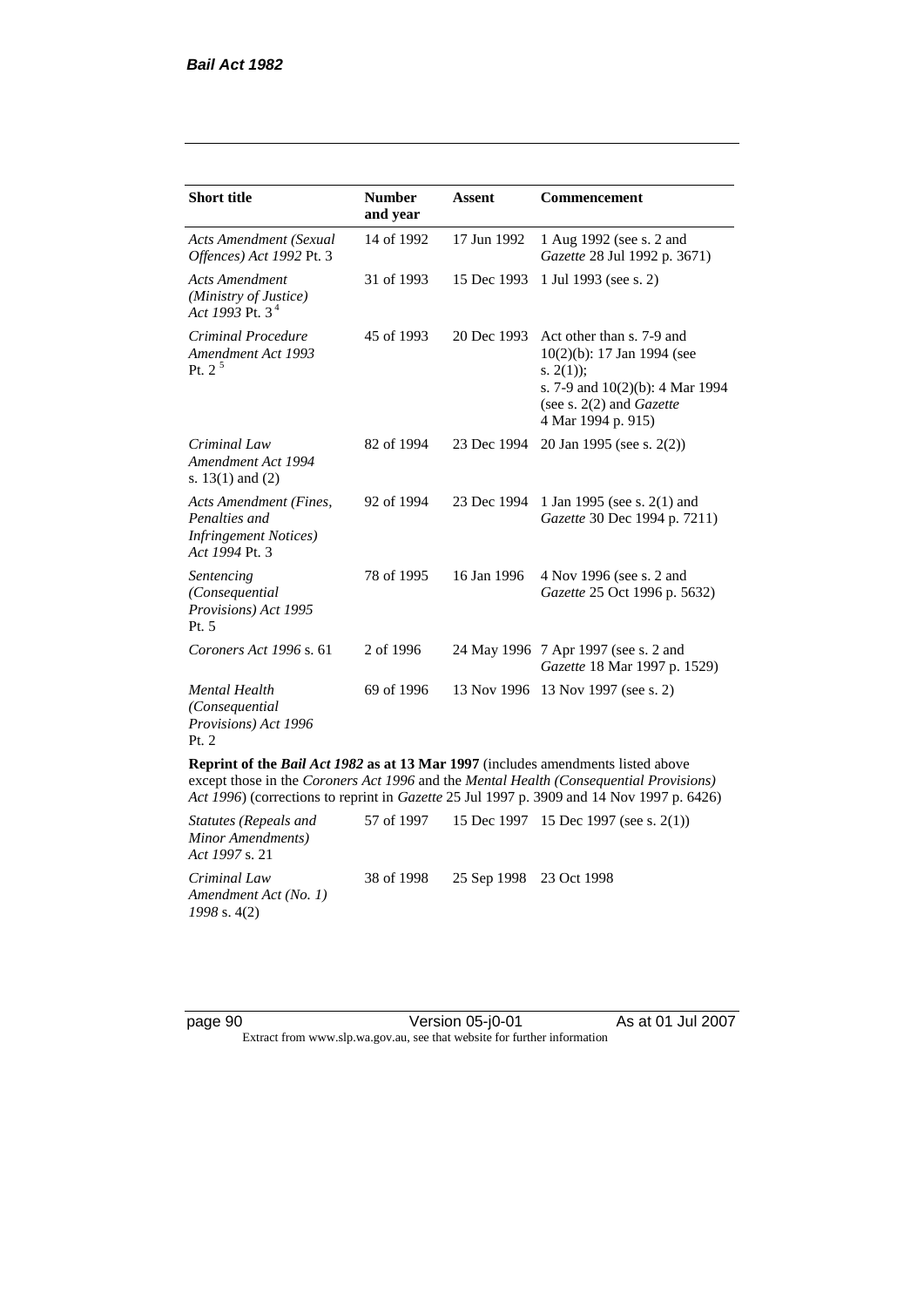| Short title | Number and year | Assent | Commencement |
|---|---|---|---|
| *Acts Amendment (Sexual Offences) Act 1992* Pt. 3 | 14 of 1992 | 17 Jun 1992 | 1 Aug 1992 (see s. 2 and *Gazette* 28 Jul 1992 p. 3671) |
| *Acts Amendment (Ministry of Justice) Act 1993* Pt. 3 [4] | 31 of 1993 | 15 Dec 1993 | 1 Jul 1993 (see s. 2) |
| *Criminal Procedure Amendment Act 1993* Pt. 2 [5] | 45 of 1993 | 20 Dec 1993 | Act other than s. 7-9 and 10(2)(b): 17 Jan 1994 (see s. 2(1)); s. 7-9 and 10(2)(b): 4 Mar 1994 (see s. 2(2) and *Gazette* 4 Mar 1994 p. 915) |
| *Criminal Law Amendment Act 1994* s. 13(1) and (2) | 82 of 1994 | 23 Dec 1994 | 20 Jan 1995 (see s. 2(2)) |
| *Acts Amendment (Fines, Penalties and Infringement Notices) Act 1994* Pt. 3 | 92 of 1994 | 23 Dec 1994 | 1 Jan 1995 (see s. 2(1) and *Gazette* 30 Dec 1994 p. 7211) |
| *Sentencing (Consequential Provisions) Act 1995* Pt. 5 | 78 of 1995 | 16 Jan 1996 | 4 Nov 1996 (see s. 2 and *Gazette* 25 Oct 1996 p. 5632) |
| *Coroners Act 1996* s. 61 | 2 of 1996 | 24 May 1996 | 7 Apr 1997 (see s. 2 and *Gazette* 18 Mar 1997 p. 1529) |
| *Mental Health (Consequential Provisions) Act 1996* Pt. 2 | 69 of 1996 | 13 Nov 1996 | 13 Nov 1997 (see s. 2) |
| **Reprint of the *Bail Act 1982* as at 13 Mar 1997** (includes amendments listed above except those in the *Coroners Act 1996* and the *Mental Health (Consequential Provisions) Act 1996*) (corrections to reprint in *Gazette* 25 Jul 1997 p. 3909 and 14 Nov 1997 p. 6426) | | | |
| *Statutes (Repeals and Minor Amendments) Act 1997* s. 21 | 57 of 1997 | 15 Dec 1997 | 15 Dec 1997 (see s. 2(1)) |
| *Criminal Law Amendment Act (No. 1) 1998* s. 4(2) | 38 of 1998 | 25 Sep 1998 | 23 Oct 1998 |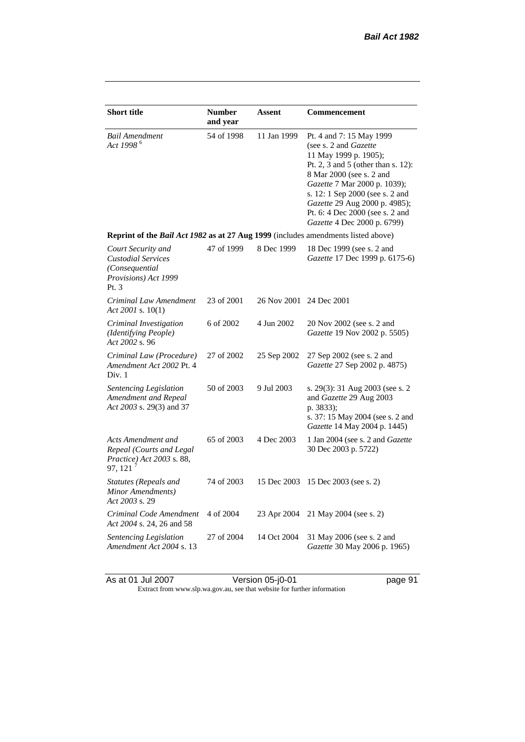| Short title | Number and year | Assent | Commencement |
|---|---|---|---|
| *Bail Amendment Act 1998* [6] | 54 of 1998 | 11 Jan 1999 | Pt. 4 and 7: 15 May 1999 (see s. 2 and *Gazette* 11 May 1999 p. 1905); Pt. 2, 3 and 5 (other than s. 12): 8 Mar 2000 (see s. 2 and *Gazette* 7 Mar 2000 p. 1039); s. 12: 1 Sep 2000 (see s. 2 and *Gazette* 29 Aug 2000 p. 4985); Pt. 6: 4 Dec 2000 (see s. 2 and *Gazette* 4 Dec 2000 p. 6799) |
| **Reprint of the *Bail Act 1982* as at 27 Aug 1999** (includes amendments listed above) | | | |
| *Court Security and Custodial Services (Consequential Provisions) Act 1999* Pt. 3 | 47 of 1999 | 8 Dec 1999 | 18 Dec 1999 (see s. 2 and *Gazette* 17 Dec 1999 p. 6175-6) |
| *Criminal Law Amendment Act 2001* s. 10(1) | 23 of 2001 | 26 Nov 2001 | 24 Dec 2001 |
| *Criminal Investigation (Identifying People) Act 2002* s. 96 | 6 of 2002 | 4 Jun 2002 | 20 Nov 2002 (see s. 2 and *Gazette* 19 Nov 2002 p. 5505) |
| *Criminal Law (Procedure) Amendment Act 2002* Pt. 4 Div. 1 | 27 of 2002 | 25 Sep 2002 | 27 Sep 2002 (see s. 2 and *Gazette* 27 Sep 2002 p. 4875) |
| *Sentencing Legislation Amendment and Repeal Act 2003* s. 29(3) and 37 | 50 of 2003 | 9 Jul 2003 | s. 29(3): 31 Aug 2003 (see s. 2 and *Gazette* 29 Aug 2003 p. 3833); s. 37: 15 May 2004 (see s. 2 and *Gazette* 14 May 2004 p. 1445) |
| *Acts Amendment and Repeal (Courts and Legal Practice) Act 2003* s. 88, 97, 121 [7] | 65 of 2003 | 4 Dec 2003 | 1 Jan 2004 (see s. 2 and *Gazette* 30 Dec 2003 p. 5722) |
| *Statutes (Repeals and Minor Amendments) Act 2003* s. 29 | 74 of 2003 | 15 Dec 2003 | 15 Dec 2003 (see s. 2) |
| *Criminal Code Amendment Act 2004* s. 24, 26 and 58 | 4 of 2004 | 23 Apr 2004 | 21 May 2004 (see s. 2) |
| *Sentencing Legislation Amendment Act 2004* s. 13 | 27 of 2004 | 14 Oct 2004 | 31 May 2006 (see s. 2 and *Gazette* 30 May 2006 p. 1965) |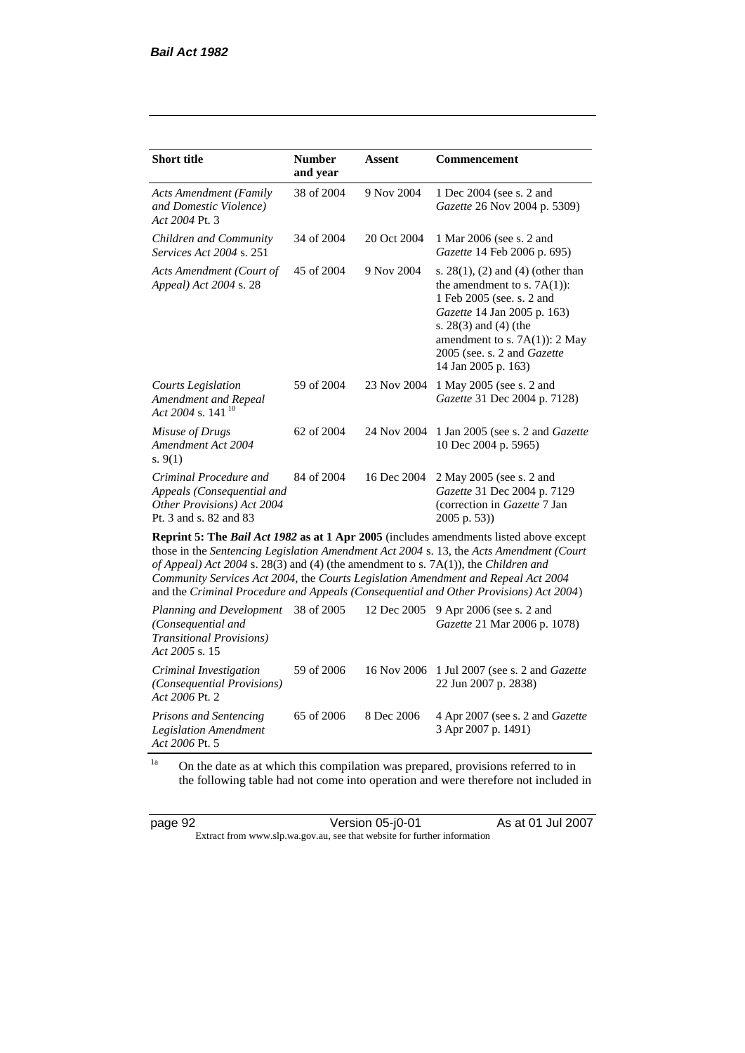| Short title | Number and year | Assent | Commencement |
|---|---|---|---|
| *Acts Amendment (Family and Domestic Violence) Act 2004* Pt. 3 | 38 of 2004 | 9 Nov 2004 | 1 Dec 2004 (see s. 2 and *Gazette* 26 Nov 2004 p. 5309) |
| *Children and Community Services Act 2004* s. 251 | 34 of 2004 | 20 Oct 2004 | 1 Mar 2006 (see s. 2 and *Gazette* 14 Feb 2006 p. 695) |
| *Acts Amendment (Court of Appeal) Act 2004* s. 28 | 45 of 2004 | 9 Nov 2004 | s. 28(1), (2) and (4) (other than the amendment to s. 7A(1)): 1 Feb 2005 (see. s. 2 and *Gazette* 14 Jan 2005 p. 163) s. 28(3) and (4) (the amendment to s. 7A(1)): 2 May 2005 (see. s. 2 and *Gazette* 14 Jan 2005 p. 163) |
| *Courts Legislation Amendment and Repeal Act 2004* s. 141 [10] | 59 of 2004 | 23 Nov 2004 | 1 May 2005 (see s. 2 and *Gazette* 31 Dec 2004 p. 7128) |
| *Misuse of Drugs Amendment Act 2004* s. 9(1) | 62 of 2004 | 24 Nov 2004 | 1 Jan 2005 (see s. 2 and *Gazette* 10 Dec 2004 p. 5965) |
| *Criminal Procedure and Appeals (Consequential and Other Provisions) Act 2004* Pt. 3 and s. 82 and 83 | 84 of 2004 | 16 Dec 2004 | 2 May 2005 (see s. 2 and *Gazette* 31 Dec 2004 p. 7129 (correction in *Gazette* 7 Jan 2005 p. 53)) |
| **Reprint 5: The *Bail Act 1982* as at 1 Apr 2005** (includes amendments listed above except those in the *Sentencing Legislation Amendment Act 2004* s. 13, the *Acts Amendment (Court of Appeal) Act 2004* s. 28(3) and (4) (the amendment to s. 7A(1)), the *Children and Community Services Act 2004*, the *Courts Legislation Amendment and Repeal Act 2004* and the *Criminal Procedure and Appeals (Consequential and Other Provisions) Act 2004*) | | | |
| *Planning and Development (Consequential and Transitional Provisions) Act 2005* s. 15 | 38 of 2005 | 12 Dec 2005 | 9 Apr 2006 (see s. 2 and *Gazette* 21 Mar 2006 p. 1078) |
| *Criminal Investigation (Consequential Provisions) Act 2006* Pt. 2 | 59 of 2006 | 16 Nov 2006 | 1 Jul 2007 (see s. 2 and *Gazette* 22 Jun 2007 p. 2838) |
| *Prisons and Sentencing Legislation Amendment Act 2006* Pt. 5 | 65 of 2006 | 8 Dec 2006 | 4 Apr 2007 (see s. 2 and *Gazette* 3 Apr 2007 p. 1491) |

[1a] On the date as at which this compilation was prepared, provisions referred to in the following table had not come into operation and were therefore not included in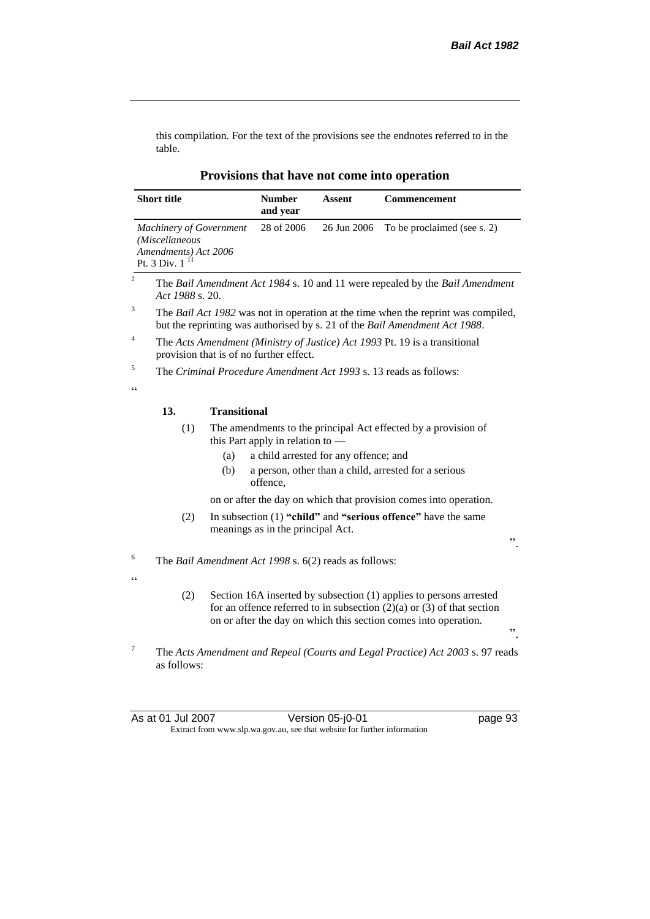this compilation. For the text of the provisions see the endnotes referred to in the table.

**Provisions that have not come into operation**

| Short title | Number and year | Assent | Commencement |
|---|---|---|---|
| *Machinery of Government (Miscellaneous Amendments) Act 2006* Pt. 3 Div. 1 [11] | 28 of 2006 | 26 Jun 2006 | To be proclaimed (see s. 2) |

[2] The *Bail Amendment Act 1984* s. 10 and 11 were repealed by the *Bail Amendment Act 1988* s. 20.

[3] The *Bail Act 1982* was not in operation at the time when the reprint was compiled, but the reprinting was authorised by s. 21 of the *Bail Amendment Act 1988*.

[4] The *Acts Amendment (Ministry of Justice) Act 1993* Pt. 19 is a transitional provision that is of no further effect.

[5] The *Criminal Procedure Amendment Act 1993* s. 13 reads as follows:

"

**13. Transitional**

(1) The amendments to the principal Act effected by a provision of this Part apply in relation to —

(a) a child arrested for any offence; and

(b) a person, other than a child, arrested for a serious offence,

on or after the day on which that provision comes into operation.

(2) In subsection (1) **"child"** and **"serious offence"** have the same meanings as in the principal Act.

".

[6] The *Bail Amendment Act 1998* s. 6(2) reads as follows:

"

(2) Section 16A inserted by subsection (1) applies to persons arrested for an offence referred to in subsection (2)(a) or (3) of that section on or after the day on which this section comes into operation.

".

[7] The *Acts Amendment and Repeal (Courts and Legal Practice) Act 2003* s. 97 reads as follows: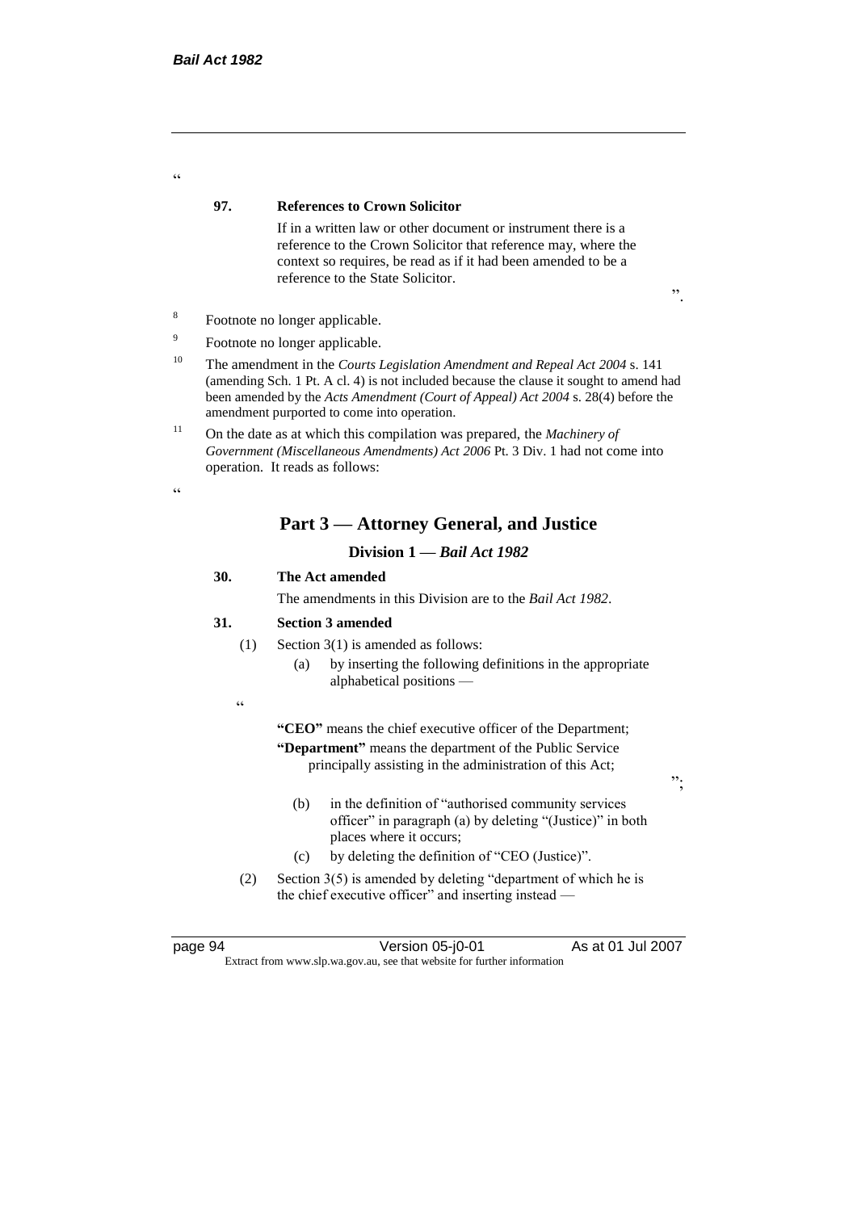"

**97. References to Crown Solicitor**

If in a written law or other document or instrument there is a reference to the Crown Solicitor that reference may, where the context so requires, be read as if it had been amended to be a reference to the State Solicitor.

".

[8] Footnote no longer applicable.

[9] Footnote no longer applicable.

[10] The amendment in the *Courts Legislation Amendment and Repeal Act 2004* s. 141 (amending Sch. 1 Pt. A cl. 4) is not included because the clause it sought to amend had been amended by the *Acts Amendment (Court of Appeal) Act 2004* s. 28(4) before the amendment purported to come into operation.

[11] On the date as at which this compilation was prepared, the *Machinery of Government (Miscellaneous Amendments) Act 2006* Pt. 3 Div. 1 had not come into operation. It reads as follows:

"

## Part 3 — Attorney General, and Justice

### Division 1 — *Bail Act 1982*

**30. The Act amended**

The amendments in this Division are to the *Bail Act 1982*.

**31. Section 3 amended**

(1) Section 3(1) is amended as follows:

(a) by inserting the following definitions in the appropriate alphabetical positions —

"

**"CEO"** means the chief executive officer of the Department;

**"Department"** means the department of the Public Service principally assisting in the administration of this Act;

";

(b) in the definition of "authorised community services officer" in paragraph (a) by deleting "(Justice)" in both places where it occurs;

(c) by deleting the definition of "CEO (Justice)".

(2) Section 3(5) is amended by deleting "department of which he is the chief executive officer" and inserting instead —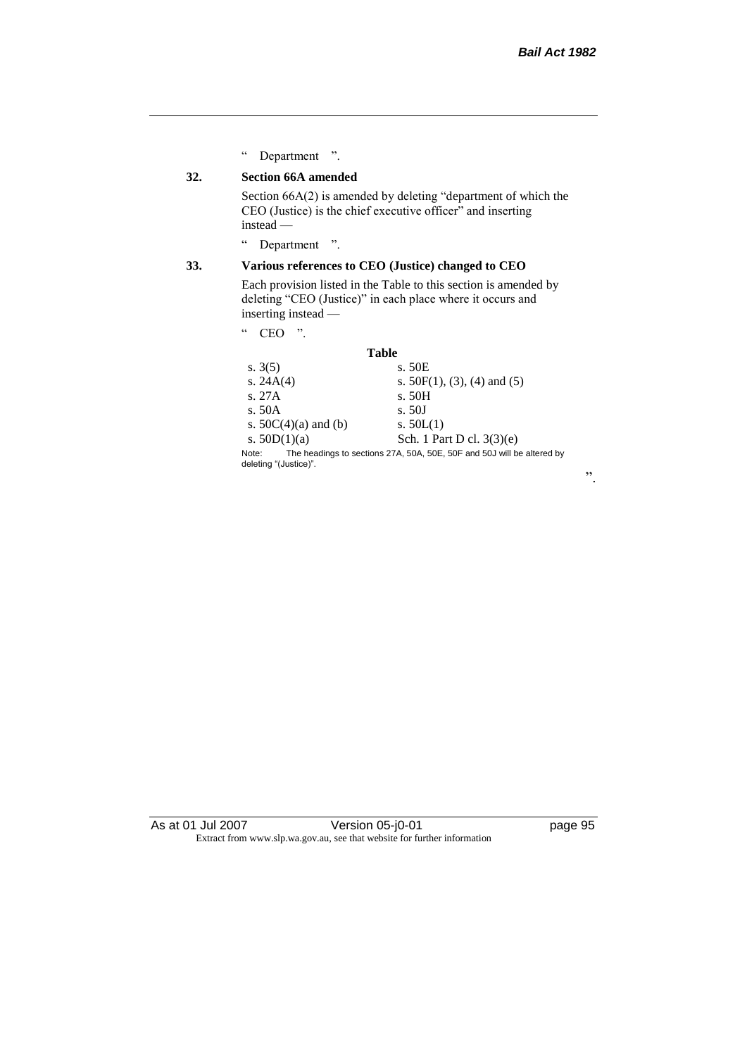" Department ".

**32. Section 66A amended**

Section 66A(2) is amended by deleting "department of which the CEO (Justice) is the chief executive officer" and inserting instead —

" Department ".

**33. Various references to CEO (Justice) changed to CEO**

Each provision listed in the Table to this section is amended by deleting "CEO (Justice)" in each place where it occurs and inserting instead —

" CEO ".

**Table**

| | |
|---|---|
| s. 3(5) | s. 50E |
| s. 24A(4) | s. 50F(1), (3), (4) and (5) |
| s. 27A | s. 50H |
| s. 50A | s. 50J |
| s. 50C(4)(a) and (b) | s. 50L(1) |
| s. 50D(1)(a) | Sch. 1 Part D cl. 3(3)(e) |

Note: The headings to sections 27A, 50A, 50E, 50F and 50J will be altered by deleting "(Justice)".

".